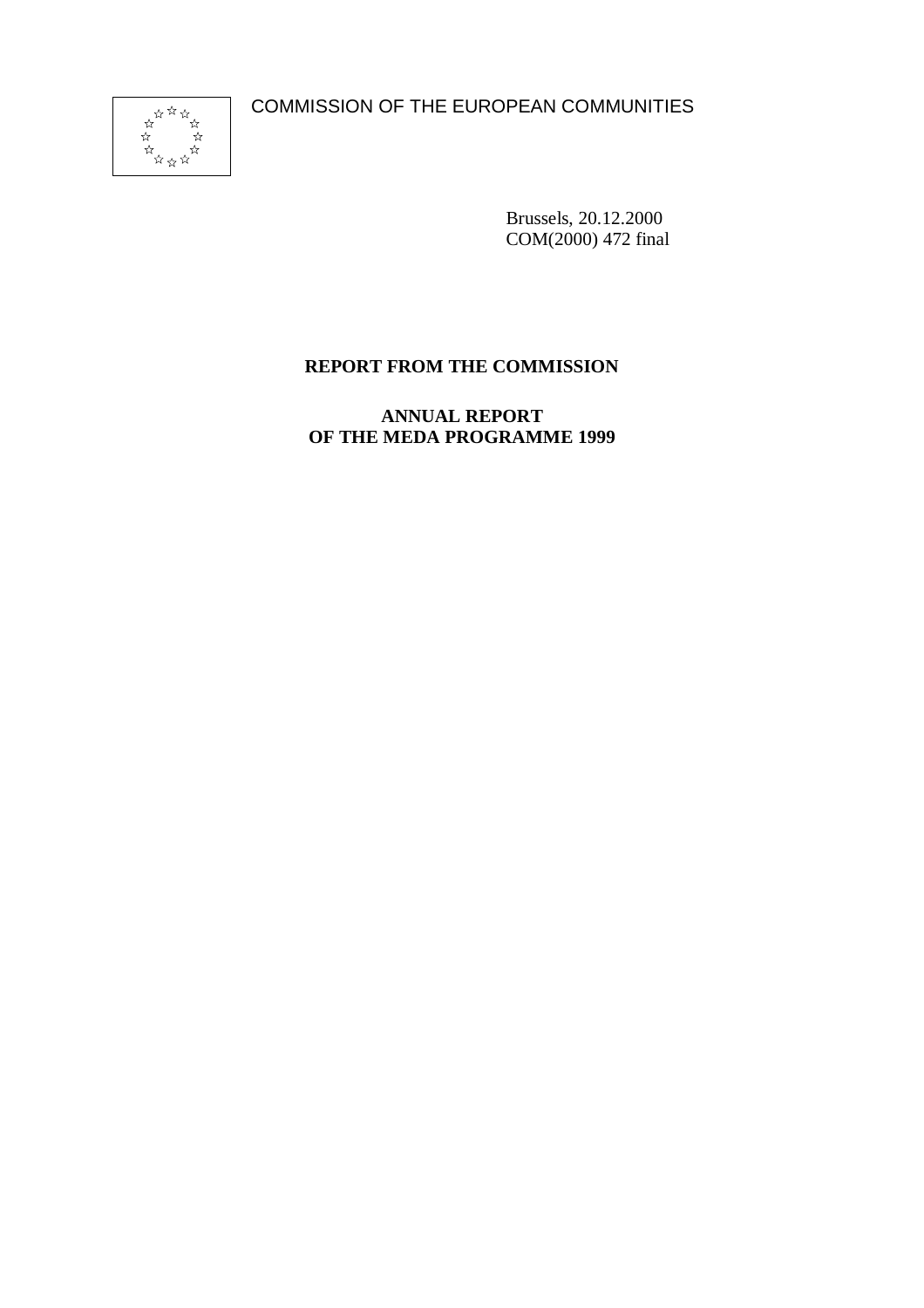COMMISSION OF THE EUROPEAN COMMUNITIES

Brussels, 20.12.2000
COM(2000) 472 final

**REPORT FROM THE COMMISSION**

**ANNUAL REPORT**
**OF THE MEDA PROGRAMME 1999**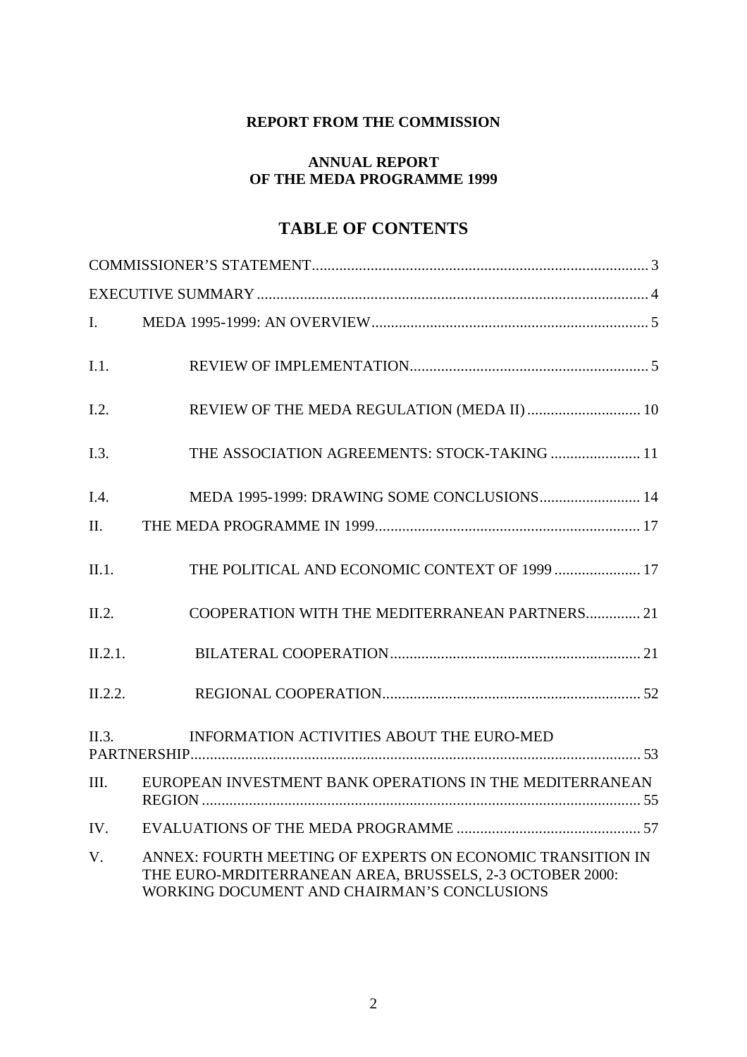**REPORT FROM THE COMMISSION**

**ANNUAL REPORT**
**OF THE MEDA PROGRAMME 1999**

# TABLE OF CONTENTS

COMMISSIONER'S STATEMENT ..... 3

EXECUTIVE SUMMARY ..... 4

I. MEDA 1995-1999: AN OVERVIEW ..... 5

I.1. REVIEW OF IMPLEMENTATION ..... 5

I.2. REVIEW OF THE MEDA REGULATION (MEDA II) ..... 10

I.3. THE ASSOCIATION AGREEMENTS: STOCK-TAKING ..... 11

I.4. MEDA 1995-1999: DRAWING SOME CONCLUSIONS ..... 14

II. THE MEDA PROGRAMME IN 1999 ..... 17

II.1. THE POLITICAL AND ECONOMIC CONTEXT OF 1999 ..... 17

II.2. COOPERATION WITH THE MEDITERRANEAN PARTNERS ..... 21

II.2.1. BILATERAL COOPERATION ..... 21

II.2.2. REGIONAL COOPERATION ..... 52

II.3. INFORMATION ACTIVITIES ABOUT THE EURO-MED PARTNERSHIP ..... 53

III. EUROPEAN INVESTMENT BANK OPERATIONS IN THE MEDITERRANEAN REGION ..... 55

IV. EVALUATIONS OF THE MEDA PROGRAMME ..... 57

V. ANNEX: FOURTH MEETING OF EXPERTS ON ECONOMIC TRANSITION IN THE EURO-MRDITERRANEAN AREA, BRUSSELS, 2-3 OCTOBER 2000: WORKING DOCUMENT AND CHAIRMAN'S CONCLUSIONS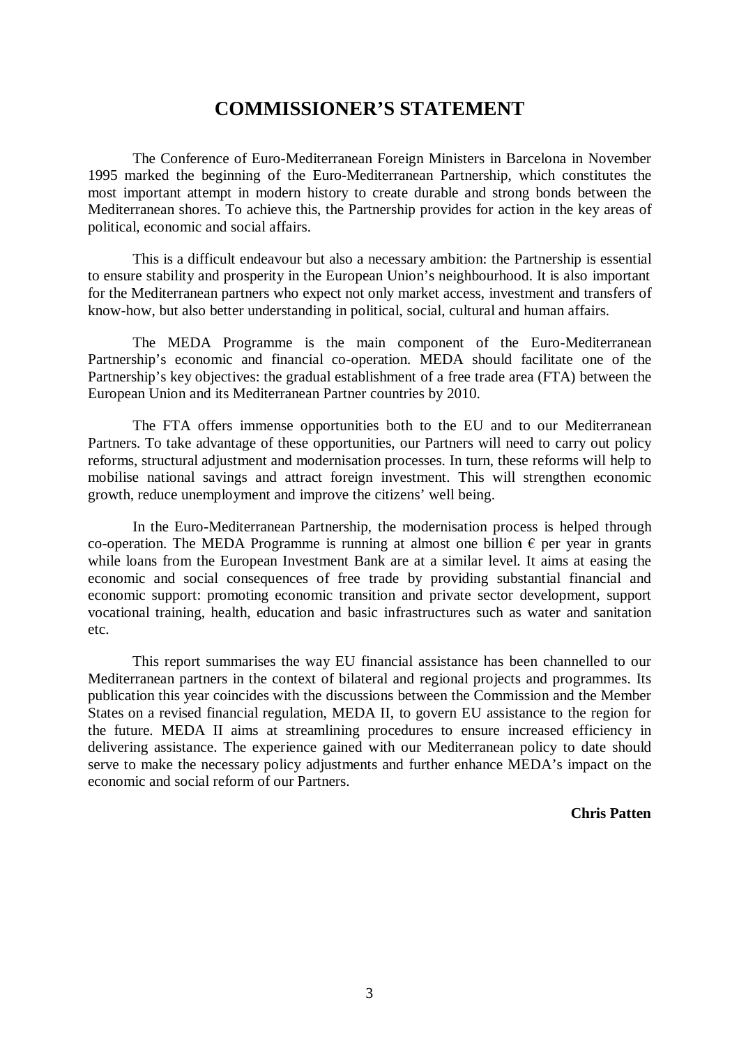# COMMISSIONER'S STATEMENT

The Conference of Euro-Mediterranean Foreign Ministers in Barcelona in November 1995 marked the beginning of the Euro-Mediterranean Partnership, which constitutes the most important attempt in modern history to create durable and strong bonds between the Mediterranean shores. To achieve this, the Partnership provides for action in the key areas of political, economic and social affairs.

This is a difficult endeavour but also a necessary ambition: the Partnership is essential to ensure stability and prosperity in the European Union's neighbourhood. It is also important for the Mediterranean partners who expect not only market access, investment and transfers of know-how, but also better understanding in political, social, cultural and human affairs.

The MEDA Programme is the main component of the Euro-Mediterranean Partnership's economic and financial co-operation. MEDA should facilitate one of the Partnership's key objectives: the gradual establishment of a free trade area (FTA) between the European Union and its Mediterranean Partner countries by 2010.

The FTA offers immense opportunities both to the EU and to our Mediterranean Partners. To take advantage of these opportunities, our Partners will need to carry out policy reforms, structural adjustment and modernisation processes. In turn, these reforms will help to mobilise national savings and attract foreign investment. This will strengthen economic growth, reduce unemployment and improve the citizens' well being.

In the Euro-Mediterranean Partnership, the modernisation process is helped through co-operation. The MEDA Programme is running at almost one billion € per year in grants while loans from the European Investment Bank are at a similar level. It aims at easing the economic and social consequences of free trade by providing substantial financial and economic support: promoting economic transition and private sector development, support vocational training, health, education and basic infrastructures such as water and sanitation etc.

This report summarises the way EU financial assistance has been channelled to our Mediterranean partners in the context of bilateral and regional projects and programmes. Its publication this year coincides with the discussions between the Commission and the Member States on a revised financial regulation, MEDA II, to govern EU assistance to the region for the future. MEDA II aims at streamlining procedures to ensure increased efficiency in delivering assistance. The experience gained with our Mediterranean policy to date should serve to make the necessary policy adjustments and further enhance MEDA's impact on the economic and social reform of our Partners.

**Chris Patten**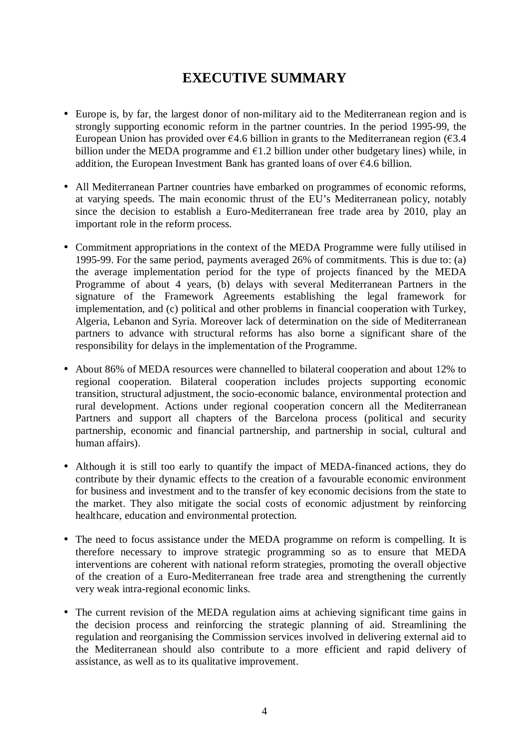# EXECUTIVE SUMMARY

- Europe is, by far, the largest donor of non-military aid to the Mediterranean region and is strongly supporting economic reform in the partner countries. In the period 1995-99, the European Union has provided over €4.6 billion in grants to the Mediterranean region (€3.4 billion under the MEDA programme and €1.2 billion under other budgetary lines) while, in addition, the European Investment Bank has granted loans of over €4.6 billion.

- All Mediterranean Partner countries have embarked on programmes of economic reforms, at varying speeds. The main economic thrust of the EU's Mediterranean policy, notably since the decision to establish a Euro-Mediterranean free trade area by 2010, play an important role in the reform process.

- Commitment appropriations in the context of the MEDA Programme were fully utilised in 1995-99. For the same period, payments averaged 26% of commitments. This is due to: (a) the average implementation period for the type of projects financed by the MEDA Programme of about 4 years, (b) delays with several Mediterranean Partners in the signature of the Framework Agreements establishing the legal framework for implementation, and (c) political and other problems in financial cooperation with Turkey, Algeria, Lebanon and Syria. Moreover lack of determination on the side of Mediterranean partners to advance with structural reforms has also borne a significant share of the responsibility for delays in the implementation of the Programme.

- About 86% of MEDA resources were channelled to bilateral cooperation and about 12% to regional cooperation. Bilateral cooperation includes projects supporting economic transition, structural adjustment, the socio-economic balance, environmental protection and rural development. Actions under regional cooperation concern all the Mediterranean Partners and support all chapters of the Barcelona process (political and security partnership, economic and financial partnership, and partnership in social, cultural and human affairs).

- Although it is still too early to quantify the impact of MEDA-financed actions, they do contribute by their dynamic effects to the creation of a favourable economic environment for business and investment and to the transfer of key economic decisions from the state to the market. They also mitigate the social costs of economic adjustment by reinforcing healthcare, education and environmental protection.

- The need to focus assistance under the MEDA programme on reform is compelling. It is therefore necessary to improve strategic programming so as to ensure that MEDA interventions are coherent with national reform strategies, promoting the overall objective of the creation of a Euro-Mediterranean free trade area and strengthening the currently very weak intra-regional economic links.

- The current revision of the MEDA regulation aims at achieving significant time gains in the decision process and reinforcing the strategic planning of aid. Streamlining the regulation and reorganising the Commission services involved in delivering external aid to the Mediterranean should also contribute to a more efficient and rapid delivery of assistance, as well as to its qualitative improvement.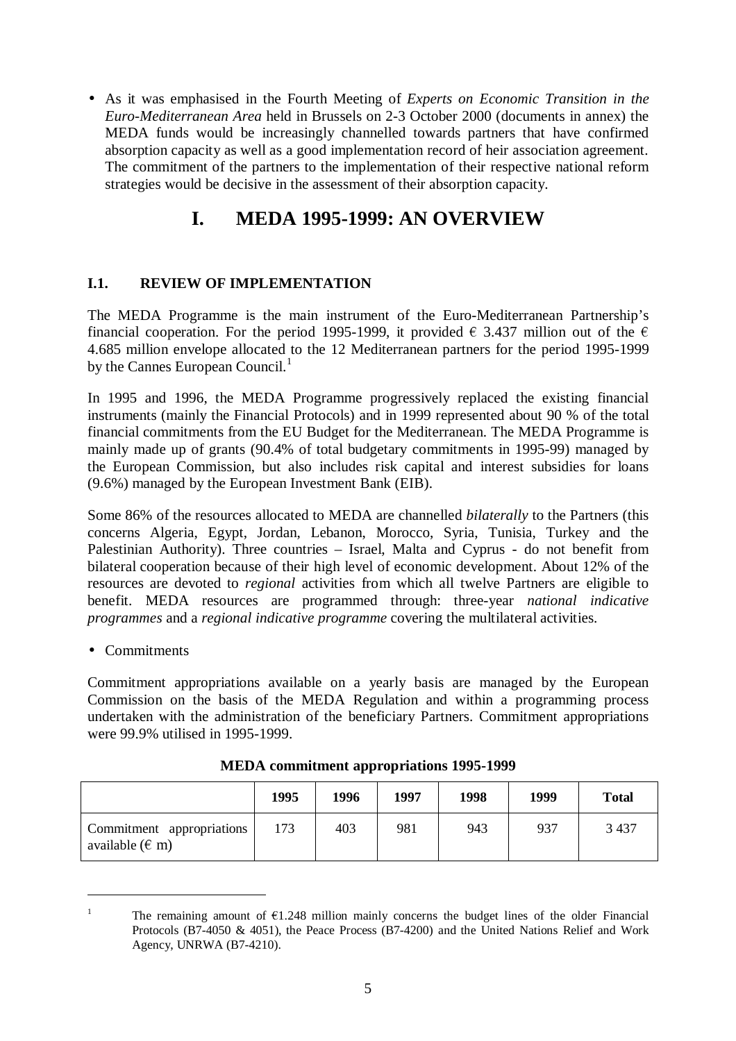- As it was emphasised in the Fourth Meeting of *Experts on Economic Transition in the Euro-Mediterranean Area* held in Brussels on 2-3 October 2000 (documents in annex) the MEDA funds would be increasingly channelled towards partners that have confirmed absorption capacity as well as a good implementation record of heir association agreement. The commitment of the partners to the implementation of their respective national reform strategies would be decisive in the assessment of their absorption capacity.

# I. MEDA 1995-1999: AN OVERVIEW

## I.1. REVIEW OF IMPLEMENTATION

The MEDA Programme is the main instrument of the Euro-Mediterranean Partnership's financial cooperation. For the period 1995-1999, it provided € 3.437 million out of the € 4.685 million envelope allocated to the 12 Mediterranean partners for the period 1995-1999 by the Cannes European Council.[1]

In 1995 and 1996, the MEDA Programme progressively replaced the existing financial instruments (mainly the Financial Protocols) and in 1999 represented about 90 % of the total financial commitments from the EU Budget for the Mediterranean. The MEDA Programme is mainly made up of grants (90.4% of total budgetary commitments in 1995-99) managed by the European Commission, but also includes risk capital and interest subsidies for loans (9.6%) managed by the European Investment Bank (EIB).

Some 86% of the resources allocated to MEDA are channelled *bilaterally* to the Partners (this concerns Algeria, Egypt, Jordan, Lebanon, Morocco, Syria, Tunisia, Turkey and the Palestinian Authority). Three countries – Israel, Malta and Cyprus - do not benefit from bilateral cooperation because of their high level of economic development. About 12% of the resources are devoted to *regional* activities from which all twelve Partners are eligible to benefit. MEDA resources are programmed through: three-year *national indicative programmes* and a *regional indicative programme* covering the multilateral activities.

- Commitments

Commitment appropriations available on a yearly basis are managed by the European Commission on the basis of the MEDA Regulation and within a programming process undertaken with the administration of the beneficiary Partners. Commitment appropriations were 99.9% utilised in 1995-1999.

**MEDA commitment appropriations 1995-1999**

| | 1995 | 1996 | 1997 | 1998 | 1999 | Total |
|---|---|---|---|---|---|---|
| Commitment appropriations available (€ m) | 173 | 403 | 981 | 943 | 937 | 3 437 |

[1] The remaining amount of €1.248 million mainly concerns the budget lines of the older Financial Protocols (B7-4050 & 4051), the Peace Process (B7-4200) and the United Nations Relief and Work Agency, UNRWA (B7-4210).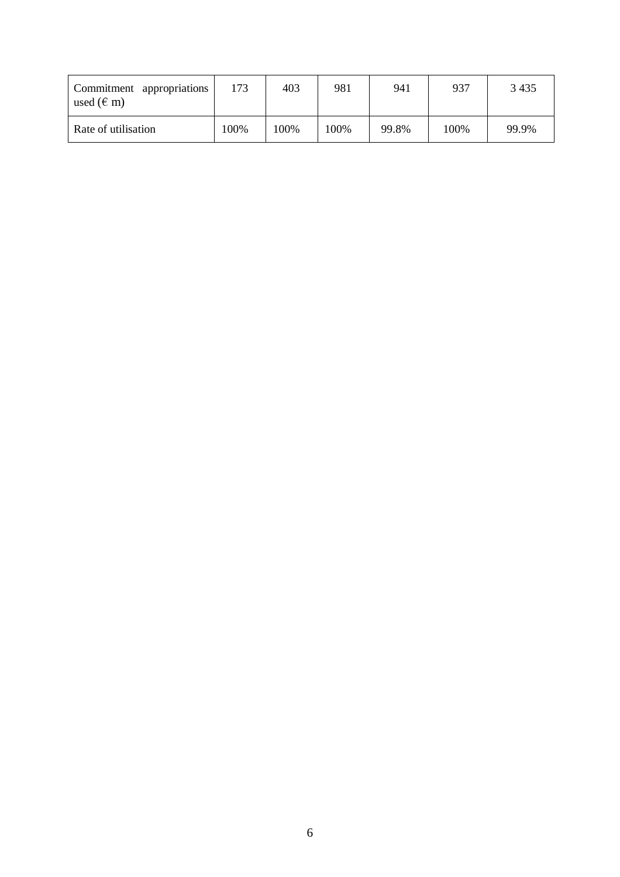| Commitment appropriations used (€ m) | 173 | 403 | 981 | 941 | 937 | 3 435 |
|---|---|---|---|---|---|---|
| Rate of utilisation | 100% | 100% | 100% | 99.8% | 100% | 99.9% |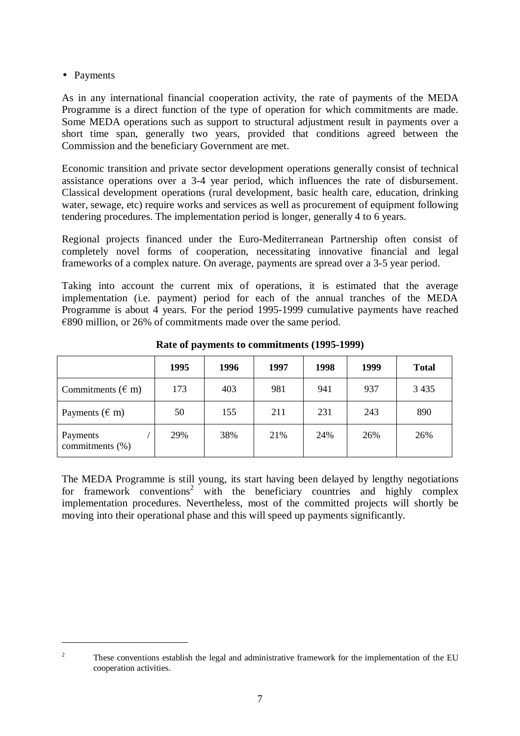- Payments

As in any international financial cooperation activity, the rate of payments of the MEDA Programme is a direct function of the type of operation for which commitments are made. Some MEDA operations such as support to structural adjustment result in payments over a short time span, generally two years, provided that conditions agreed between the Commission and the beneficiary Government are met.

Economic transition and private sector development operations generally consist of technical assistance operations over a 3-4 year period, which influences the rate of disbursement. Classical development operations (rural development, basic health care, education, drinking water, sewage, etc) require works and services as well as procurement of equipment following tendering procedures. The implementation period is longer, generally 4 to 6 years.

Regional projects financed under the Euro-Mediterranean Partnership often consist of completely novel forms of cooperation, necessitating innovative financial and legal frameworks of a complex nature. On average, payments are spread over a 3-5 year period.

Taking into account the current mix of operations, it is estimated that the average implementation (i.e. payment) period for each of the annual tranches of the MEDA Programme is about 4 years. For the period 1995-1999 cumulative payments have reached €890 million, or 26% of commitments made over the same period.

**Rate of payments to commitments (1995-1999)**

| | 1995 | 1996 | 1997 | 1998 | 1999 | Total |
|---|---|---|---|---|---|---|
| Commitments (€ m) | 173 | 403 | 981 | 941 | 937 | 3 435 |
| Payments (€ m) | 50 | 155 | 211 | 231 | 243 | 890 |
| Payments / commitments (%) | 29% | 38% | 21% | 24% | 26% | 26% |

The MEDA Programme is still young, its start having been delayed by lengthy negotiations for framework conventions[2] with the beneficiary countries and highly complex implementation procedures. Nevertheless, most of the committed projects will shortly be moving into their operational phase and this will speed up payments significantly.

---

[2] These conventions establish the legal and administrative framework for the implementation of the EU cooperation activities.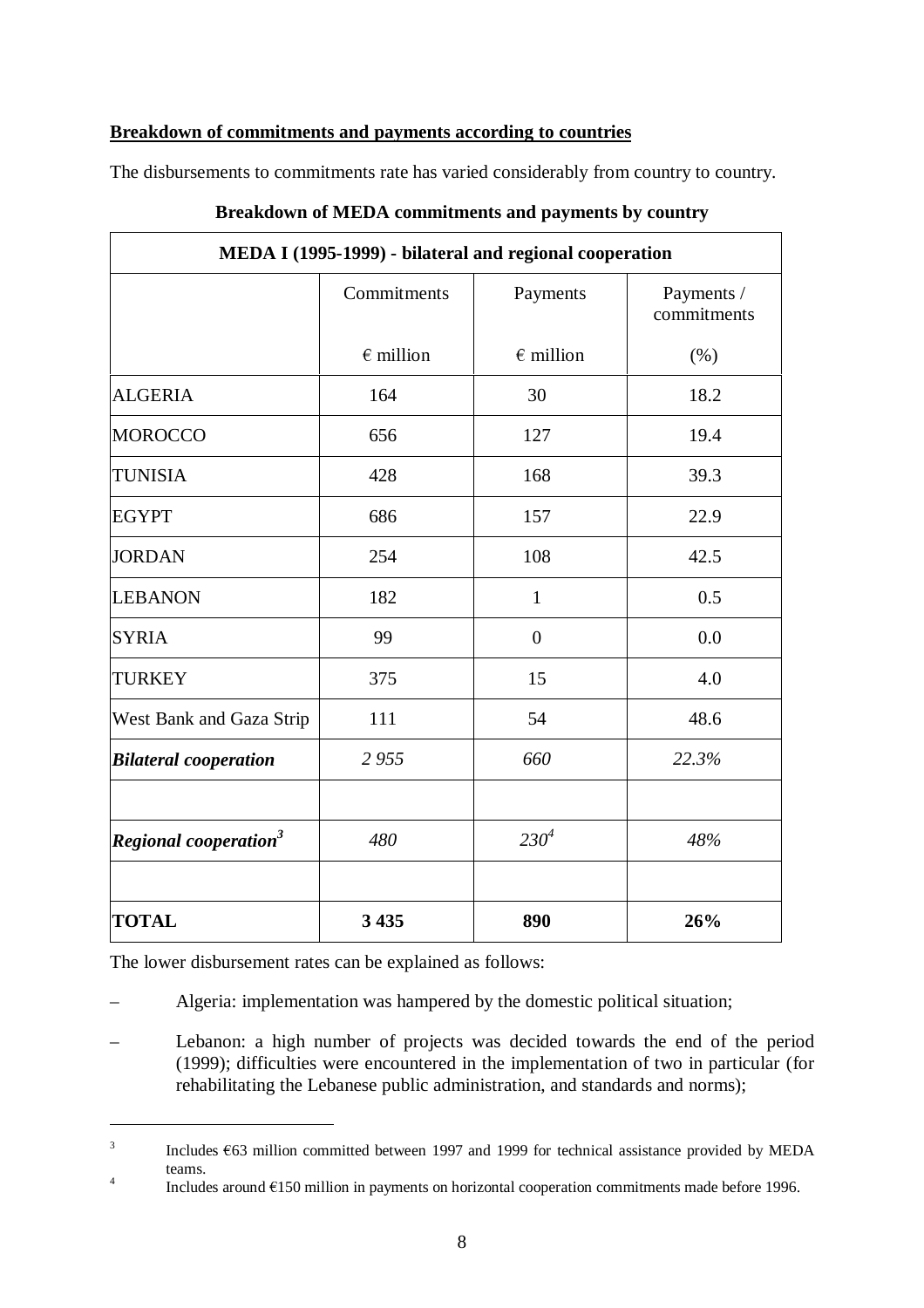**Breakdown of commitments and payments according to countries**

The disbursements to commitments rate has varied considerably from country to country.

**Breakdown of MEDA commitments and payments by country**

| MEDA I (1995-1999) - bilateral and regional cooperation | | | |
|---|---|---|---|
| | Commitments | Payments | Payments / commitments |
| | € million | € million | (%) |
| ALGERIA | 164 | 30 | 18.2 |
| MOROCCO | 656 | 127 | 19.4 |
| TUNISIA | 428 | 168 | 39.3 |
| EGYPT | 686 | 157 | 22.9 |
| JORDAN | 254 | 108 | 42.5 |
| LEBANON | 182 | 1 | 0.5 |
| SYRIA | 99 | 0 | 0.0 |
| TURKEY | 375 | 15 | 4.0 |
| West Bank and Gaza Strip | 111 | 54 | 48.6 |
| ***Bilateral cooperation*** | *2 955* | *660* | *22.3%* |
| | | | |
| ***Regional cooperation[3]*** | *480* | *230[4]* | *48%* |
| | | | |
| **TOTAL** | **3 435** | **890** | **26%** |

The lower disbursement rates can be explained as follows:

– Algeria: implementation was hampered by the domestic political situation;

– Lebanon: a high number of projects was decided towards the end of the period (1999); difficulties were encountered in the implementation of two in particular (for rehabilitating the Lebanese public administration, and standards and norms);

---

[3] Includes €63 million committed between 1997 and 1999 for technical assistance provided by MEDA teams.

[4] Includes around €150 million in payments on horizontal cooperation commitments made before 1996.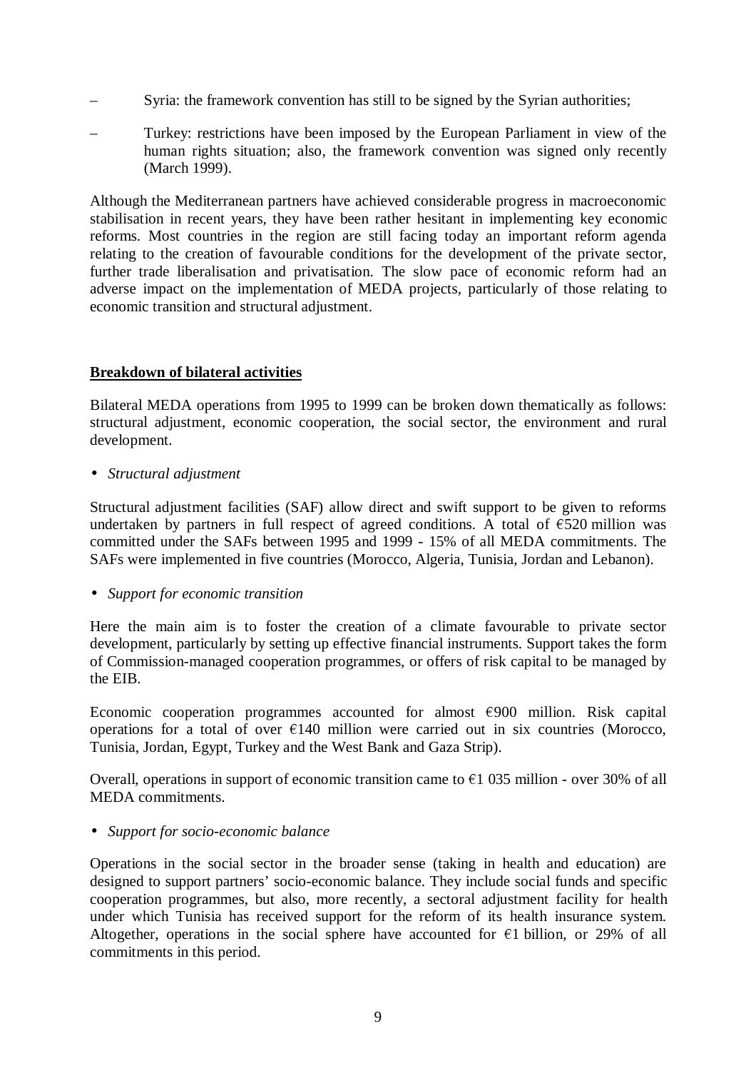– Syria: the framework convention has still to be signed by the Syrian authorities;

– Turkey: restrictions have been imposed by the European Parliament in view of the human rights situation; also, the framework convention was signed only recently (March 1999).

Although the Mediterranean partners have achieved considerable progress in macroeconomic stabilisation in recent years, they have been rather hesitant in implementing key economic reforms. Most countries in the region are still facing today an important reform agenda relating to the creation of favourable conditions for the development of the private sector, further trade liberalisation and privatisation. The slow pace of economic reform had an adverse impact on the implementation of MEDA projects, particularly of those relating to economic transition and structural adjustment.

**Breakdown of bilateral activities**

Bilateral MEDA operations from 1995 to 1999 can be broken down thematically as follows: structural adjustment, economic cooperation, the social sector, the environment and rural development.

- *Structural adjustment*

Structural adjustment facilities (SAF) allow direct and swift support to be given to reforms undertaken by partners in full respect of agreed conditions. A total of €520 million was committed under the SAFs between 1995 and 1999 - 15% of all MEDA commitments. The SAFs were implemented in five countries (Morocco, Algeria, Tunisia, Jordan and Lebanon).

- *Support for economic transition*

Here the main aim is to foster the creation of a climate favourable to private sector development, particularly by setting up effective financial instruments. Support takes the form of Commission-managed cooperation programmes, or offers of risk capital to be managed by the EIB.

Economic cooperation programmes accounted for almost €900 million. Risk capital operations for a total of over €140 million were carried out in six countries (Morocco, Tunisia, Jordan, Egypt, Turkey and the West Bank and Gaza Strip).

Overall, operations in support of economic transition came to €1 035 million - over 30% of all MEDA commitments.

- *Support for socio-economic balance*

Operations in the social sector in the broader sense (taking in health and education) are designed to support partners' socio-economic balance. They include social funds and specific cooperation programmes, but also, more recently, a sectoral adjustment facility for health under which Tunisia has received support for the reform of its health insurance system. Altogether, operations in the social sphere have accounted for €1 billion, or 29% of all commitments in this period.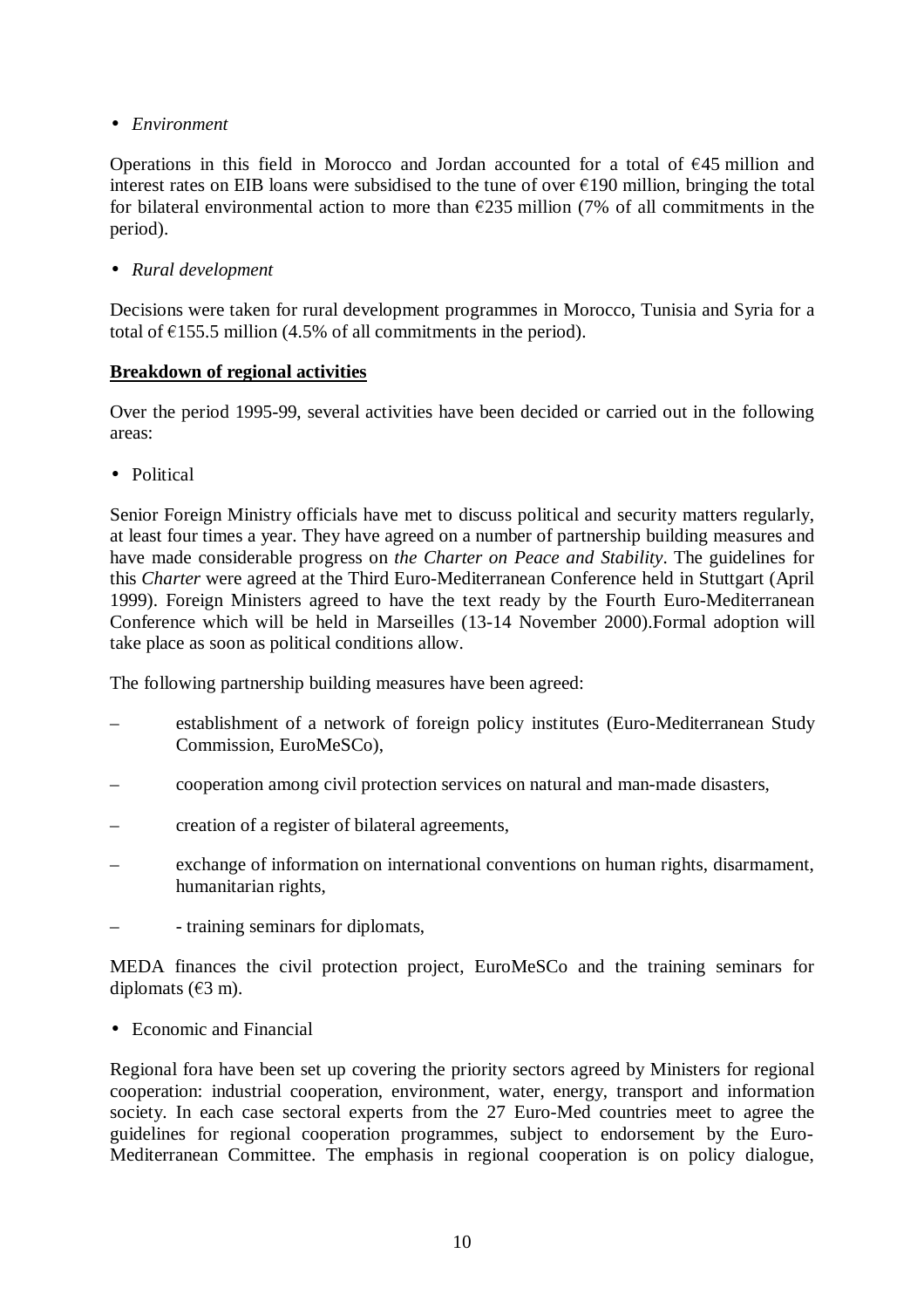- *Environment*

Operations in this field in Morocco and Jordan accounted for a total of €45 million and interest rates on EIB loans were subsidised to the tune of over €190 million, bringing the total for bilateral environmental action to more than €235 million (7% of all commitments in the period).

- *Rural development*

Decisions were taken for rural development programmes in Morocco, Tunisia and Syria for a total of €155.5 million (4.5% of all commitments in the period).

**Breakdown of regional activities**

Over the period 1995-99, several activities have been decided or carried out in the following areas:

- Political

Senior Foreign Ministry officials have met to discuss political and security matters regularly, at least four times a year. They have agreed on a number of partnership building measures and have made considerable progress on *the Charter on Peace and Stability*. The guidelines for this *Charter* were agreed at the Third Euro-Mediterranean Conference held in Stuttgart (April 1999). Foreign Ministers agreed to have the text ready by the Fourth Euro-Mediterranean Conference which will be held in Marseilles (13-14 November 2000).Formal adoption will take place as soon as political conditions allow.

The following partnership building measures have been agreed:

– establishment of a network of foreign policy institutes (Euro-Mediterranean Study Commission, EuroMeSCo),

– cooperation among civil protection services on natural and man-made disasters,

– creation of a register of bilateral agreements,

– exchange of information on international conventions on human rights, disarmament, humanitarian rights,

– - training seminars for diplomats,

MEDA finances the civil protection project, EuroMeSCo and the training seminars for diplomats (€3 m).

- Economic and Financial

Regional fora have been set up covering the priority sectors agreed by Ministers for regional cooperation: industrial cooperation, environment, water, energy, transport and information society. In each case sectoral experts from the 27 Euro-Med countries meet to agree the guidelines for regional cooperation programmes, subject to endorsement by the Euro-Mediterranean Committee. The emphasis in regional cooperation is on policy dialogue,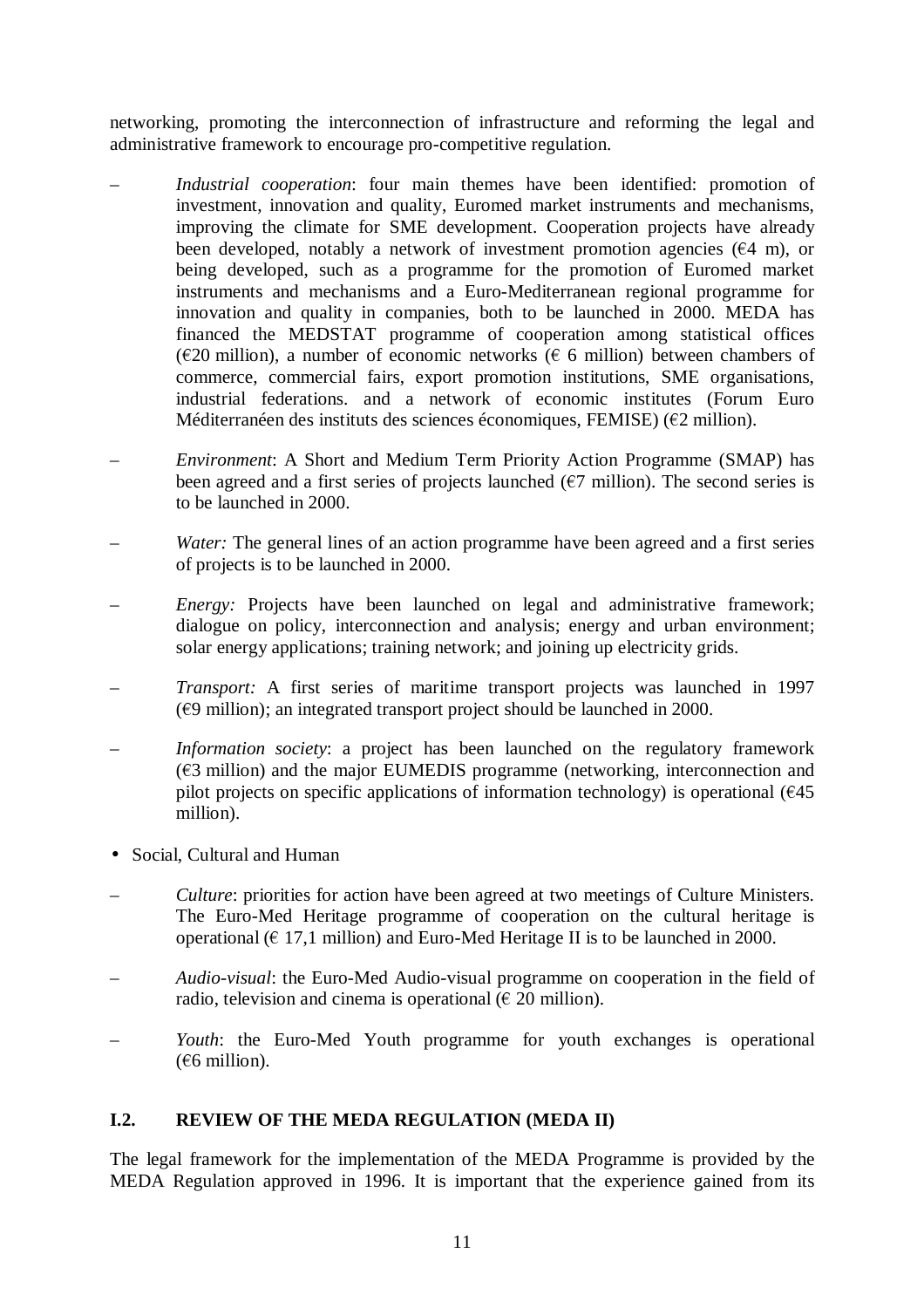networking, promoting the interconnection of infrastructure and reforming the legal and administrative framework to encourage pro-competitive regulation.

– *Industrial cooperation*: four main themes have been identified: promotion of investment, innovation and quality, Euromed market instruments and mechanisms, improving the climate for SME development. Cooperation projects have already been developed, notably a network of investment promotion agencies (€4 m), or being developed, such as a programme for the promotion of Euromed market instruments and mechanisms and a Euro-Mediterranean regional programme for innovation and quality in companies, both to be launched in 2000. MEDA has financed the MEDSTAT programme of cooperation among statistical offices (€20 million), a number of economic networks (€ 6 million) between chambers of commerce, commercial fairs, export promotion institutions, SME organisations, industrial federations. and a network of economic institutes (Forum Euro Méditerranéen des instituts des sciences économiques, FEMISE) (€2 million).

– *Environment*: A Short and Medium Term Priority Action Programme (SMAP) has been agreed and a first series of projects launched (€7 million). The second series is to be launched in 2000.

– *Water:* The general lines of an action programme have been agreed and a first series of projects is to be launched in 2000.

– *Energy:* Projects have been launched on legal and administrative framework; dialogue on policy, interconnection and analysis; energy and urban environment; solar energy applications; training network; and joining up electricity grids.

– *Transport:* A first series of maritime transport projects was launched in 1997 (€9 million); an integrated transport project should be launched in 2000.

– *Information society*: a project has been launched on the regulatory framework (€3 million) and the major EUMEDIS programme (networking, interconnection and pilot projects on specific applications of information technology) is operational (€45 million).

- Social, Cultural and Human

– *Culture*: priorities for action have been agreed at two meetings of Culture Ministers. The Euro-Med Heritage programme of cooperation on the cultural heritage is operational (€ 17,1 million) and Euro-Med Heritage II is to be launched in 2000.

– *Audio-visual*: the Euro-Med Audio-visual programme on cooperation in the field of radio, television and cinema is operational (€ 20 million).

– *Youth*: the Euro-Med Youth programme for youth exchanges is operational (€6 million).

### I.2. REVIEW OF THE MEDA REGULATION (MEDA II)

The legal framework for the implementation of the MEDA Programme is provided by the MEDA Regulation approved in 1996. It is important that the experience gained from its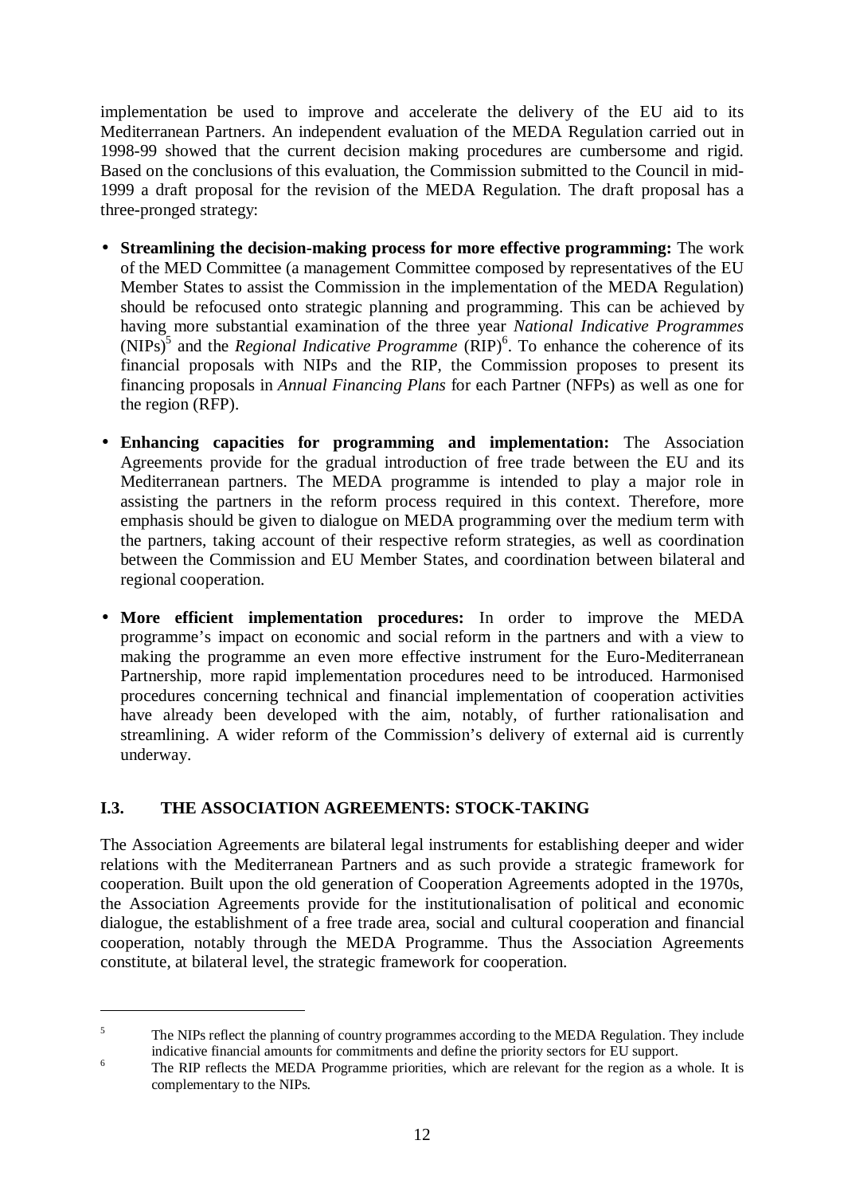implementation be used to improve and accelerate the delivery of the EU aid to its Mediterranean Partners. An independent evaluation of the MEDA Regulation carried out in 1998-99 showed that the current decision making procedures are cumbersome and rigid. Based on the conclusions of this evaluation, the Commission submitted to the Council in mid-1999 a draft proposal for the revision of the MEDA Regulation. The draft proposal has a three-pronged strategy:

- **Streamlining the decision-making process for more effective programming:** The work of the MED Committee (a management Committee composed by representatives of the EU Member States to assist the Commission in the implementation of the MEDA Regulation) should be refocused onto strategic planning and programming. This can be achieved by having more substantial examination of the three year *National Indicative Programmes* (NIPs)[5] and the *Regional Indicative Programme* (RIP)[6]. To enhance the coherence of its financial proposals with NIPs and the RIP, the Commission proposes to present its financing proposals in *Annual Financing Plans* for each Partner (NFPs) as well as one for the region (RFP).

- **Enhancing capacities for programming and implementation:** The Association Agreements provide for the gradual introduction of free trade between the EU and its Mediterranean partners. The MEDA programme is intended to play a major role in assisting the partners in the reform process required in this context. Therefore, more emphasis should be given to dialogue on MEDA programming over the medium term with the partners, taking account of their respective reform strategies, as well as coordination between the Commission and EU Member States, and coordination between bilateral and regional cooperation.

- **More efficient implementation procedures:** In order to improve the MEDA programme's impact on economic and social reform in the partners and with a view to making the programme an even more effective instrument for the Euro-Mediterranean Partnership, more rapid implementation procedures need to be introduced. Harmonised procedures concerning technical and financial implementation of cooperation activities have already been developed with the aim, notably, of further rationalisation and streamlining. A wider reform of the Commission's delivery of external aid is currently underway.

## I.3. THE ASSOCIATION AGREEMENTS: STOCK-TAKING

The Association Agreements are bilateral legal instruments for establishing deeper and wider relations with the Mediterranean Partners and as such provide a strategic framework for cooperation. Built upon the old generation of Cooperation Agreements adopted in the 1970s, the Association Agreements provide for the institutionalisation of political and economic dialogue, the establishment of a free trade area, social and cultural cooperation and financial cooperation, notably through the MEDA Programme. Thus the Association Agreements constitute, at bilateral level, the strategic framework for cooperation.

---

[5] The NIPs reflect the planning of country programmes according to the MEDA Regulation. They include indicative financial amounts for commitments and define the priority sectors for EU support.

[6] The RIP reflects the MEDA Programme priorities, which are relevant for the region as a whole. It is complementary to the NIPs.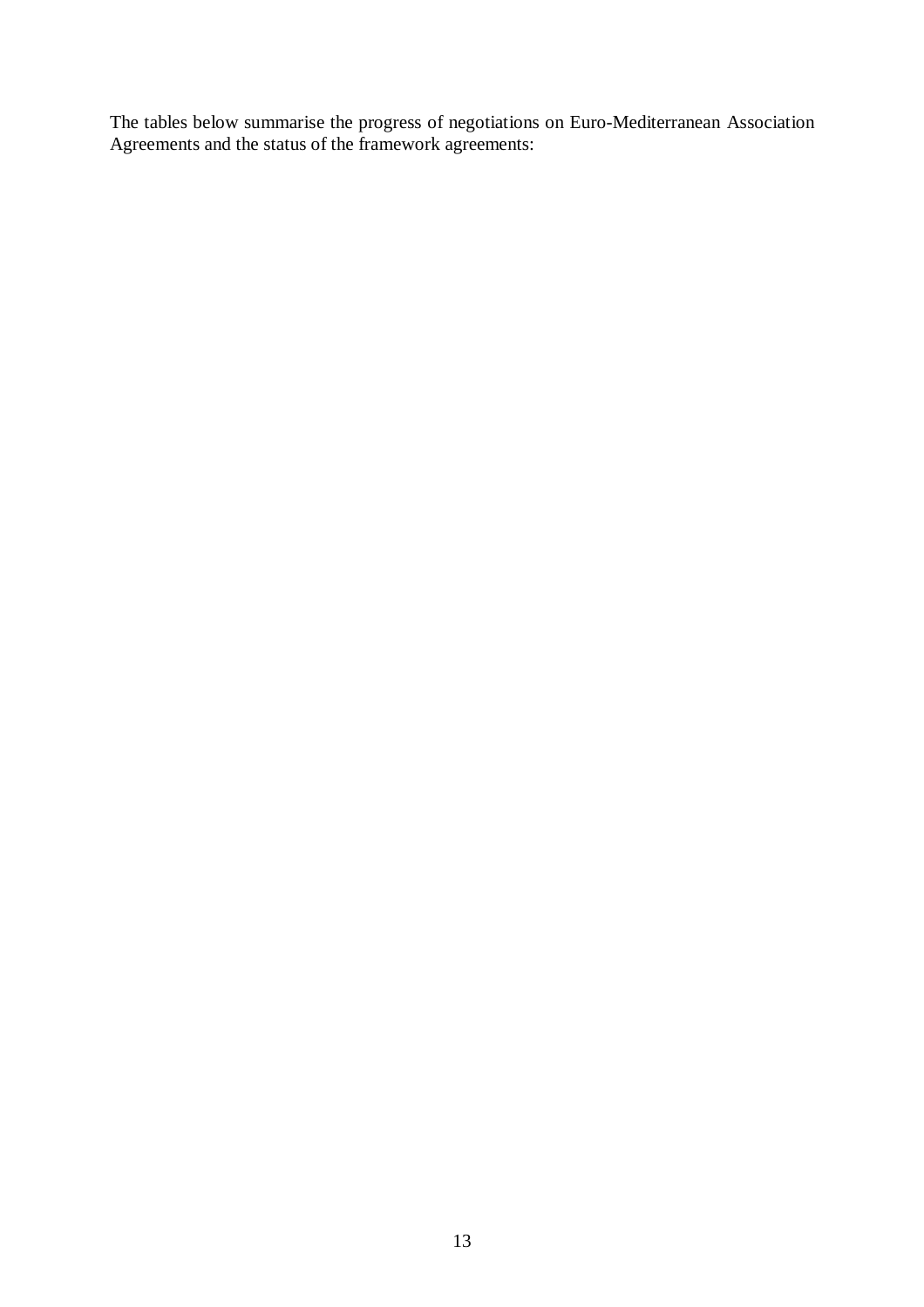The tables below summarise the progress of negotiations on Euro-Mediterranean Association Agreements and the status of the framework agreements: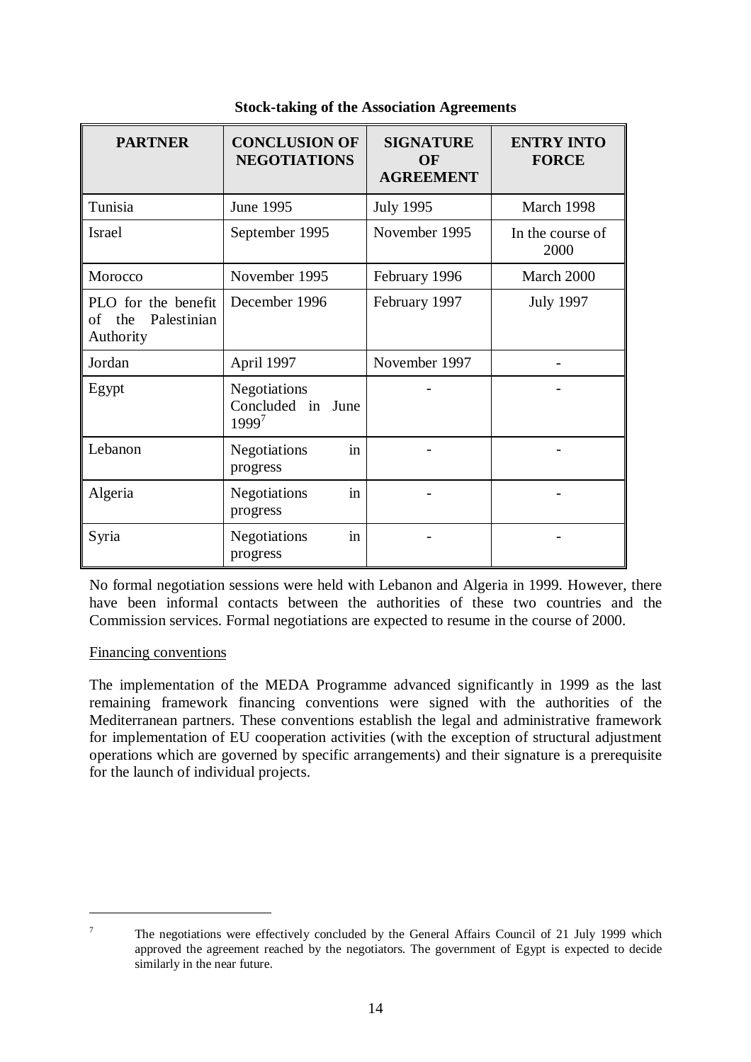**Stock-taking of the Association Agreements**

| PARTNER | CONCLUSION OF NEGOTIATIONS | SIGNATURE OF AGREEMENT | ENTRY INTO FORCE |
|---|---|---|---|
| Tunisia | June 1995 | July 1995 | March 1998 |
| Israel | September 1995 | November 1995 | In the course of 2000 |
| Morocco | November 1995 | February 1996 | March 2000 |
| PLO for the benefit of the Palestinian Authority | December 1996 | February 1997 | July 1997 |
| Jordan | April 1997 | November 1997 | - |
| Egypt | Negotiations Concluded in June 1999[7] | - | - |
| Lebanon | Negotiations in progress | - | - |
| Algeria | Negotiations in progress | - | - |
| Syria | Negotiations in progress | - | - |

No formal negotiation sessions were held with Lebanon and Algeria in 1999. However, there have been informal contacts between the authorities of these two countries and the Commission services. Formal negotiations are expected to resume in the course of 2000.

Financing conventions

The implementation of the MEDA Programme advanced significantly in 1999 as the last remaining framework financing conventions were signed with the authorities of the Mediterranean partners. These conventions establish the legal and administrative framework for implementation of EU cooperation activities (with the exception of structural adjustment operations which are governed by specific arrangements) and their signature is a prerequisite for the launch of individual projects.

---

[7] The negotiations were effectively concluded by the General Affairs Council of 21 July 1999 which approved the agreement reached by the negotiators. The government of Egypt is expected to decide similarly in the near future.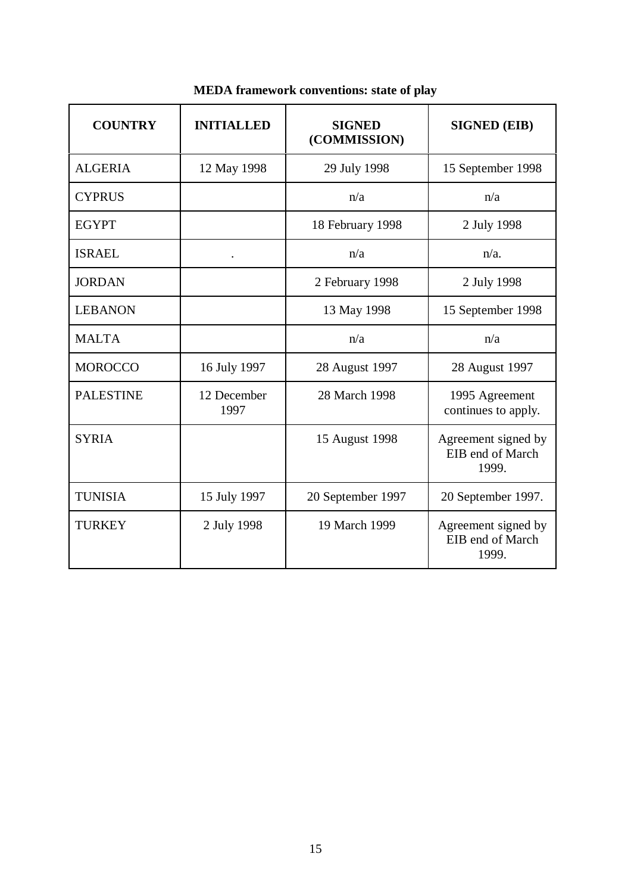**MEDA framework conventions: state of play**

| COUNTRY | INITIALLED | SIGNED (COMMISSION) | SIGNED (EIB) |
|---|---|---|---|
| ALGERIA | 12 May 1998 | 29 July 1998 | 15 September 1998 |
| CYPRUS | | n/a | n/a |
| EGYPT | | 18 February 1998 | 2 July 1998 |
| ISRAEL | . | n/a | n/a. |
| JORDAN | | 2 February 1998 | 2 July 1998 |
| LEBANON | | 13 May 1998 | 15 September 1998 |
| MALTA | | n/a | n/a |
| MOROCCO | 16 July 1997 | 28 August 1997 | 28 August 1997 |
| PALESTINE | 12 December 1997 | 28 March 1998 | 1995 Agreement continues to apply. |
| SYRIA | | 15 August 1998 | Agreement signed by EIB end of March 1999. |
| TUNISIA | 15 July 1997 | 20 September 1997 | 20 September 1997. |
| TURKEY | 2 July 1998 | 19 March 1999 | Agreement signed by EIB end of March 1999. |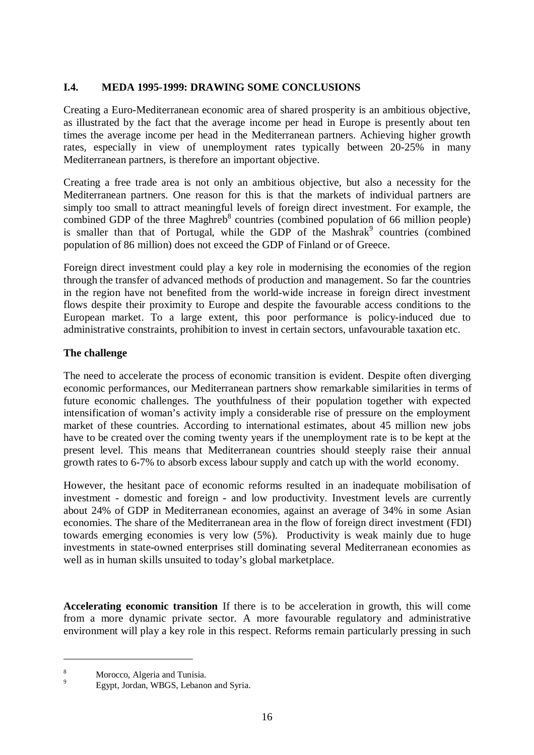## I.4. MEDA 1995-1999: DRAWING SOME CONCLUSIONS

Creating a Euro-Mediterranean economic area of shared prosperity is an ambitious objective, as illustrated by the fact that the average income per head in Europe is presently about ten times the average income per head in the Mediterranean partners. Achieving higher growth rates, especially in view of unemployment rates typically between 20-25% in many Mediterranean partners, is therefore an important objective.

Creating a free trade area is not only an ambitious objective, but also a necessity for the Mediterranean partners. One reason for this is that the markets of individual partners are simply too small to attract meaningful levels of foreign direct investment. For example, the combined GDP of the three Maghreb[8] countries (combined population of 66 million people) is smaller than that of Portugal, while the GDP of the Mashrak[9] countries (combined population of 86 million) does not exceed the GDP of Finland or of Greece.

Foreign direct investment could play a key role in modernising the economies of the region through the transfer of advanced methods of production and management. So far the countries in the region have not benefited from the world-wide increase in foreign direct investment flows despite their proximity to Europe and despite the favourable access conditions to the European market. To a large extent, this poor performance is policy-induced due to administrative constraints, prohibition to invest in certain sectors, unfavourable taxation etc.

**The challenge**

The need to accelerate the process of economic transition is evident. Despite often diverging economic performances, our Mediterranean partners show remarkable similarities in terms of future economic challenges. The youthfulness of their population together with expected intensification of woman's activity imply a considerable rise of pressure on the employment market of these countries. According to international estimates, about 45 million new jobs have to be created over the coming twenty years if the unemployment rate is to be kept at the present level. This means that Mediterranean countries should steeply raise their annual growth rates to 6-7% to absorb excess labour supply and catch up with the world economy.

However, the hesitant pace of economic reforms resulted in an inadequate mobilisation of investment - domestic and foreign - and low productivity. Investment levels are currently about 24% of GDP in Mediterranean economies, against an average of 34% in some Asian economies. The share of the Mediterranean area in the flow of foreign direct investment (FDI) towards emerging economies is very low (5%). Productivity is weak mainly due to huge investments in state-owned enterprises still dominating several Mediterranean economies as well as in human skills unsuited to today's global marketplace.

**Accelerating economic transition** If there is to be acceleration in growth, this will come from a more dynamic private sector. A more favourable regulatory and administrative environment will play a key role in this respect. Reforms remain particularly pressing in such

---

[8] Morocco, Algeria and Tunisia.

[9] Egypt, Jordan, WBGS, Lebanon and Syria.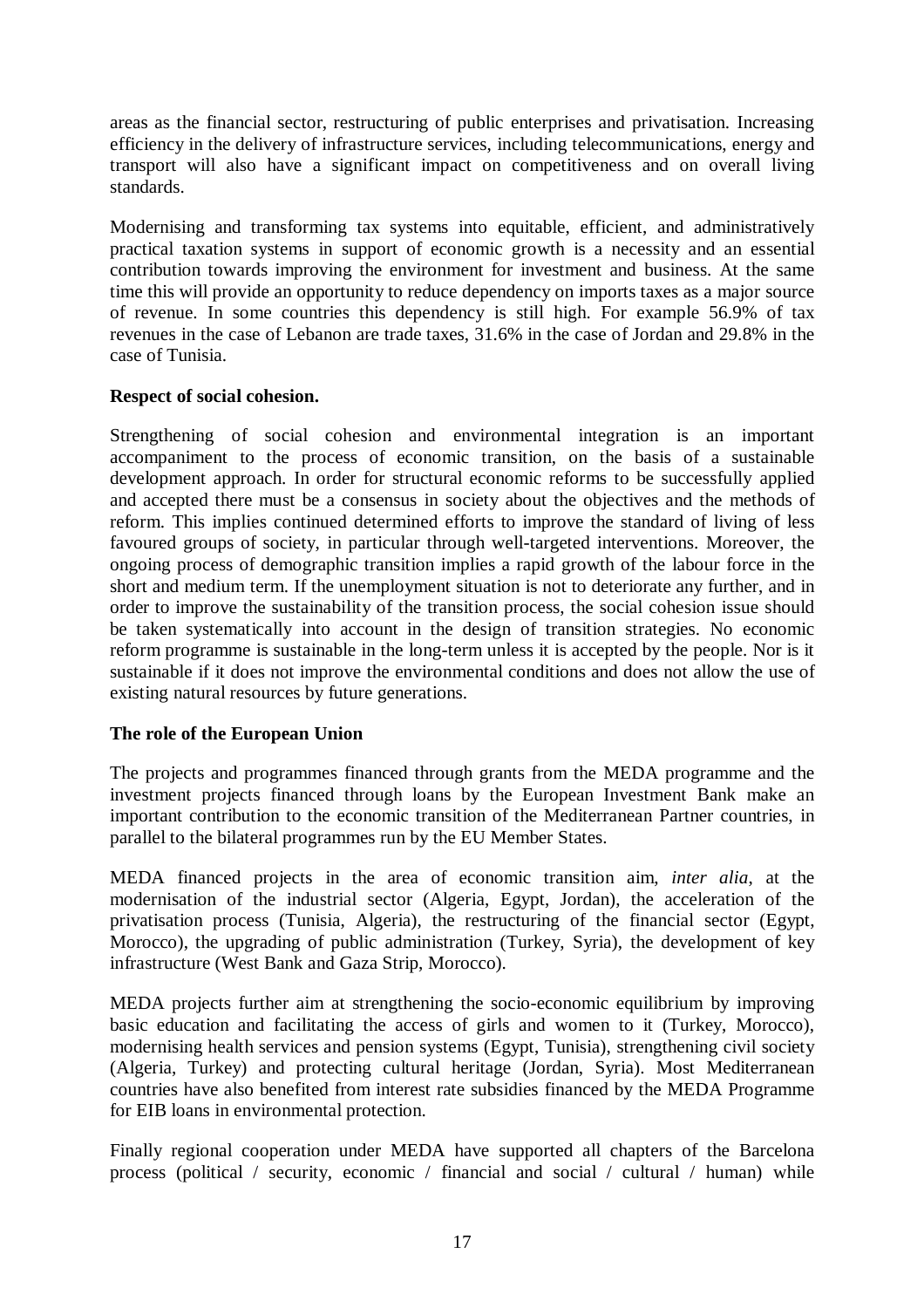areas as the financial sector, restructuring of public enterprises and privatisation. Increasing efficiency in the delivery of infrastructure services, including telecommunications, energy and transport will also have a significant impact on competitiveness and on overall living standards.

Modernising and transforming tax systems into equitable, efficient, and administratively practical taxation systems in support of economic growth is a necessity and an essential contribution towards improving the environment for investment and business. At the same time this will provide an opportunity to reduce dependency on imports taxes as a major source of revenue. In some countries this dependency is still high. For example 56.9% of tax revenues in the case of Lebanon are trade taxes, 31.6% in the case of Jordan and 29.8% in the case of Tunisia.

**Respect of social cohesion.**

Strengthening of social cohesion and environmental integration is an important accompaniment to the process of economic transition, on the basis of a sustainable development approach. In order for structural economic reforms to be successfully applied and accepted there must be a consensus in society about the objectives and the methods of reform. This implies continued determined efforts to improve the standard of living of less favoured groups of society, in particular through well-targeted interventions. Moreover, the ongoing process of demographic transition implies a rapid growth of the labour force in the short and medium term. If the unemployment situation is not to deteriorate any further, and in order to improve the sustainability of the transition process, the social cohesion issue should be taken systematically into account in the design of transition strategies. No economic reform programme is sustainable in the long-term unless it is accepted by the people. Nor is it sustainable if it does not improve the environmental conditions and does not allow the use of existing natural resources by future generations.

**The role of the European Union**

The projects and programmes financed through grants from the MEDA programme and the investment projects financed through loans by the European Investment Bank make an important contribution to the economic transition of the Mediterranean Partner countries, in parallel to the bilateral programmes run by the EU Member States.

MEDA financed projects in the area of economic transition aim, *inter alia*, at the modernisation of the industrial sector (Algeria, Egypt, Jordan), the acceleration of the privatisation process (Tunisia, Algeria), the restructuring of the financial sector (Egypt, Morocco), the upgrading of public administration (Turkey, Syria), the development of key infrastructure (West Bank and Gaza Strip, Morocco).

MEDA projects further aim at strengthening the socio-economic equilibrium by improving basic education and facilitating the access of girls and women to it (Turkey, Morocco), modernising health services and pension systems (Egypt, Tunisia), strengthening civil society (Algeria, Turkey) and protecting cultural heritage (Jordan, Syria). Most Mediterranean countries have also benefited from interest rate subsidies financed by the MEDA Programme for EIB loans in environmental protection.

Finally regional cooperation under MEDA have supported all chapters of the Barcelona process (political / security, economic / financial and social / cultural / human) while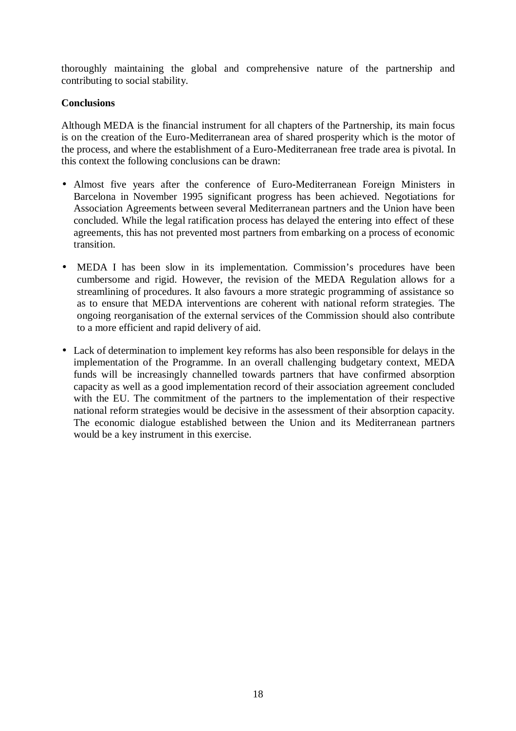thoroughly maintaining the global and comprehensive nature of the partnership and contributing to social stability.

**Conclusions**

Although MEDA is the financial instrument for all chapters of the Partnership, its main focus is on the creation of the Euro-Mediterranean area of shared prosperity which is the motor of the process, and where the establishment of a Euro-Mediterranean free trade area is pivotal. In this context the following conclusions can be drawn:

- Almost five years after the conference of Euro-Mediterranean Foreign Ministers in Barcelona in November 1995 significant progress has been achieved. Negotiations for Association Agreements between several Mediterranean partners and the Union have been concluded. While the legal ratification process has delayed the entering into effect of these agreements, this has not prevented most partners from embarking on a process of economic transition.

- MEDA I has been slow in its implementation. Commission's procedures have been cumbersome and rigid. However, the revision of the MEDA Regulation allows for a streamlining of procedures. It also favours a more strategic programming of assistance so as to ensure that MEDA interventions are coherent with national reform strategies. The ongoing reorganisation of the external services of the Commission should also contribute to a more efficient and rapid delivery of aid.

- Lack of determination to implement key reforms has also been responsible for delays in the implementation of the Programme. In an overall challenging budgetary context, MEDA funds will be increasingly channelled towards partners that have confirmed absorption capacity as well as a good implementation record of their association agreement concluded with the EU. The commitment of the partners to the implementation of their respective national reform strategies would be decisive in the assessment of their absorption capacity. The economic dialogue established between the Union and its Mediterranean partners would be a key instrument in this exercise.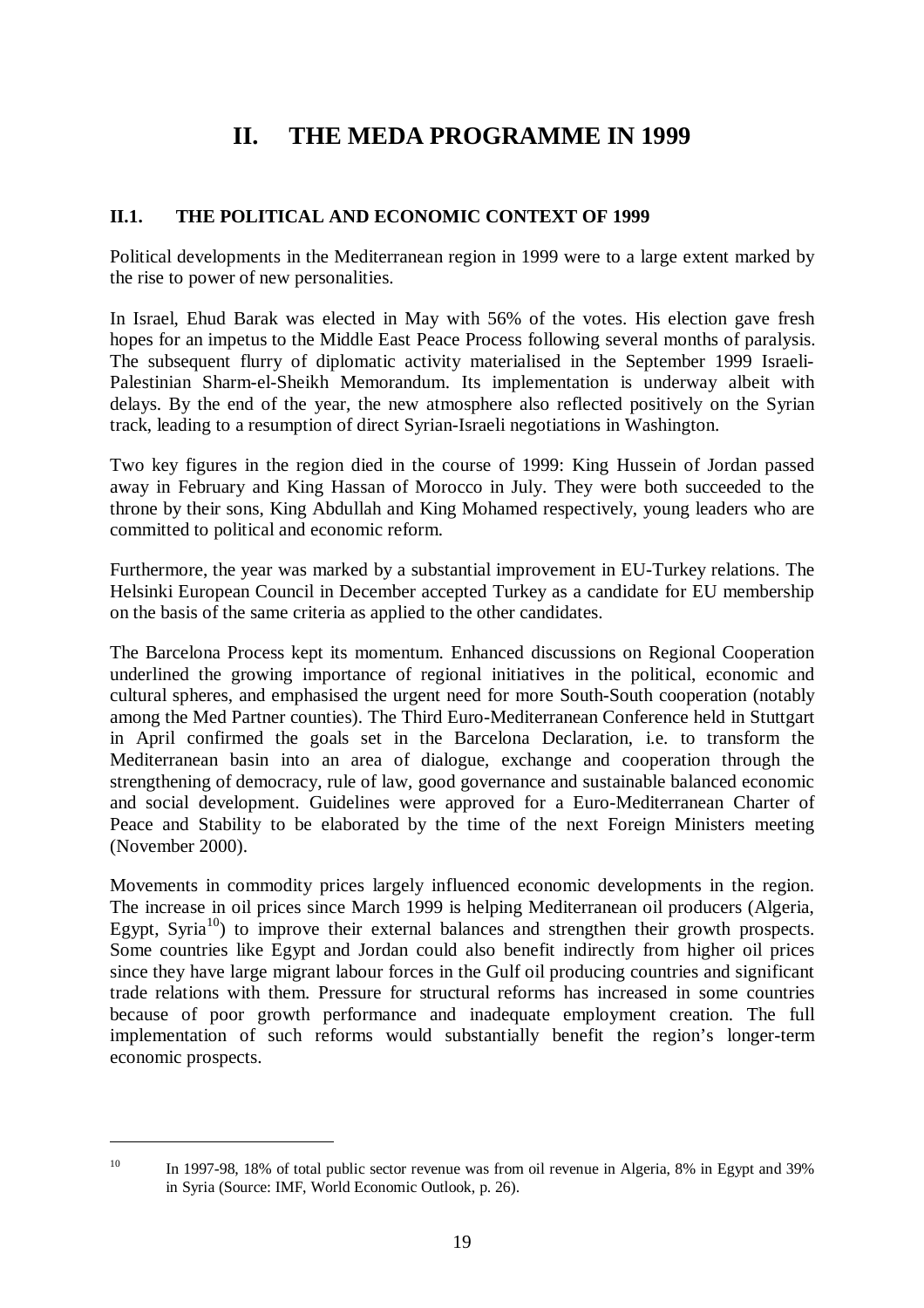# II. THE MEDA PROGRAMME IN 1999

## II.1. THE POLITICAL AND ECONOMIC CONTEXT OF 1999

Political developments in the Mediterranean region in 1999 were to a large extent marked by the rise to power of new personalities.

In Israel, Ehud Barak was elected in May with 56% of the votes. His election gave fresh hopes for an impetus to the Middle East Peace Process following several months of paralysis. The subsequent flurry of diplomatic activity materialised in the September 1999 Israeli-Palestinian Sharm-el-Sheikh Memorandum. Its implementation is underway albeit with delays. By the end of the year, the new atmosphere also reflected positively on the Syrian track, leading to a resumption of direct Syrian-Israeli negotiations in Washington.

Two key figures in the region died in the course of 1999: King Hussein of Jordan passed away in February and King Hassan of Morocco in July. They were both succeeded to the throne by their sons, King Abdullah and King Mohamed respectively, young leaders who are committed to political and economic reform.

Furthermore, the year was marked by a substantial improvement in EU-Turkey relations. The Helsinki European Council in December accepted Turkey as a candidate for EU membership on the basis of the same criteria as applied to the other candidates.

The Barcelona Process kept its momentum. Enhanced discussions on Regional Cooperation underlined the growing importance of regional initiatives in the political, economic and cultural spheres, and emphasised the urgent need for more South-South cooperation (notably among the Med Partner counties). The Third Euro-Mediterranean Conference held in Stuttgart in April confirmed the goals set in the Barcelona Declaration, i.e. to transform the Mediterranean basin into an area of dialogue, exchange and cooperation through the strengthening of democracy, rule of law, good governance and sustainable balanced economic and social development. Guidelines were approved for a Euro-Mediterranean Charter of Peace and Stability to be elaborated by the time of the next Foreign Ministers meeting (November 2000).

Movements in commodity prices largely influenced economic developments in the region. The increase in oil prices since March 1999 is helping Mediterranean oil producers (Algeria, Egypt, Syria[10]) to improve their external balances and strengthen their growth prospects. Some countries like Egypt and Jordan could also benefit indirectly from higher oil prices since they have large migrant labour forces in the Gulf oil producing countries and significant trade relations with them. Pressure for structural reforms has increased in some countries because of poor growth performance and inadequate employment creation. The full implementation of such reforms would substantially benefit the region's longer-term economic prospects.

---

[10] In 1997-98, 18% of total public sector revenue was from oil revenue in Algeria, 8% in Egypt and 39% in Syria (Source: IMF, World Economic Outlook, p. 26).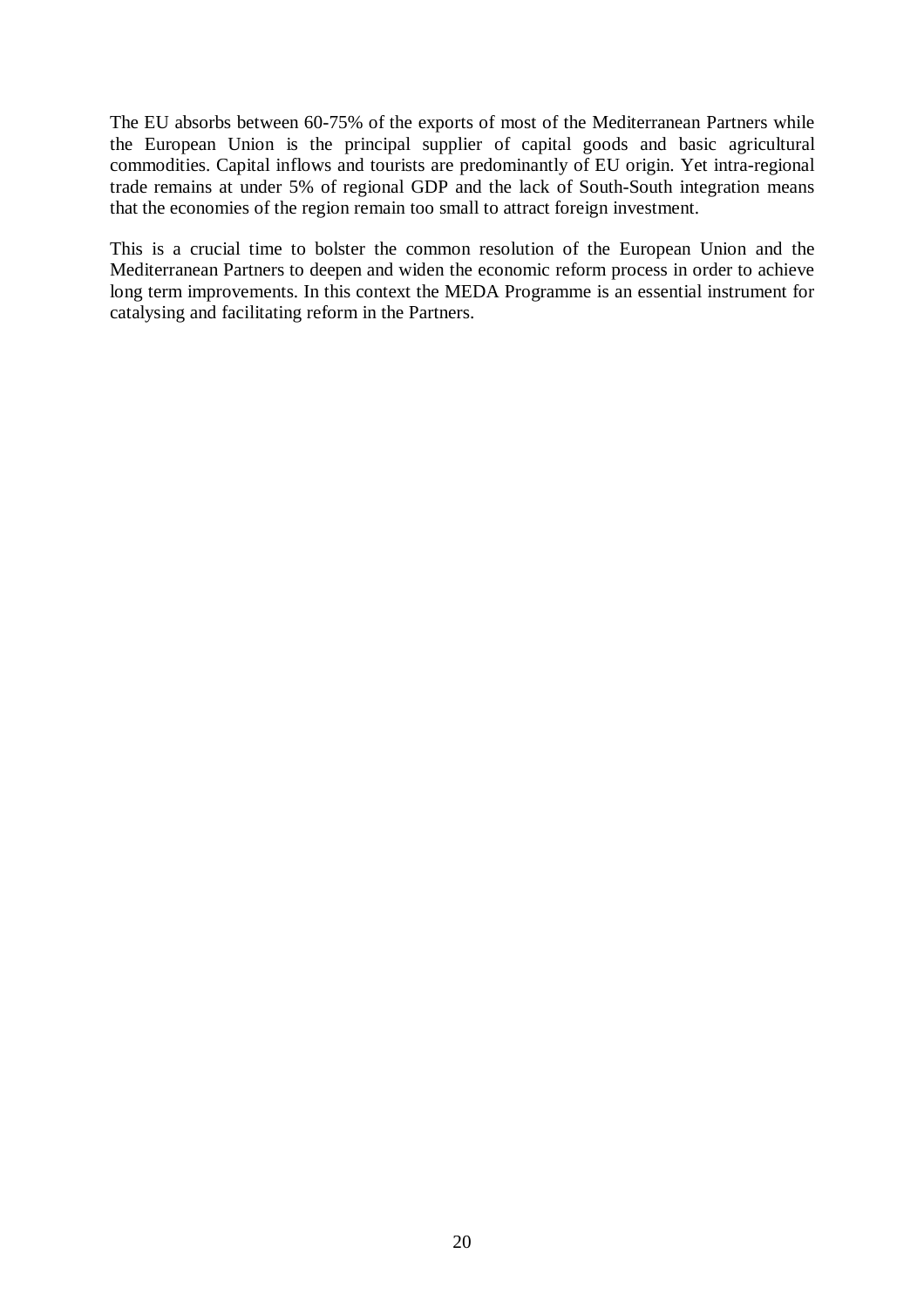The EU absorbs between 60-75% of the exports of most of the Mediterranean Partners while the European Union is the principal supplier of capital goods and basic agricultural commodities. Capital inflows and tourists are predominantly of EU origin. Yet intra-regional trade remains at under 5% of regional GDP and the lack of South-South integration means that the economies of the region remain too small to attract foreign investment.

This is a crucial time to bolster the common resolution of the European Union and the Mediterranean Partners to deepen and widen the economic reform process in order to achieve long term improvements. In this context the MEDA Programme is an essential instrument for catalysing and facilitating reform in the Partners.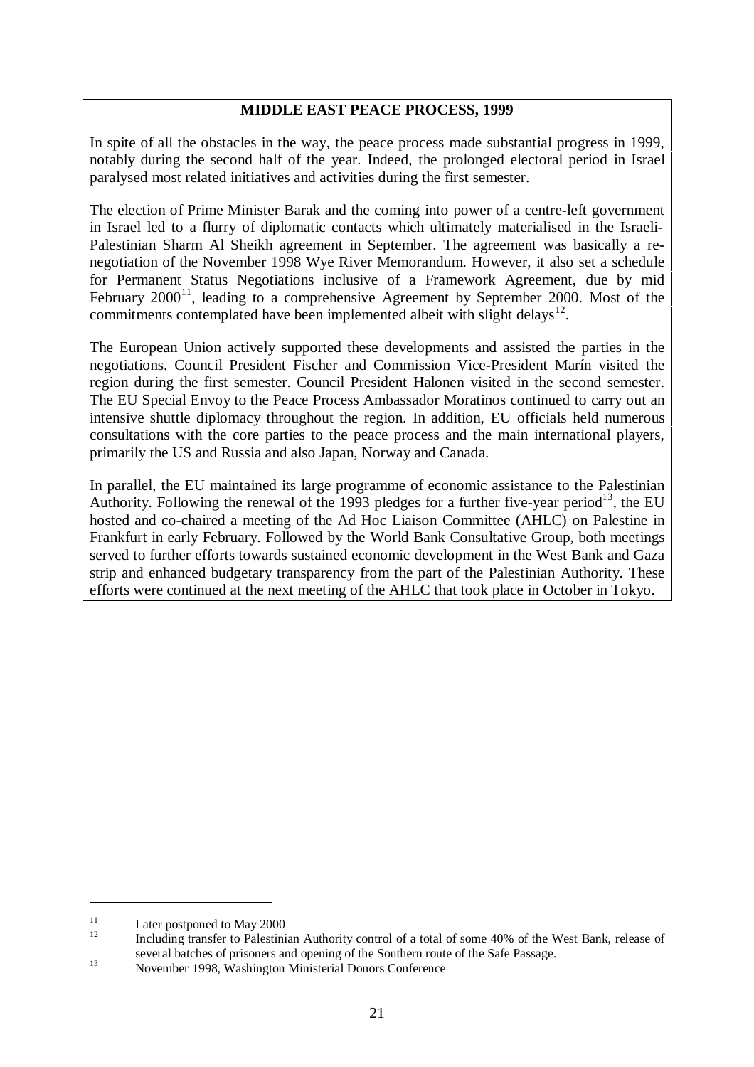**MIDDLE EAST PEACE PROCESS, 1999**

In spite of all the obstacles in the way, the peace process made substantial progress in 1999, notably during the second half of the year. Indeed, the prolonged electoral period in Israel paralysed most related initiatives and activities during the first semester.

The election of Prime Minister Barak and the coming into power of a centre-left government in Israel led to a flurry of diplomatic contacts which ultimately materialised in the Israeli-Palestinian Sharm Al Sheikh agreement in September. The agreement was basically a re-negotiation of the November 1998 Wye River Memorandum. However, it also set a schedule for Permanent Status Negotiations inclusive of a Framework Agreement, due by mid February 2000[11], leading to a comprehensive Agreement by September 2000. Most of the commitments contemplated have been implemented albeit with slight delays[12].

The European Union actively supported these developments and assisted the parties in the negotiations. Council President Fischer and Commission Vice-President Marín visited the region during the first semester. Council President Halonen visited in the second semester. The EU Special Envoy to the Peace Process Ambassador Moratinos continued to carry out an intensive shuttle diplomacy throughout the region. In addition, EU officials held numerous consultations with the core parties to the peace process and the main international players, primarily the US and Russia and also Japan, Norway and Canada.

In parallel, the EU maintained its large programme of economic assistance to the Palestinian Authority. Following the renewal of the 1993 pledges for a further five-year period[13], the EU hosted and co-chaired a meeting of the Ad Hoc Liaison Committee (AHLC) on Palestine in Frankfurt in early February. Followed by the World Bank Consultative Group, both meetings served to further efforts towards sustained economic development in the West Bank and Gaza strip and enhanced budgetary transparency from the part of the Palestinian Authority. These efforts were continued at the next meeting of the AHLC that took place in October in Tokyo.

---

[11] Later postponed to May 2000

[12] Including transfer to Palestinian Authority control of a total of some 40% of the West Bank, release of several batches of prisoners and opening of the Southern route of the Safe Passage.

[13] November 1998, Washington Ministerial Donors Conference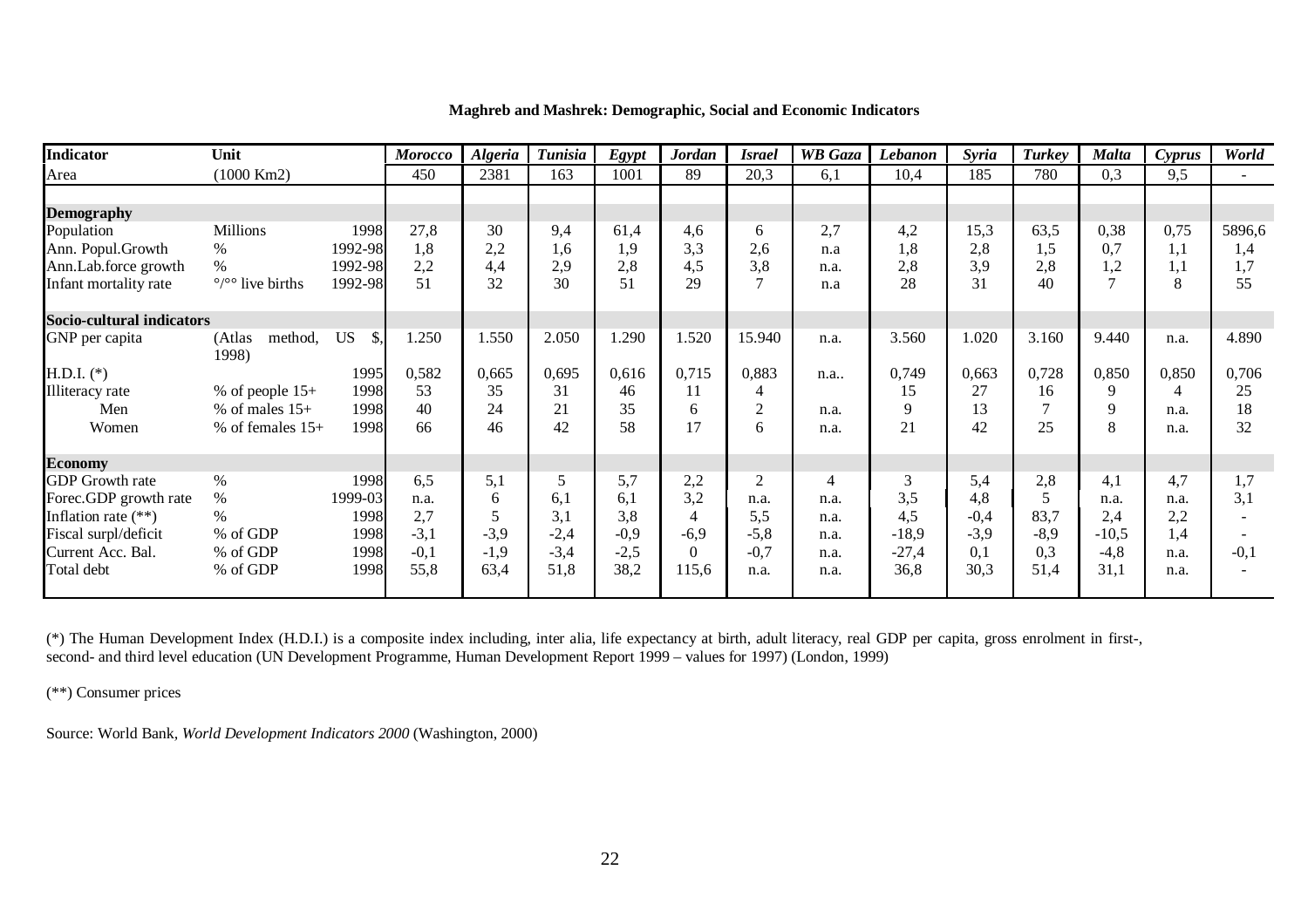**Maghreb and Mashrek: Demographic, Social and Economic Indicators**

| Indicator | Unit | | Morocco | Algeria | Tunisia | Egypt | Jordan | Israel | WB Gaza | Lebanon | Syria | Turkey | Malta | Cyprus | World |
|---|---|---|---|---|---|---|---|---|---|---|---|---|---|---|---|
| Area | (1000 Km2) | | 450 | 2381 | 163 | 1001 | 89 | 20,3 | 6,1 | 10,4 | 185 | 780 | 0,3 | 9,5 | - |
| **Demography** | | | | | | | | | | | | | | | |
| Population | Millions | 1998 | 27,8 | 30 | 9,4 | 61,4 | 4,6 | 6 | 2,7 | 4,2 | 15,3 | 63,5 | 0,38 | 0,75 | 5896,6 |
| Ann. Popul.Growth | % | 1992-98 | 1,8 | 2,2 | 1,6 | 1,9 | 3,3 | 2,6 | n.a | 1,8 | 2,8 | 1,5 | 0,7 | 1,1 | 1,4 |
| Ann.Lab.force growth | % | 1992-98 | 2,2 | 4,4 | 2,9 | 2,8 | 4,5 | 3,8 | n.a. | 2,8 | 3,9 | 2,8 | 1,2 | 1,1 | 1,7 |
| Infant mortality rate | °/°° live births | 1992-98 | 51 | 32 | 30 | 51 | 29 | 7 | n.a | 28 | 31 | 40 | 7 | 8 | 55 |
| **Socio-cultural indicators** | | | | | | | | | | | | | | | |
| GNP per capita | (Atlas method, US $, 1998) | | 1.250 | 1.550 | 2.050 | 1.290 | 1.520 | 15.940 | n.a. | 3.560 | 1.020 | 3.160 | 9.440 | n.a. | 4.890 |
| H.D.I. (*) | | 1995 | 0,582 | 0,665 | 0,695 | 0,616 | 0,715 | 0,883 | n.a.. | 0,749 | 0,663 | 0,728 | 0,850 | 0,850 | 0,706 |
| Illiteracy rate | % of people 15+ | 1998 | 53 | 35 | 31 | 46 | 11 | 4 | | 15 | 27 | 16 | 9 | 4 | 25 |
| Men | % of males 15+ | 1998 | 40 | 24 | 21 | 35 | 6 | 2 | n.a. | 9 | 13 | 7 | 9 | n.a. | 18 |
| Women | % of females 15+ | 1998 | 66 | 46 | 42 | 58 | 17 | 6 | n.a. | 21 | 42 | 25 | 8 | n.a. | 32 |
| **Economy** | | | | | | | | | | | | | | | |
| GDP Growth rate | % | 1998 | 6,5 | 5,1 | 5 | 5,7 | 2,2 | 2 | 4 | 3 | 5,4 | 2,8 | 4,1 | 4,7 | 1,7 |
| Forec.GDP growth rate | % | 1999-03 | n.a. | 6 | 6,1 | 6,1 | 3,2 | n.a. | n.a. | 3,5 | 4,8 | 5 | n.a. | n.a. | 3,1 |
| Inflation rate (**) | % | 1998 | 2,7 | 5 | 3,1 | 3,8 | 4 | 5,5 | n.a. | 4,5 | -0,4 | 83,7 | 2,4 | 2,2 | - |
| Fiscal surpl/deficit | % of GDP | 1998 | -3,1 | -3,9 | -2,4 | -0,9 | -6,9 | -5,8 | n.a. | -18,9 | -3,9 | -8,9 | -10,5 | 1,4 | - |
| Current Acc. Bal. | % of GDP | 1998 | -0,1 | -1,9 | -3,4 | -2,5 | 0 | -0,7 | n.a. | -27,4 | 0,1 | 0,3 | -4,8 | n.a. | -0,1 |
| Total debt | % of GDP | 1998 | 55,8 | 63,4 | 51,8 | 38,2 | 115,6 | n.a. | n.a. | 36,8 | 30,3 | 51,4 | 31,1 | n.a. | - |

(*) The Human Development Index (H.D.I.) is a composite index including, inter alia, life expectancy at birth, adult literacy, real GDP per capita, gross enrolment in first-, second- and third level education (UN Development Programme, Human Development Report 1999 – values for 1997) (London, 1999)

(**) Consumer prices

Source: World Bank, *World Development Indicators 2000* (Washington, 2000)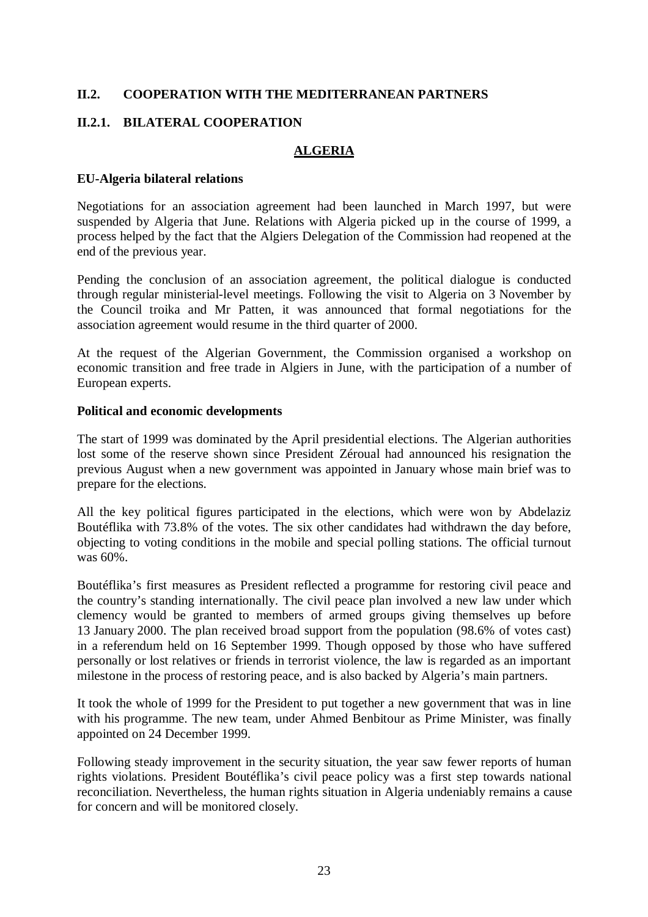## II.2. COOPERATION WITH THE MEDITERRANEAN PARTNERS

### II.2.1. BILATERAL COOPERATION

#### ALGERIA

**EU-Algeria bilateral relations**

Negotiations for an association agreement had been launched in March 1997, but were suspended by Algeria that June. Relations with Algeria picked up in the course of 1999, a process helped by the fact that the Algiers Delegation of the Commission had reopened at the end of the previous year.

Pending the conclusion of an association agreement, the political dialogue is conducted through regular ministerial-level meetings. Following the visit to Algeria on 3 November by the Council troika and Mr Patten, it was announced that formal negotiations for the association agreement would resume in the third quarter of 2000.

At the request of the Algerian Government, the Commission organised a workshop on economic transition and free trade in Algiers in June, with the participation of a number of European experts.

**Political and economic developments**

The start of 1999 was dominated by the April presidential elections. The Algerian authorities lost some of the reserve shown since President Zéroual had announced his resignation the previous August when a new government was appointed in January whose main brief was to prepare for the elections.

All the key political figures participated in the elections, which were won by Abdelaziz Boutéflika with 73.8% of the votes. The six other candidates had withdrawn the day before, objecting to voting conditions in the mobile and special polling stations. The official turnout was 60%.

Boutéflika's first measures as President reflected a programme for restoring civil peace and the country's standing internationally. The civil peace plan involved a new law under which clemency would be granted to members of armed groups giving themselves up before 13 January 2000. The plan received broad support from the population (98.6% of votes cast) in a referendum held on 16 September 1999. Though opposed by those who have suffered personally or lost relatives or friends in terrorist violence, the law is regarded as an important milestone in the process of restoring peace, and is also backed by Algeria's main partners.

It took the whole of 1999 for the President to put together a new government that was in line with his programme. The new team, under Ahmed Benbitour as Prime Minister, was finally appointed on 24 December 1999.

Following steady improvement in the security situation, the year saw fewer reports of human rights violations. President Boutéflika's civil peace policy was a first step towards national reconciliation. Nevertheless, the human rights situation in Algeria undeniably remains a cause for concern and will be monitored closely.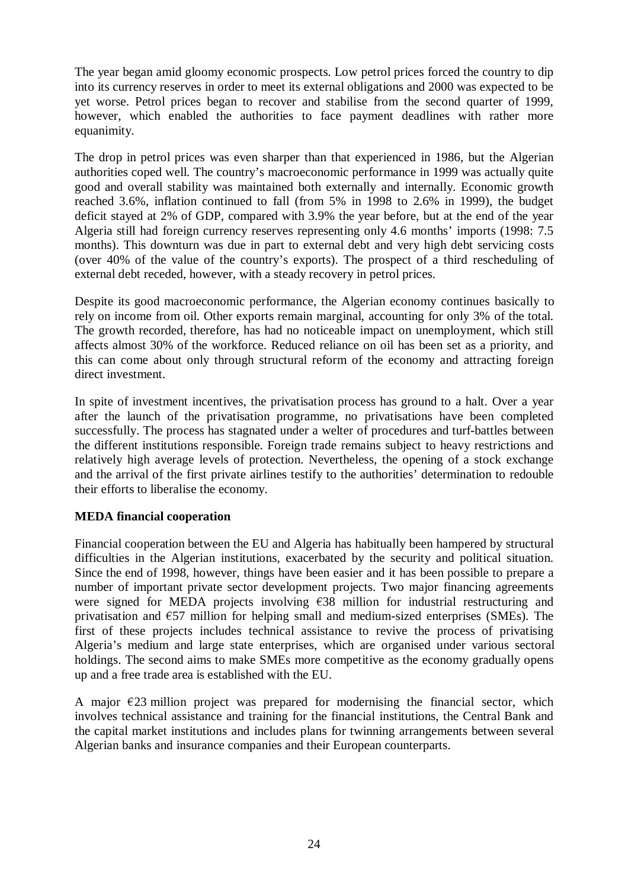The year began amid gloomy economic prospects. Low petrol prices forced the country to dip into its currency reserves in order to meet its external obligations and 2000 was expected to be yet worse. Petrol prices began to recover and stabilise from the second quarter of 1999, however, which enabled the authorities to face payment deadlines with rather more equanimity.

The drop in petrol prices was even sharper than that experienced in 1986, but the Algerian authorities coped well. The country's macroeconomic performance in 1999 was actually quite good and overall stability was maintained both externally and internally. Economic growth reached 3.6%, inflation continued to fall (from 5% in 1998 to 2.6% in 1999), the budget deficit stayed at 2% of GDP, compared with 3.9% the year before, but at the end of the year Algeria still had foreign currency reserves representing only 4.6 months' imports (1998: 7.5 months). This downturn was due in part to external debt and very high debt servicing costs (over 40% of the value of the country's exports). The prospect of a third rescheduling of external debt receded, however, with a steady recovery in petrol prices.

Despite its good macroeconomic performance, the Algerian economy continues basically to rely on income from oil. Other exports remain marginal, accounting for only 3% of the total. The growth recorded, therefore, has had no noticeable impact on unemployment, which still affects almost 30% of the workforce. Reduced reliance on oil has been set as a priority, and this can come about only through structural reform of the economy and attracting foreign direct investment.

In spite of investment incentives, the privatisation process has ground to a halt. Over a year after the launch of the privatisation programme, no privatisations have been completed successfully. The process has stagnated under a welter of procedures and turf-battles between the different institutions responsible. Foreign trade remains subject to heavy restrictions and relatively high average levels of protection. Nevertheless, the opening of a stock exchange and the arrival of the first private airlines testify to the authorities' determination to redouble their efforts to liberalise the economy.

**MEDA financial cooperation**

Financial cooperation between the EU and Algeria has habitually been hampered by structural difficulties in the Algerian institutions, exacerbated by the security and political situation. Since the end of 1998, however, things have been easier and it has been possible to prepare a number of important private sector development projects. Two major financing agreements were signed for MEDA projects involving €38 million for industrial restructuring and privatisation and €57 million for helping small and medium-sized enterprises (SMEs). The first of these projects includes technical assistance to revive the process of privatising Algeria's medium and large state enterprises, which are organised under various sectoral holdings. The second aims to make SMEs more competitive as the economy gradually opens up and a free trade area is established with the EU.

A major €23 million project was prepared for modernising the financial sector, which involves technical assistance and training for the financial institutions, the Central Bank and the capital market institutions and includes plans for twinning arrangements between several Algerian banks and insurance companies and their European counterparts.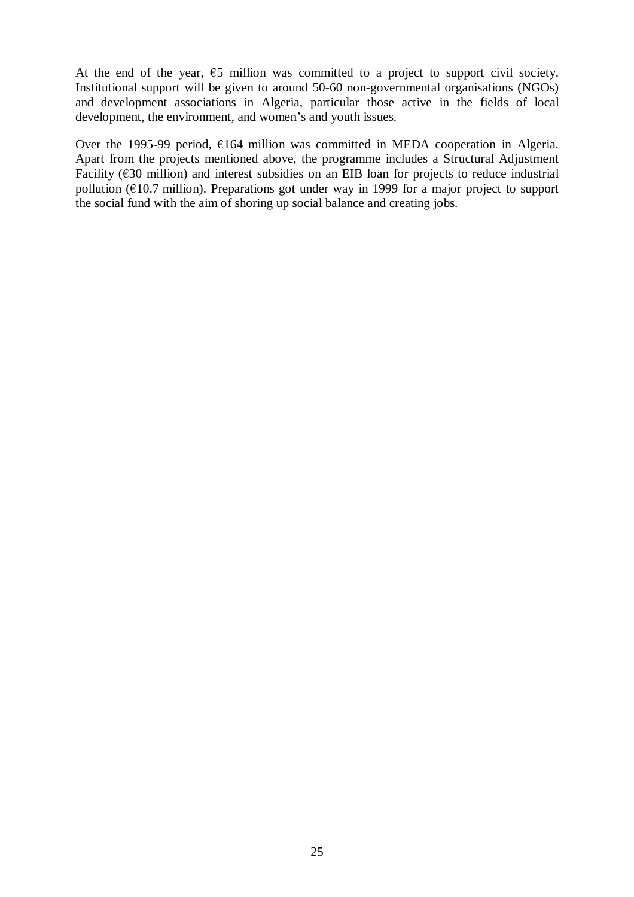At the end of the year, €5 million was committed to a project to support civil society. Institutional support will be given to around 50-60 non-governmental organisations (NGOs) and development associations in Algeria, particular those active in the fields of local development, the environment, and women's and youth issues.

Over the 1995-99 period, €164 million was committed in MEDA cooperation in Algeria. Apart from the projects mentioned above, the programme includes a Structural Adjustment Facility (€30 million) and interest subsidies on an EIB loan for projects to reduce industrial pollution (€10.7 million). Preparations got under way in 1999 for a major project to support the social fund with the aim of shoring up social balance and creating jobs.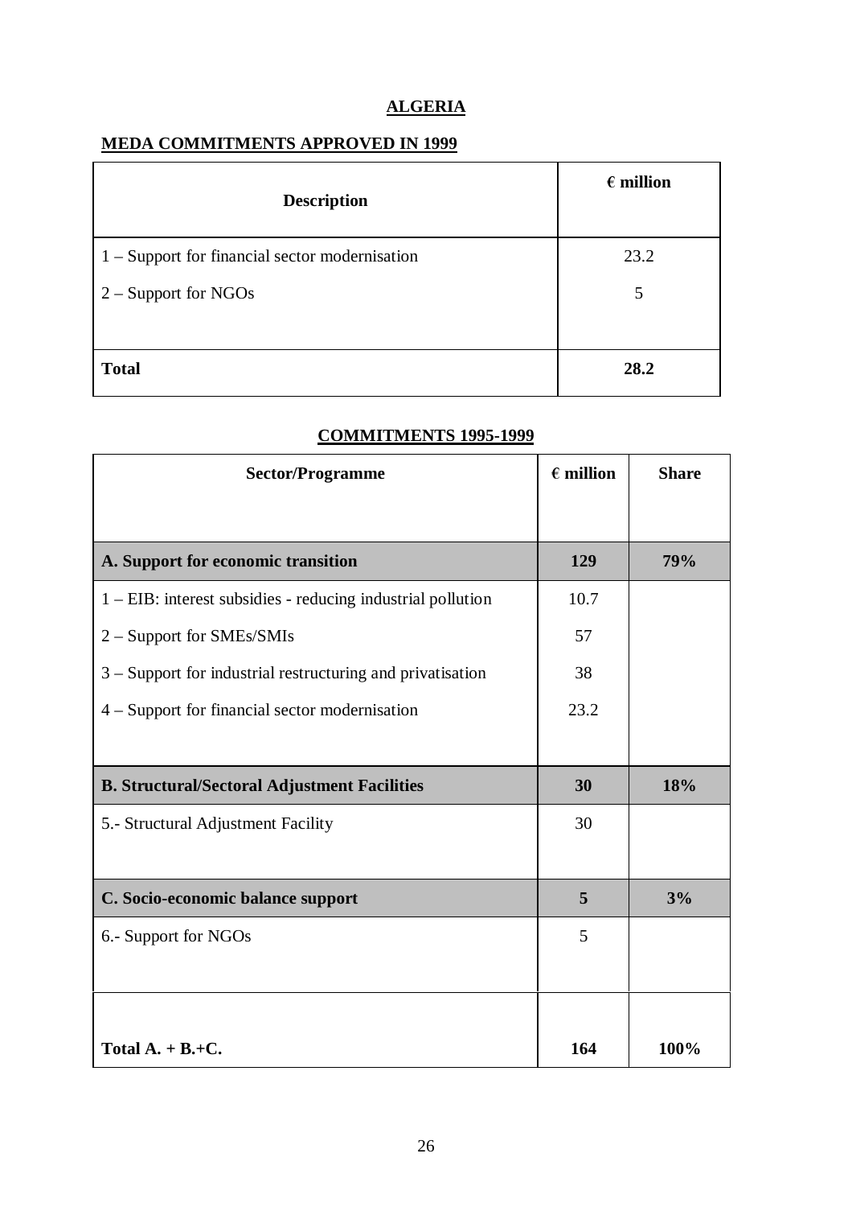# ALGERIA

## MEDA COMMITMENTS APPROVED IN 1999

| Description | € million |
|---|---|
| 1 – Support for financial sector modernisation | 23.2 |
| 2 – Support for NGOs | 5 |
| **Total** | **28.2** |

## COMMITMENTS 1995-1999

| Sector/Programme | € million | Share |
|---|---|---|
| **A. Support for economic transition** | **129** | **79%** |
| 1 – EIB: interest subsidies - reducing industrial pollution | 10.7 | |
| 2 – Support for SMEs/SMIs | 57 | |
| 3 – Support for industrial restructuring and privatisation | 38 | |
| 4 – Support for financial sector modernisation | 23.2 | |
| **B. Structural/Sectoral Adjustment Facilities** | **30** | **18%** |
| 5.- Structural Adjustment Facility | 30 | |
| **C. Socio-economic balance support** | **5** | **3%** |
| 6.- Support for NGOs | 5 | |
| **Total A. + B.+C.** | **164** | **100%** |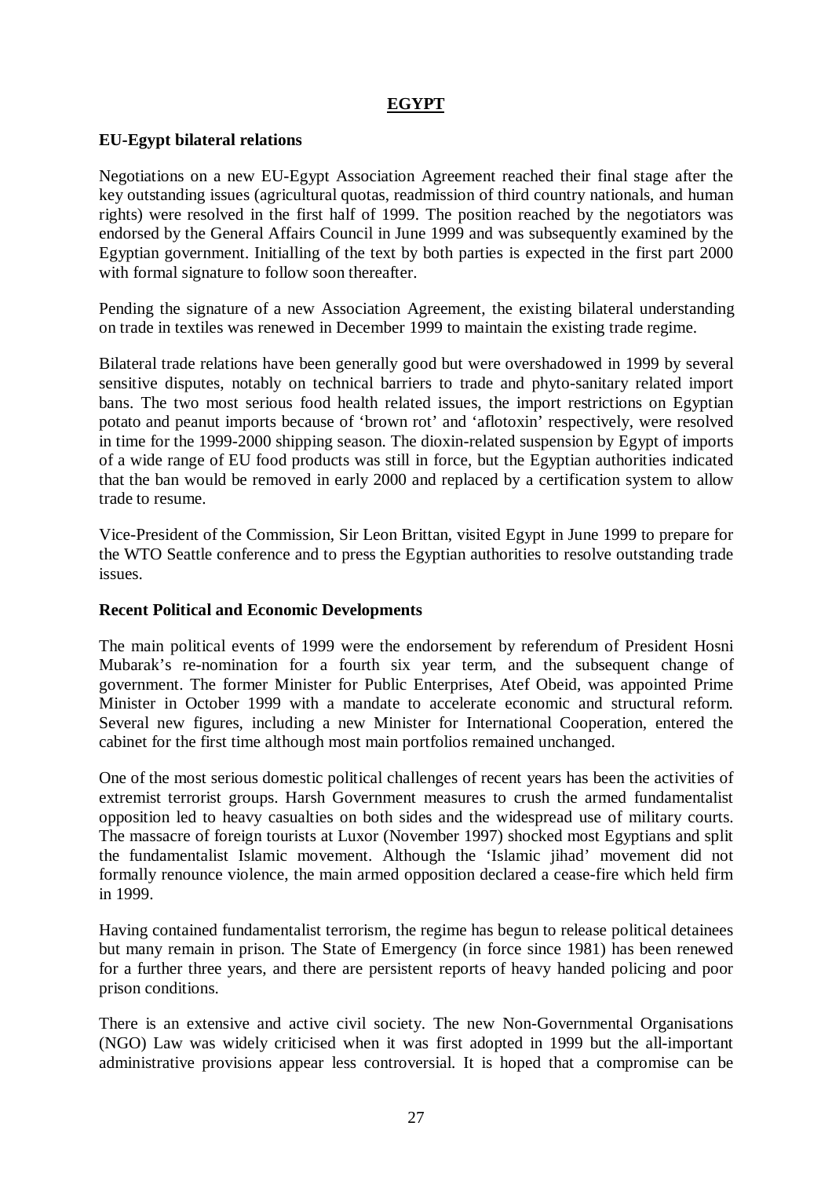# EGYPT

## EU-Egypt bilateral relations

Negotiations on a new EU-Egypt Association Agreement reached their final stage after the key outstanding issues (agricultural quotas, readmission of third country nationals, and human rights) were resolved in the first half of 1999. The position reached by the negotiators was endorsed by the General Affairs Council in June 1999 and was subsequently examined by the Egyptian government. Initialling of the text by both parties is expected in the first part 2000 with formal signature to follow soon thereafter.

Pending the signature of a new Association Agreement, the existing bilateral understanding on trade in textiles was renewed in December 1999 to maintain the existing trade regime.

Bilateral trade relations have been generally good but were overshadowed in 1999 by several sensitive disputes, notably on technical barriers to trade and phyto-sanitary related import bans. The two most serious food health related issues, the import restrictions on Egyptian potato and peanut imports because of 'brown rot' and 'aflotoxin' respectively, were resolved in time for the 1999-2000 shipping season. The dioxin-related suspension by Egypt of imports of a wide range of EU food products was still in force, but the Egyptian authorities indicated that the ban would be removed in early 2000 and replaced by a certification system to allow trade to resume.

Vice-President of the Commission, Sir Leon Brittan, visited Egypt in June 1999 to prepare for the WTO Seattle conference and to press the Egyptian authorities to resolve outstanding trade issues.

## Recent Political and Economic Developments

The main political events of 1999 were the endorsement by referendum of President Hosni Mubarak's re-nomination for a fourth six year term, and the subsequent change of government. The former Minister for Public Enterprises, Atef Obeid, was appointed Prime Minister in October 1999 with a mandate to accelerate economic and structural reform. Several new figures, including a new Minister for International Cooperation, entered the cabinet for the first time although most main portfolios remained unchanged.

One of the most serious domestic political challenges of recent years has been the activities of extremist terrorist groups. Harsh Government measures to crush the armed fundamentalist opposition led to heavy casualties on both sides and the widespread use of military courts. The massacre of foreign tourists at Luxor (November 1997) shocked most Egyptians and split the fundamentalist Islamic movement. Although the 'Islamic jihad' movement did not formally renounce violence, the main armed opposition declared a cease-fire which held firm in 1999.

Having contained fundamentalist terrorism, the regime has begun to release political detainees but many remain in prison. The State of Emergency (in force since 1981) has been renewed for a further three years, and there are persistent reports of heavy handed policing and poor prison conditions.

There is an extensive and active civil society. The new Non-Governmental Organisations (NGO) Law was widely criticised when it was first adopted in 1999 but the all-important administrative provisions appear less controversial. It is hoped that a compromise can be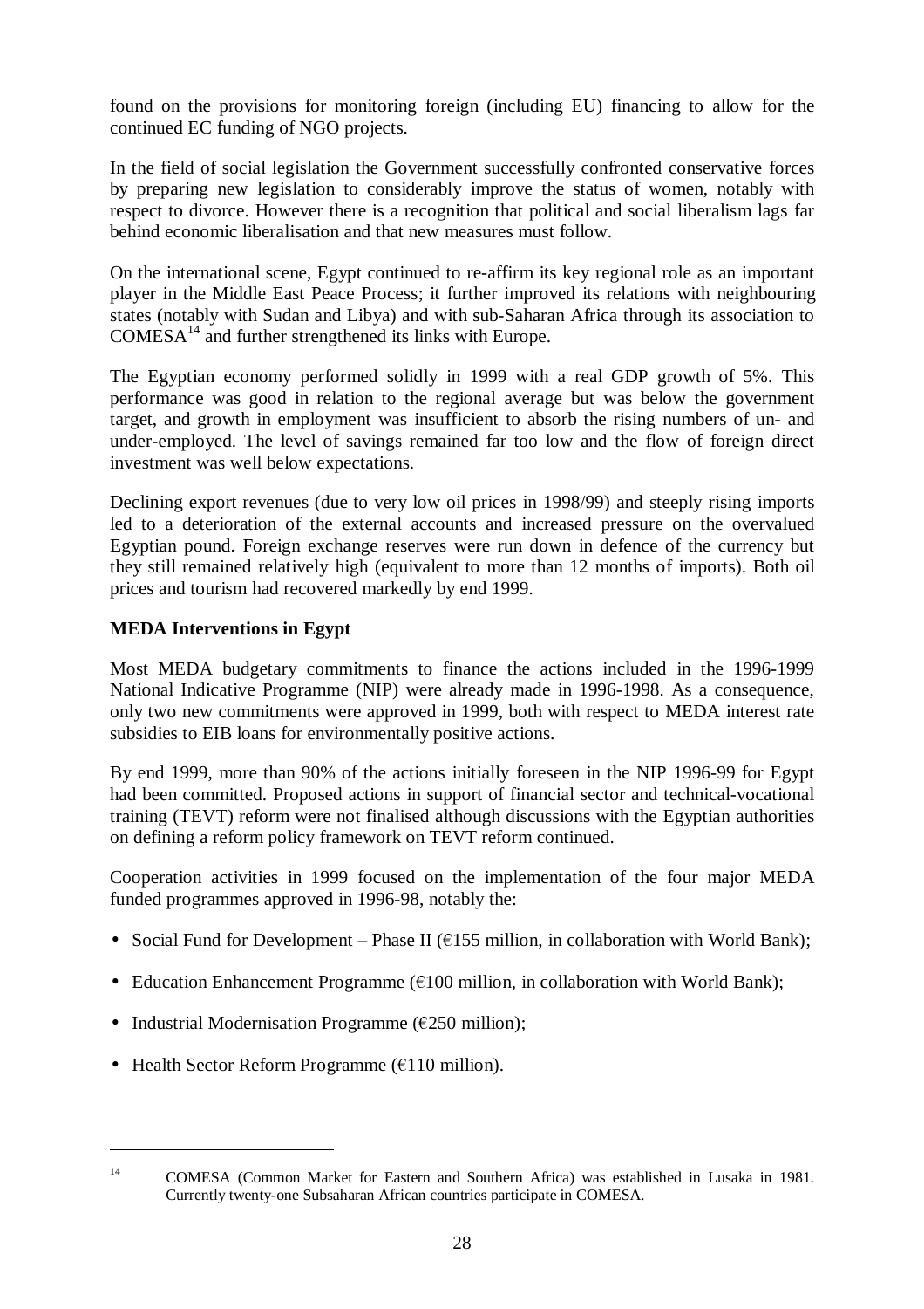found on the provisions for monitoring foreign (including EU) financing to allow for the continued EC funding of NGO projects.

In the field of social legislation the Government successfully confronted conservative forces by preparing new legislation to considerably improve the status of women, notably with respect to divorce. However there is a recognition that political and social liberalism lags far behind economic liberalisation and that new measures must follow.

On the international scene, Egypt continued to re-affirm its key regional role as an important player in the Middle East Peace Process; it further improved its relations with neighbouring states (notably with Sudan and Libya) and with sub-Saharan Africa through its association to COMESA[14] and further strengthened its links with Europe.

The Egyptian economy performed solidly in 1999 with a real GDP growth of 5%. This performance was good in relation to the regional average but was below the government target, and growth in employment was insufficient to absorb the rising numbers of un- and under-employed. The level of savings remained far too low and the flow of foreign direct investment was well below expectations.

Declining export revenues (due to very low oil prices in 1998/99) and steeply rising imports led to a deterioration of the external accounts and increased pressure on the overvalued Egyptian pound. Foreign exchange reserves were run down in defence of the currency but they still remained relatively high (equivalent to more than 12 months of imports). Both oil prices and tourism had recovered markedly by end 1999.

**MEDA Interventions in Egypt**

Most MEDA budgetary commitments to finance the actions included in the 1996-1999 National Indicative Programme (NIP) were already made in 1996-1998. As a consequence, only two new commitments were approved in 1999, both with respect to MEDA interest rate subsidies to EIB loans for environmentally positive actions.

By end 1999, more than 90% of the actions initially foreseen in the NIP 1996-99 for Egypt had been committed. Proposed actions in support of financial sector and technical-vocational training (TEVT) reform were not finalised although discussions with the Egyptian authorities on defining a reform policy framework on TEVT reform continued.

Cooperation activities in 1999 focused on the implementation of the four major MEDA funded programmes approved in 1996-98, notably the:

- Social Fund for Development – Phase II (€155 million, in collaboration with World Bank);
- Education Enhancement Programme (€100 million, in collaboration with World Bank);
- Industrial Modernisation Programme (€250 million);
- Health Sector Reform Programme (€110 million).

---

[14] COMESA (Common Market for Eastern and Southern Africa) was established in Lusaka in 1981. Currently twenty-one Subsaharan African countries participate in COMESA.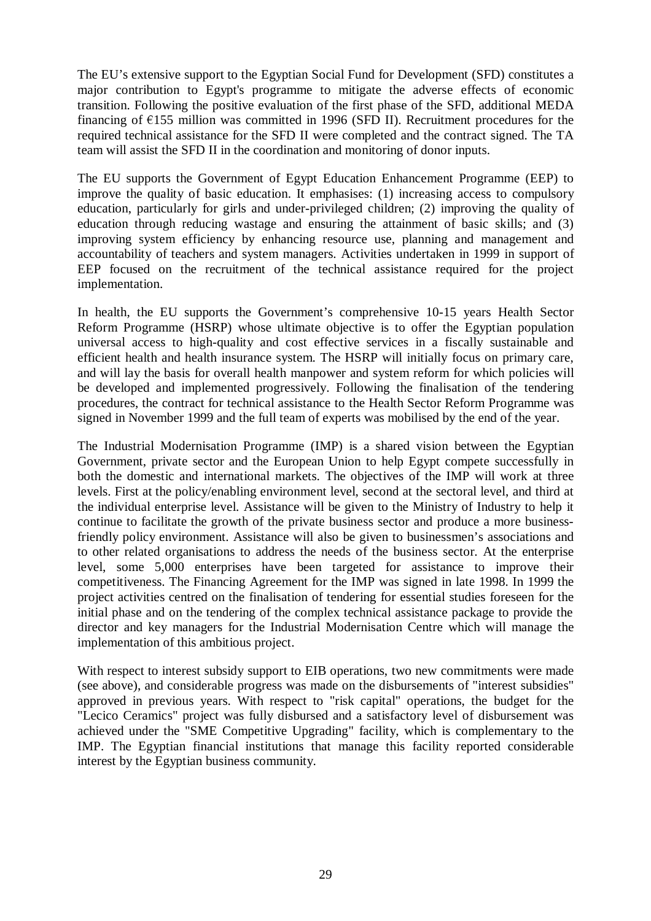The EU's extensive support to the Egyptian Social Fund for Development (SFD) constitutes a major contribution to Egypt's programme to mitigate the adverse effects of economic transition. Following the positive evaluation of the first phase of the SFD, additional MEDA financing of €155 million was committed in 1996 (SFD II). Recruitment procedures for the required technical assistance for the SFD II were completed and the contract signed. The TA team will assist the SFD II in the coordination and monitoring of donor inputs.

The EU supports the Government of Egypt Education Enhancement Programme (EEP) to improve the quality of basic education. It emphasises: (1) increasing access to compulsory education, particularly for girls and under-privileged children; (2) improving the quality of education through reducing wastage and ensuring the attainment of basic skills; and (3) improving system efficiency by enhancing resource use, planning and management and accountability of teachers and system managers. Activities undertaken in 1999 in support of EEP focused on the recruitment of the technical assistance required for the project implementation.

In health, the EU supports the Government's comprehensive 10-15 years Health Sector Reform Programme (HSRP) whose ultimate objective is to offer the Egyptian population universal access to high-quality and cost effective services in a fiscally sustainable and efficient health and health insurance system. The HSRP will initially focus on primary care, and will lay the basis for overall health manpower and system reform for which policies will be developed and implemented progressively. Following the finalisation of the tendering procedures, the contract for technical assistance to the Health Sector Reform Programme was signed in November 1999 and the full team of experts was mobilised by the end of the year.

The Industrial Modernisation Programme (IMP) is a shared vision between the Egyptian Government, private sector and the European Union to help Egypt compete successfully in both the domestic and international markets. The objectives of the IMP will work at three levels. First at the policy/enabling environment level, second at the sectoral level, and third at the individual enterprise level. Assistance will be given to the Ministry of Industry to help it continue to facilitate the growth of the private business sector and produce a more business-friendly policy environment. Assistance will also be given to businessmen's associations and to other related organisations to address the needs of the business sector. At the enterprise level, some 5,000 enterprises have been targeted for assistance to improve their competitiveness. The Financing Agreement for the IMP was signed in late 1998. In 1999 the project activities centred on the finalisation of tendering for essential studies foreseen for the initial phase and on the tendering of the complex technical assistance package to provide the director and key managers for the Industrial Modernisation Centre which will manage the implementation of this ambitious project.

With respect to interest subsidy support to EIB operations, two new commitments were made (see above), and considerable progress was made on the disbursements of "interest subsidies" approved in previous years. With respect to "risk capital" operations, the budget for the "Lecico Ceramics" project was fully disbursed and a satisfactory level of disbursement was achieved under the "SME Competitive Upgrading" facility, which is complementary to the IMP. The Egyptian financial institutions that manage this facility reported considerable interest by the Egyptian business community.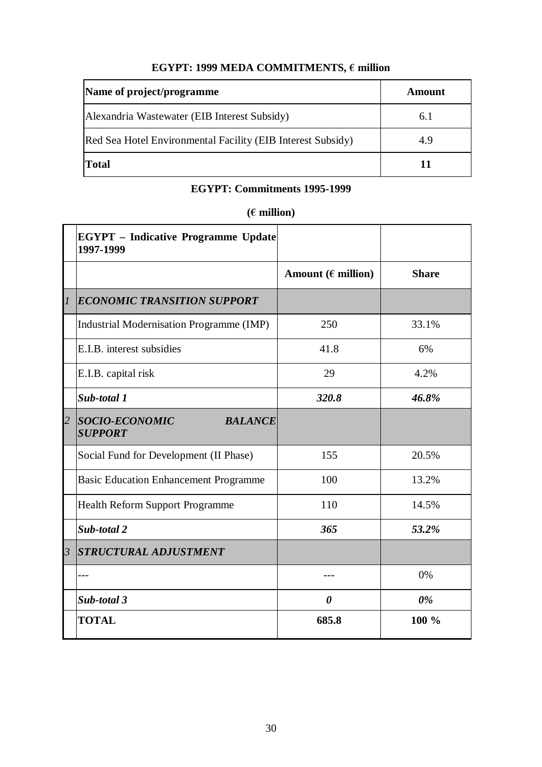**EGYPT: 1999 MEDA COMMITMENTS, € million**

| Name of project/programme | Amount |
|---|---|
| Alexandria Wastewater (EIB Interest Subsidy) | 6.1 |
| Red Sea Hotel Environmental Facility (EIB Interest Subsidy) | 4.9 |
| **Total** | **11** |

**EGYPT: Commitments 1995-1999**

**(€ million)**

| | **EGYPT – Indicative Programme Update 1997-1999** | | |
|---|---|---|---|
| | | **Amount (€ million)** | **Share** |
| *1* | ***ECONOMIC TRANSITION SUPPORT*** | | |
| | Industrial Modernisation Programme (IMP) | 250 | 33.1% |
| | E.I.B. interest subsidies | 41.8 | 6% |
| | E.I.B. capital risk | 29 | 4.2% |
| | ***Sub-total 1*** | ***320.8*** | ***46.8%*** |
| *2* | ***SOCIO-ECONOMIC BALANCE SUPPORT*** | | |
| | Social Fund for Development (II Phase) | 155 | 20.5% |
| | Basic Education Enhancement Programme | 100 | 13.2% |
| | Health Reform Support Programme | 110 | 14.5% |
| | ***Sub-total 2*** | ***365*** | ***53.2%*** |
| *3* | ***STRUCTURAL ADJUSTMENT*** | | |
| | --- | --- | 0% |
| | ***Sub-total 3*** | ***0*** | ***0%*** |
| | **TOTAL** | **685.8** | **100 %** |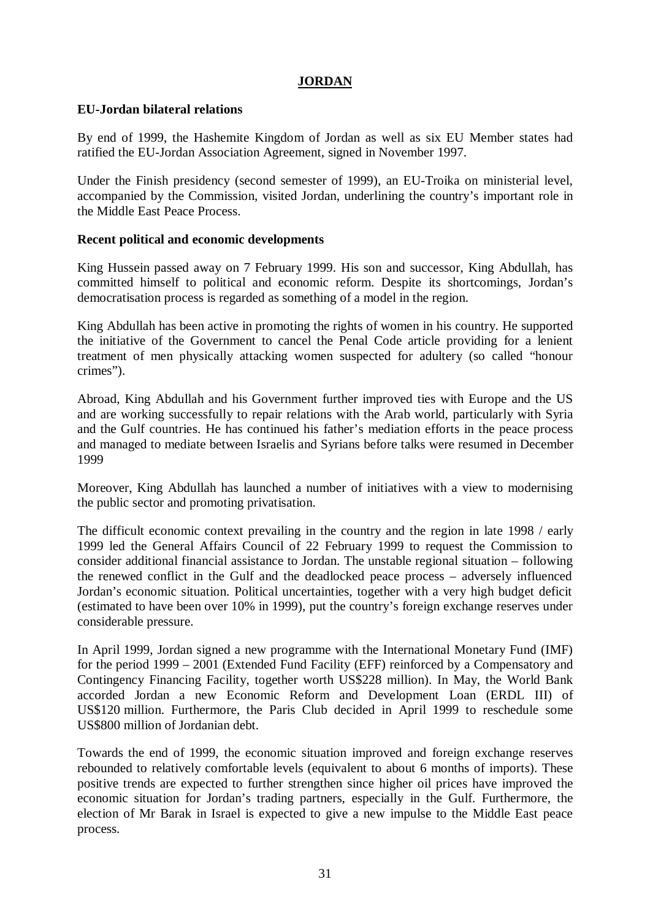# JORDAN

## EU-Jordan bilateral relations

By end of 1999, the Hashemite Kingdom of Jordan as well as six EU Member states had ratified the EU-Jordan Association Agreement, signed in November 1997.

Under the Finish presidency (second semester of 1999), an EU-Troika on ministerial level, accompanied by the Commission, visited Jordan, underlining the country's important role in the Middle East Peace Process.

## Recent political and economic developments

King Hussein passed away on 7 February 1999. His son and successor, King Abdullah, has committed himself to political and economic reform. Despite its shortcomings, Jordan's democratisation process is regarded as something of a model in the region.

King Abdullah has been active in promoting the rights of women in his country. He supported the initiative of the Government to cancel the Penal Code article providing for a lenient treatment of men physically attacking women suspected for adultery (so called "honour crimes").

Abroad, King Abdullah and his Government further improved ties with Europe and the US and are working successfully to repair relations with the Arab world, particularly with Syria and the Gulf countries. He has continued his father's mediation efforts in the peace process and managed to mediate between Israelis and Syrians before talks were resumed in December 1999

Moreover, King Abdullah has launched a number of initiatives with a view to modernising the public sector and promoting privatisation.

The difficult economic context prevailing in the country and the region in late 1998 / early 1999 led the General Affairs Council of 22 February 1999 to request the Commission to consider additional financial assistance to Jordan. The unstable regional situation – following the renewed conflict in the Gulf and the deadlocked peace process – adversely influenced Jordan's economic situation. Political uncertainties, together with a very high budget deficit (estimated to have been over 10% in 1999), put the country's foreign exchange reserves under considerable pressure.

In April 1999, Jordan signed a new programme with the International Monetary Fund (IMF) for the period 1999 – 2001 (Extended Fund Facility (EFF) reinforced by a Compensatory and Contingency Financing Facility, together worth US$228 million). In May, the World Bank accorded Jordan a new Economic Reform and Development Loan (ERDL III) of US$120 million. Furthermore, the Paris Club decided in April 1999 to reschedule some US$800 million of Jordanian debt.

Towards the end of 1999, the economic situation improved and foreign exchange reserves rebounded to relatively comfortable levels (equivalent to about 6 months of imports). These positive trends are expected to further strengthen since higher oil prices have improved the economic situation for Jordan's trading partners, especially in the Gulf. Furthermore, the election of Mr Barak in Israel is expected to give a new impulse to the Middle East peace process.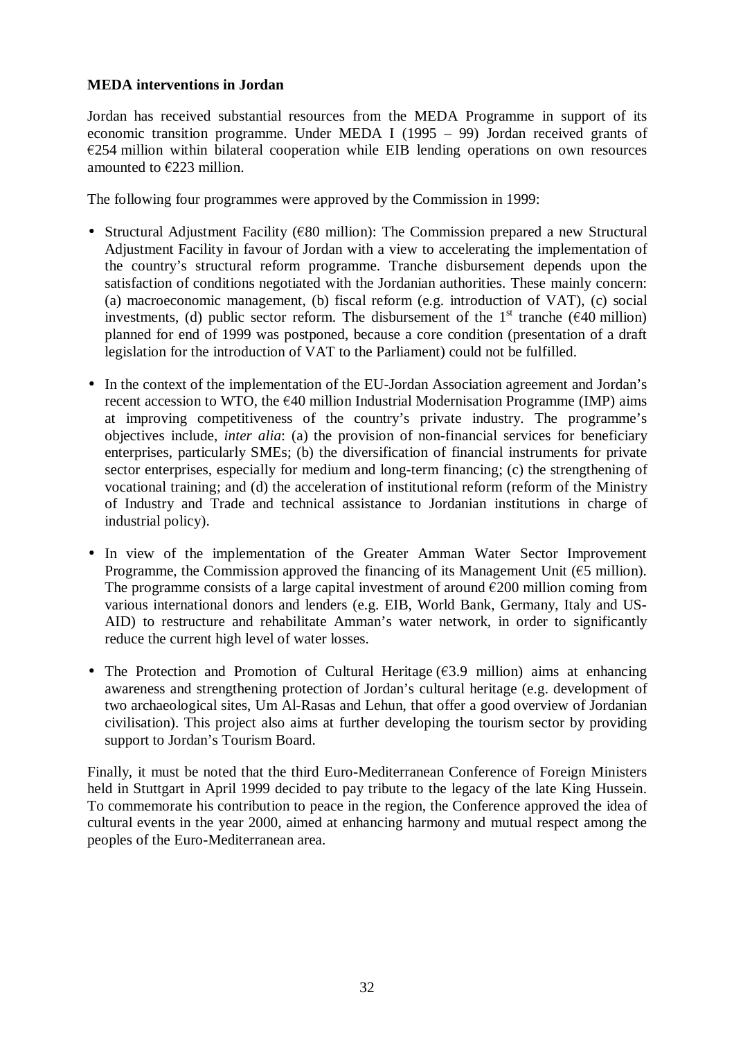**MEDA interventions in Jordan**

Jordan has received substantial resources from the MEDA Programme in support of its economic transition programme. Under MEDA I (1995 – 99) Jordan received grants of €254 million within bilateral cooperation while EIB lending operations on own resources amounted to €223 million.

The following four programmes were approved by the Commission in 1999:

- Structural Adjustment Facility (€80 million): The Commission prepared a new Structural Adjustment Facility in favour of Jordan with a view to accelerating the implementation of the country's structural reform programme. Tranche disbursement depends upon the satisfaction of conditions negotiated with the Jordanian authorities. These mainly concern: (a) macroeconomic management, (b) fiscal reform (e.g. introduction of VAT), (c) social investments, (d) public sector reform. The disbursement of the 1st tranche (€40 million) planned for end of 1999 was postponed, because a core condition (presentation of a draft legislation for the introduction of VAT to the Parliament) could not be fulfilled.
- In the context of the implementation of the EU-Jordan Association agreement and Jordan's recent accession to WTO, the €40 million Industrial Modernisation Programme (IMP) aims at improving competitiveness of the country's private industry. The programme's objectives include, *inter alia*: (a) the provision of non-financial services for beneficiary enterprises, particularly SMEs; (b) the diversification of financial instruments for private sector enterprises, especially for medium and long-term financing; (c) the strengthening of vocational training; and (d) the acceleration of institutional reform (reform of the Ministry of Industry and Trade and technical assistance to Jordanian institutions in charge of industrial policy).
- In view of the implementation of the Greater Amman Water Sector Improvement Programme, the Commission approved the financing of its Management Unit (€5 million). The programme consists of a large capital investment of around €200 million coming from various international donors and lenders (e.g. EIB, World Bank, Germany, Italy and US-AID) to restructure and rehabilitate Amman's water network, in order to significantly reduce the current high level of water losses.
- The Protection and Promotion of Cultural Heritage (€3.9 million) aims at enhancing awareness and strengthening protection of Jordan's cultural heritage (e.g. development of two archaeological sites, Um Al-Rasas and Lehun, that offer a good overview of Jordanian civilisation). This project also aims at further developing the tourism sector by providing support to Jordan's Tourism Board.

Finally, it must be noted that the third Euro-Mediterranean Conference of Foreign Ministers held in Stuttgart in April 1999 decided to pay tribute to the legacy of the late King Hussein. To commemorate his contribution to peace in the region, the Conference approved the idea of cultural events in the year 2000, aimed at enhancing harmony and mutual respect among the peoples of the Euro-Mediterranean area.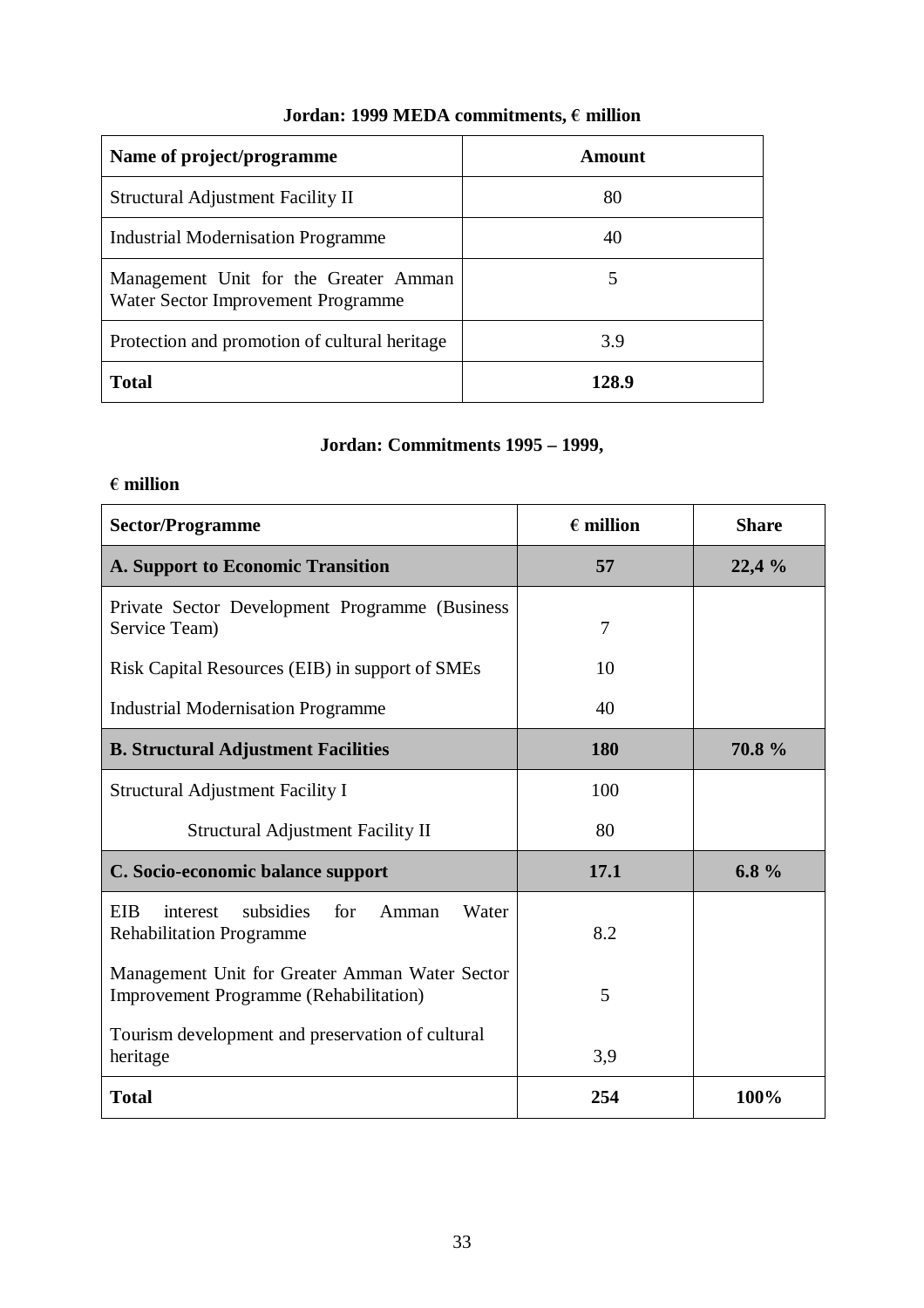**Jordan: 1999 MEDA commitments, € million**

| Name of project/programme | Amount |
|---|---|
| Structural Adjustment Facility II | 80 |
| Industrial Modernisation Programme | 40 |
| Management Unit for the Greater Amman Water Sector Improvement Programme | 5 |
| Protection and promotion of cultural heritage | 3.9 |
| **Total** | **128.9** |

**Jordan: Commitments 1995 – 1999,**

**€ million**

| Sector/Programme | € million | Share |
|---|---|---|
| **A. Support to Economic Transition** | **57** | **22,4 %** |
| Private Sector Development Programme (Business Service Team) | 7 | |
| Risk Capital Resources (EIB) in support of SMEs | 10 | |
| Industrial Modernisation Programme | 40 | |
| **B. Structural Adjustment Facilities** | **180** | **70.8 %** |
| Structural Adjustment Facility I | 100 | |
| Structural Adjustment Facility II | 80 | |
| **C. Socio-economic balance support** | **17.1** | **6.8 %** |
| EIB interest subsidies for Amman Water Rehabilitation Programme | 8.2 | |
| Management Unit for Greater Amman Water Sector Improvement Programme (Rehabilitation) | 5 | |
| Tourism development and preservation of cultural heritage | 3,9 | |
| **Total** | **254** | **100%** |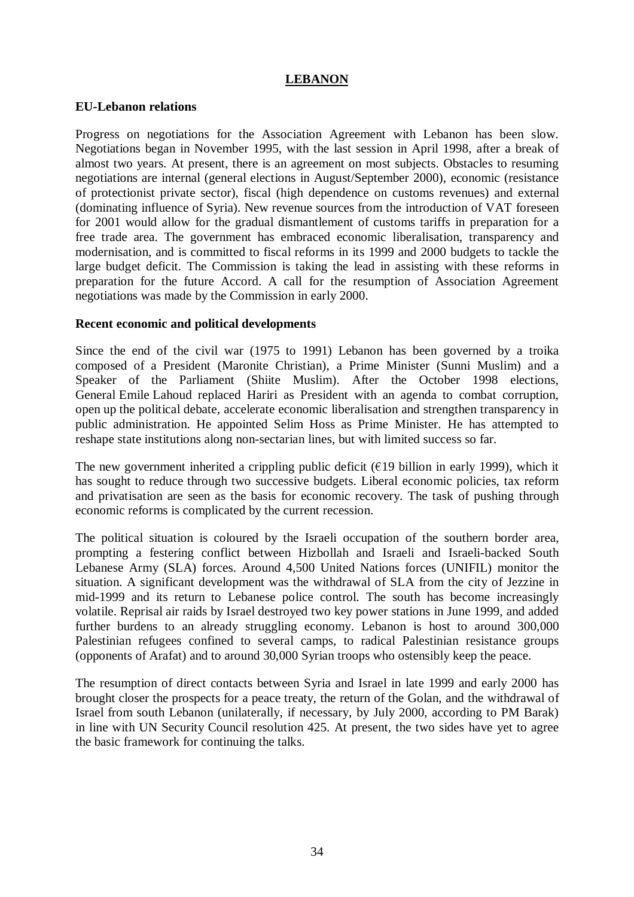# LEBANON

**EU-Lebanon relations**

Progress on negotiations for the Association Agreement with Lebanon has been slow. Negotiations began in November 1995, with the last session in April 1998, after a break of almost two years. At present, there is an agreement on most subjects. Obstacles to resuming negotiations are internal (general elections in August/September 2000), economic (resistance of protectionist private sector), fiscal (high dependence on customs revenues) and external (dominating influence of Syria). New revenue sources from the introduction of VAT foreseen for 2001 would allow for the gradual dismantlement of customs tariffs in preparation for a free trade area. The government has embraced economic liberalisation, transparency and modernisation, and is committed to fiscal reforms in its 1999 and 2000 budgets to tackle the large budget deficit. The Commission is taking the lead in assisting with these reforms in preparation for the future Accord. A call for the resumption of Association Agreement negotiations was made by the Commission in early 2000.

**Recent economic and political developments**

Since the end of the civil war (1975 to 1991) Lebanon has been governed by a troika composed of a President (Maronite Christian), a Prime Minister (Sunni Muslim) and a Speaker of the Parliament (Shiite Muslim). After the October 1998 elections, General Emile Lahoud replaced Hariri as President with an agenda to combat corruption, open up the political debate, accelerate economic liberalisation and strengthen transparency in public administration. He appointed Selim Hoss as Prime Minister. He has attempted to reshape state institutions along non-sectarian lines, but with limited success so far.

The new government inherited a crippling public deficit (€19 billion in early 1999), which it has sought to reduce through two successive budgets. Liberal economic policies, tax reform and privatisation are seen as the basis for economic recovery. The task of pushing through economic reforms is complicated by the current recession.

The political situation is coloured by the Israeli occupation of the southern border area, prompting a festering conflict between Hizbollah and Israeli and Israeli-backed South Lebanese Army (SLA) forces. Around 4,500 United Nations forces (UNIFIL) monitor the situation. A significant development was the withdrawal of SLA from the city of Jezzine in mid-1999 and its return to Lebanese police control. The south has become increasingly volatile. Reprisal air raids by Israel destroyed two key power stations in June 1999, and added further burdens to an already struggling economy. Lebanon is host to around 300,000 Palestinian refugees confined to several camps, to radical Palestinian resistance groups (opponents of Arafat) and to around 30,000 Syrian troops who ostensibly keep the peace.

The resumption of direct contacts between Syria and Israel in late 1999 and early 2000 has brought closer the prospects for a peace treaty, the return of the Golan, and the withdrawal of Israel from south Lebanon (unilaterally, if necessary, by July 2000, according to PM Barak) in line with UN Security Council resolution 425. At present, the two sides have yet to agree the basic framework for continuing the talks.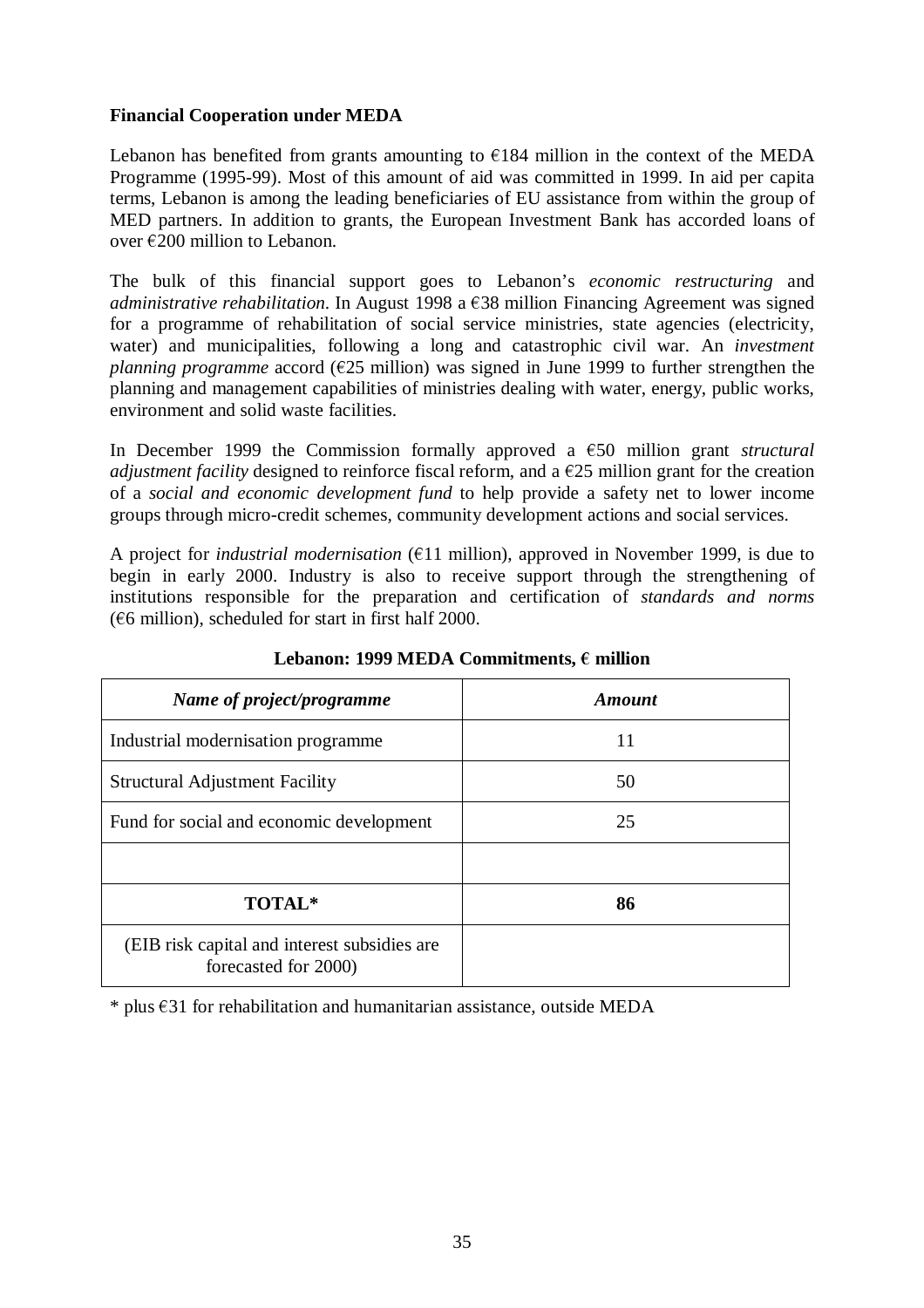**Financial Cooperation under MEDA**

Lebanon has benefited from grants amounting to €184 million in the context of the MEDA Programme (1995-99). Most of this amount of aid was committed in 1999. In aid per capita terms, Lebanon is among the leading beneficiaries of EU assistance from within the group of MED partners. In addition to grants, the European Investment Bank has accorded loans of over €200 million to Lebanon.

The bulk of this financial support goes to Lebanon's *economic restructuring* and *administrative rehabilitation*. In August 1998 a €38 million Financing Agreement was signed for a programme of rehabilitation of social service ministries, state agencies (electricity, water) and municipalities, following a long and catastrophic civil war. An *investment planning programme* accord (€25 million) was signed in June 1999 to further strengthen the planning and management capabilities of ministries dealing with water, energy, public works, environment and solid waste facilities.

In December 1999 the Commission formally approved a €50 million grant *structural adjustment facility* designed to reinforce fiscal reform, and a €25 million grant for the creation of a *social and economic development fund* to help provide a safety net to lower income groups through micro-credit schemes, community development actions and social services.

A project for *industrial modernisation* (€11 million), approved in November 1999, is due to begin in early 2000. Industry is also to receive support through the strengthening of institutions responsible for the preparation and certification of *standards and norms* (€6 million), scheduled for start in first half 2000.

**Lebanon: 1999 MEDA Commitments, € million**

| *Name of project/programme* | *Amount* |
|---|---|
| Industrial modernisation programme | 11 |
| Structural Adjustment Facility | 50 |
| Fund for social and economic development | 25 |
| | |
| **TOTAL*** | **86** |
| (EIB risk capital and interest subsidies are forecasted for 2000) | |

* plus €31 for rehabilitation and humanitarian assistance, outside MEDA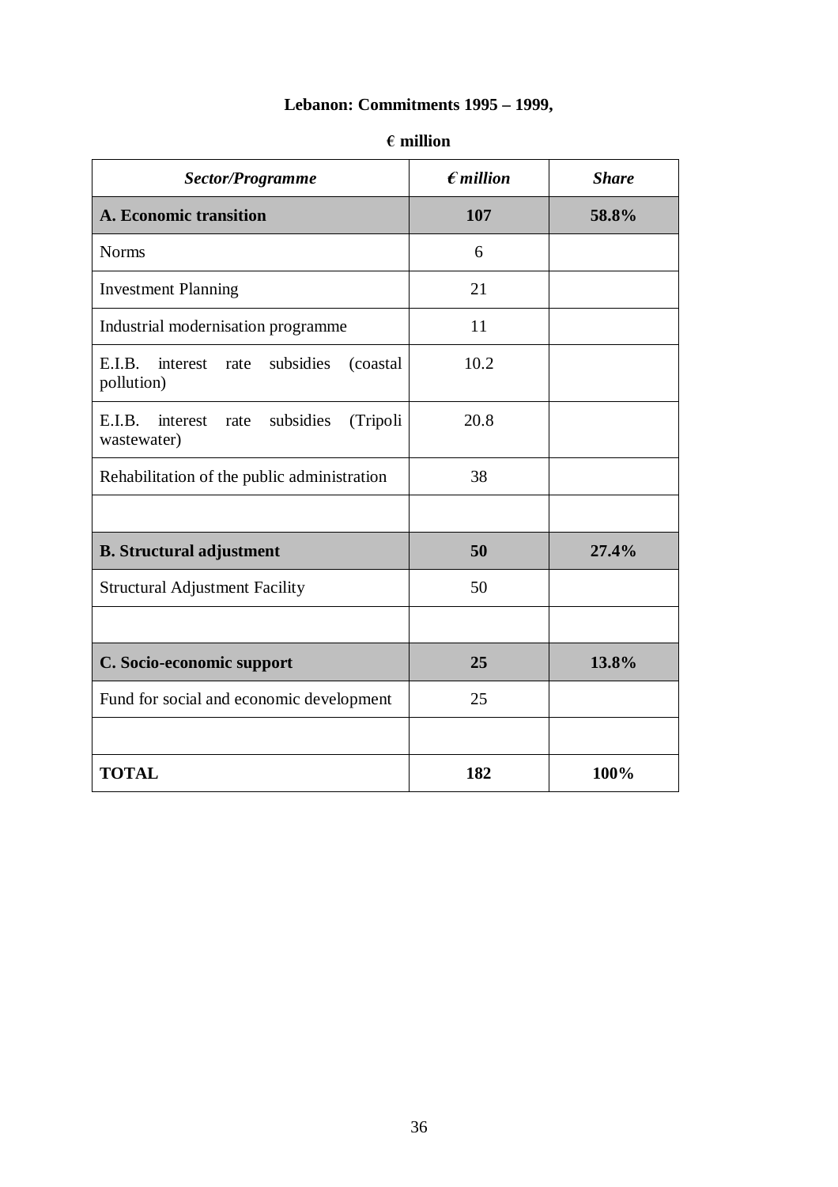**Lebanon: Commitments 1995 – 1999,**

**€ million**

| *Sector/Programme* | *€ million* | *Share* |
|---|---|---|
| **A. Economic transition** | **107** | **58.8%** |
| Norms | 6 | |
| Investment Planning | 21 | |
| Industrial modernisation programme | 11 | |
| E.I.B. interest rate subsidies (coastal pollution) | 10.2 | |
| E.I.B. interest rate subsidies (Tripoli wastewater) | 20.8 | |
| Rehabilitation of the public administration | 38 | |
| | | |
| **B. Structural adjustment** | **50** | **27.4%** |
| Structural Adjustment Facility | 50 | |
| | | |
| **C. Socio-economic support** | **25** | **13.8%** |
| Fund for social and economic development | 25 | |
| | | |
| **TOTAL** | **182** | **100%** |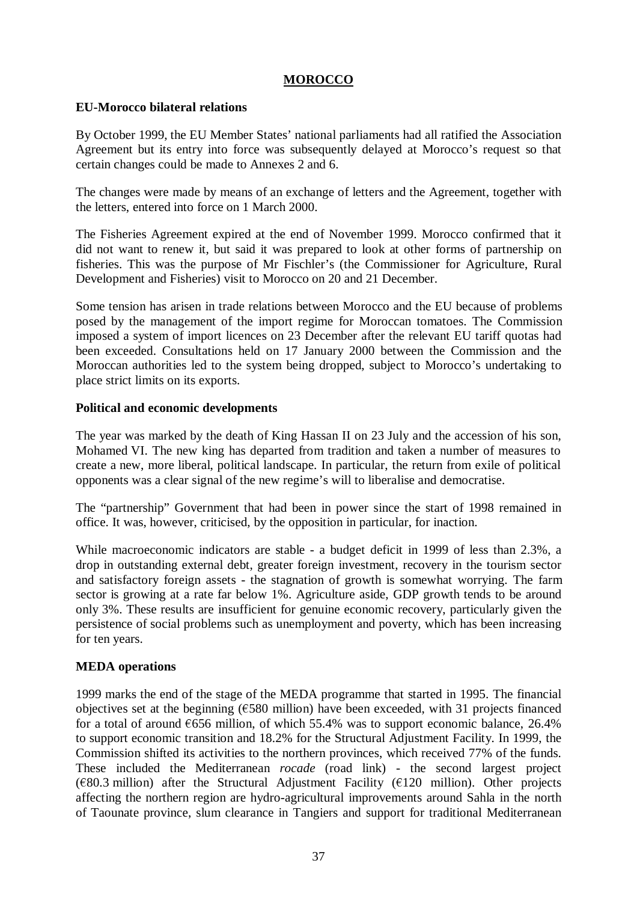# MOROCCO

## EU-Morocco bilateral relations

By October 1999, the EU Member States' national parliaments had all ratified the Association Agreement but its entry into force was subsequently delayed at Morocco's request so that certain changes could be made to Annexes 2 and 6.

The changes were made by means of an exchange of letters and the Agreement, together with the letters, entered into force on 1 March 2000.

The Fisheries Agreement expired at the end of November 1999. Morocco confirmed that it did not want to renew it, but said it was prepared to look at other forms of partnership on fisheries. This was the purpose of Mr Fischler's (the Commissioner for Agriculture, Rural Development and Fisheries) visit to Morocco on 20 and 21 December.

Some tension has arisen in trade relations between Morocco and the EU because of problems posed by the management of the import regime for Moroccan tomatoes. The Commission imposed a system of import licences on 23 December after the relevant EU tariff quotas had been exceeded. Consultations held on 17 January 2000 between the Commission and the Moroccan authorities led to the system being dropped, subject to Morocco's undertaking to place strict limits on its exports.

## Political and economic developments

The year was marked by the death of King Hassan II on 23 July and the accession of his son, Mohamed VI. The new king has departed from tradition and taken a number of measures to create a new, more liberal, political landscape. In particular, the return from exile of political opponents was a clear signal of the new regime's will to liberalise and democratise.

The "partnership" Government that had been in power since the start of 1998 remained in office. It was, however, criticised, by the opposition in particular, for inaction.

While macroeconomic indicators are stable - a budget deficit in 1999 of less than 2.3%, a drop in outstanding external debt, greater foreign investment, recovery in the tourism sector and satisfactory foreign assets - the stagnation of growth is somewhat worrying. The farm sector is growing at a rate far below 1%. Agriculture aside, GDP growth tends to be around only 3%. These results are insufficient for genuine economic recovery, particularly given the persistence of social problems such as unemployment and poverty, which has been increasing for ten years.

## MEDA operations

1999 marks the end of the stage of the MEDA programme that started in 1995. The financial objectives set at the beginning (€580 million) have been exceeded, with 31 projects financed for a total of around €656 million, of which 55.4% was to support economic balance, 26.4% to support economic transition and 18.2% for the Structural Adjustment Facility. In 1999, the Commission shifted its activities to the northern provinces, which received 77% of the funds. These included the Mediterranean *rocade* (road link) - the second largest project (€80.3 million) after the Structural Adjustment Facility (€120 million). Other projects affecting the northern region are hydro-agricultural improvements around Sahla in the north of Taounate province, slum clearance in Tangiers and support for traditional Mediterranean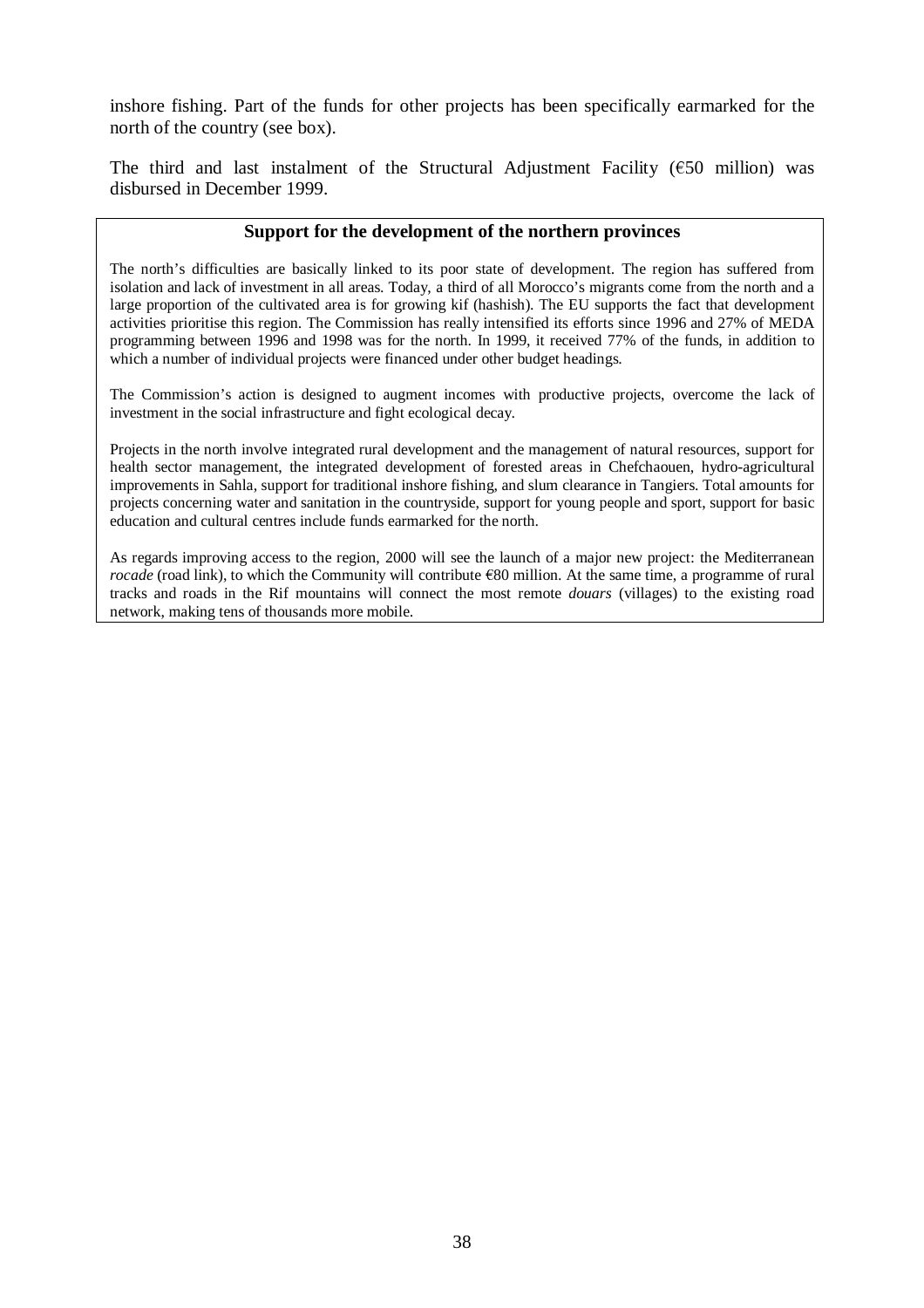inshore fishing. Part of the funds for other projects has been specifically earmarked for the north of the country (see box).

The third and last instalment of the Structural Adjustment Facility (€50 million) was disbursed in December 1999.

### Support for the development of the northern provinces

The north's difficulties are basically linked to its poor state of development. The region has suffered from isolation and lack of investment in all areas. Today, a third of all Morocco's migrants come from the north and a large proportion of the cultivated area is for growing kif (hashish). The EU supports the fact that development activities prioritise this region. The Commission has really intensified its efforts since 1996 and 27% of MEDA programming between 1996 and 1998 was for the north. In 1999, it received 77% of the funds, in addition to which a number of individual projects were financed under other budget headings.

The Commission's action is designed to augment incomes with productive projects, overcome the lack of investment in the social infrastructure and fight ecological decay.

Projects in the north involve integrated rural development and the management of natural resources, support for health sector management, the integrated development of forested areas in Chefchaouen, hydro-agricultural improvements in Sahla, support for traditional inshore fishing, and slum clearance in Tangiers. Total amounts for projects concerning water and sanitation in the countryside, support for young people and sport, support for basic education and cultural centres include funds earmarked for the north.

As regards improving access to the region, 2000 will see the launch of a major new project: the Mediterranean *rocade* (road link), to which the Community will contribute €80 million. At the same time, a programme of rural tracks and roads in the Rif mountains will connect the most remote *douars* (villages) to the existing road network, making tens of thousands more mobile.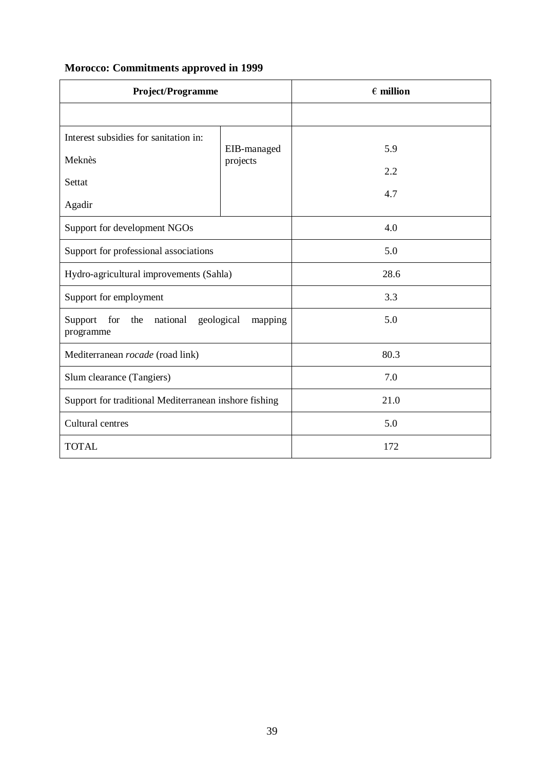**Morocco: Commitments approved in 1999**

| Project/Programme | | € million |
|---|---|---|
| | | |
| Interest subsidies for sanitation in: | EIB-managed projects | |
| Meknès | | 5.9 |
| Settat | | 2.2 |
| Agadir | | 4.7 |
| Support for development NGOs | | 4.0 |
| Support for professional associations | | 5.0 |
| Hydro-agricultural improvements (Sahla) | | 28.6 |
| Support for employment | | 3.3 |
| Support for the national geological mapping programme | | 5.0 |
| Mediterranean *rocade* (road link) | | 80.3 |
| Slum clearance (Tangiers) | | 7.0 |
| Support for traditional Mediterranean inshore fishing | | 21.0 |
| Cultural centres | | 5.0 |
| TOTAL | | 172 |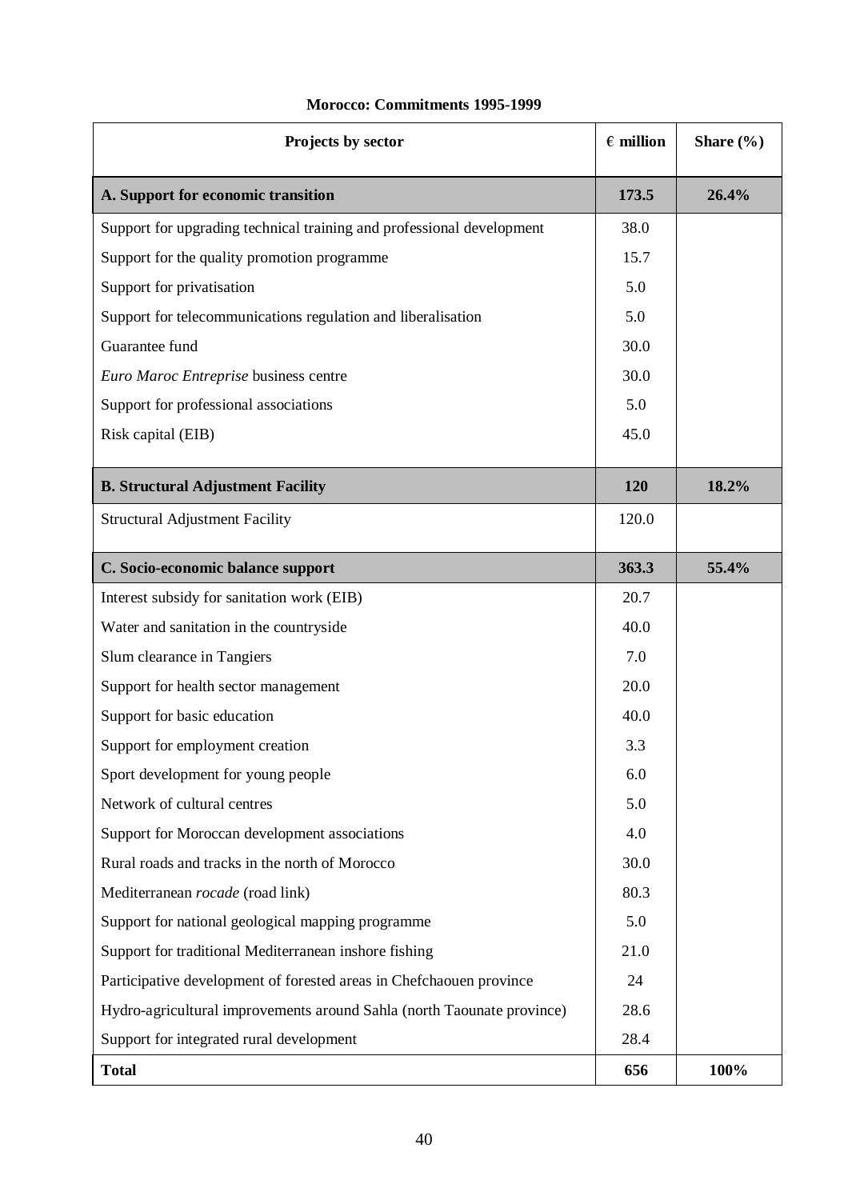**Morocco: Commitments 1995-1999**

| Projects by sector | € million | Share (%) |
|---|---|---|
| **A. Support for economic transition** | **173.5** | **26.4%** |
| Support for upgrading technical training and professional development | 38.0 | |
| Support for the quality promotion programme | 15.7 | |
| Support for privatisation | 5.0 | |
| Support for telecommunications regulation and liberalisation | 5.0 | |
| Guarantee fund | 30.0 | |
| *Euro Maroc Entreprise* business centre | 30.0 | |
| Support for professional associations | 5.0 | |
| Risk capital (EIB) | 45.0 | |
| **B. Structural Adjustment Facility** | **120** | **18.2%** |
| Structural Adjustment Facility | 120.0 | |
| **C. Socio-economic balance support** | **363.3** | **55.4%** |
| Interest subsidy for sanitation work (EIB) | 20.7 | |
| Water and sanitation in the countryside | 40.0 | |
| Slum clearance in Tangiers | 7.0 | |
| Support for health sector management | 20.0 | |
| Support for basic education | 40.0 | |
| Support for employment creation | 3.3 | |
| Sport development for young people | 6.0 | |
| Network of cultural centres | 5.0 | |
| Support for Moroccan development associations | 4.0 | |
| Rural roads and tracks in the north of Morocco | 30.0 | |
| Mediterranean *rocade* (road link) | 80.3 | |
| Support for national geological mapping programme | 5.0 | |
| Support for traditional Mediterranean inshore fishing | 21.0 | |
| Participative development of forested areas in Chefchaouen province | 24 | |
| Hydro-agricultural improvements around Sahla (north Taounate province) | 28.6 | |
| Support for integrated rural development | 28.4 | |
| **Total** | **656** | **100%** |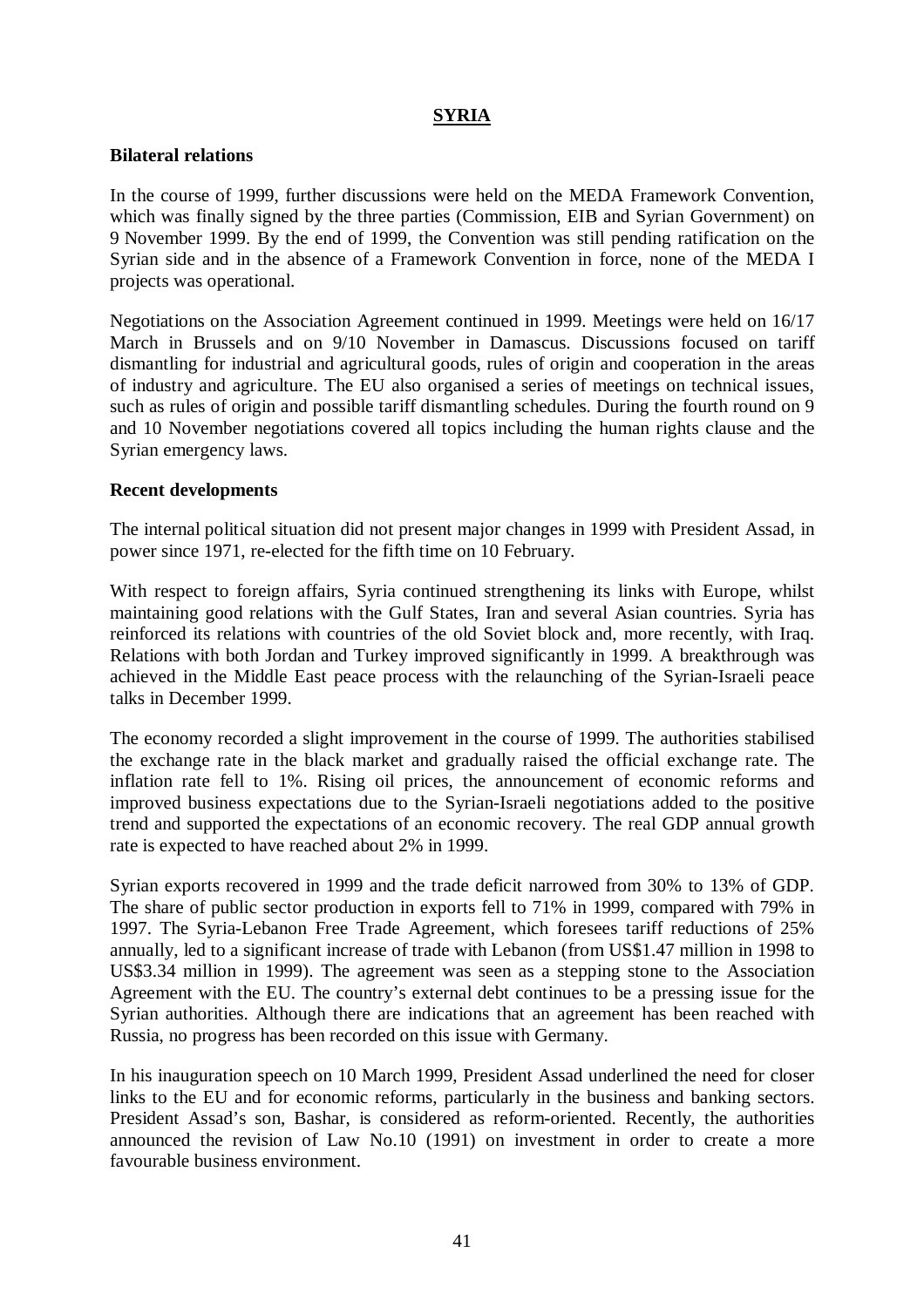# SYRIA

## Bilateral relations

In the course of 1999, further discussions were held on the MEDA Framework Convention, which was finally signed by the three parties (Commission, EIB and Syrian Government) on 9 November 1999. By the end of 1999, the Convention was still pending ratification on the Syrian side and in the absence of a Framework Convention in force, none of the MEDA I projects was operational.

Negotiations on the Association Agreement continued in 1999. Meetings were held on 16/17 March in Brussels and on 9/10 November in Damascus. Discussions focused on tariff dismantling for industrial and agricultural goods, rules of origin and cooperation in the areas of industry and agriculture. The EU also organised a series of meetings on technical issues, such as rules of origin and possible tariff dismantling schedules. During the fourth round on 9 and 10 November negotiations covered all topics including the human rights clause and the Syrian emergency laws.

## Recent developments

The internal political situation did not present major changes in 1999 with President Assad, in power since 1971, re-elected for the fifth time on 10 February.

With respect to foreign affairs, Syria continued strengthening its links with Europe, whilst maintaining good relations with the Gulf States, Iran and several Asian countries. Syria has reinforced its relations with countries of the old Soviet block and, more recently, with Iraq. Relations with both Jordan and Turkey improved significantly in 1999. A breakthrough was achieved in the Middle East peace process with the relaunching of the Syrian-Israeli peace talks in December 1999.

The economy recorded a slight improvement in the course of 1999. The authorities stabilised the exchange rate in the black market and gradually raised the official exchange rate. The inflation rate fell to 1%. Rising oil prices, the announcement of economic reforms and improved business expectations due to the Syrian-Israeli negotiations added to the positive trend and supported the expectations of an economic recovery. The real GDP annual growth rate is expected to have reached about 2% in 1999.

Syrian exports recovered in 1999 and the trade deficit narrowed from 30% to 13% of GDP. The share of public sector production in exports fell to 71% in 1999, compared with 79% in 1997. The Syria-Lebanon Free Trade Agreement, which foresees tariff reductions of 25% annually, led to a significant increase of trade with Lebanon (from US$1.47 million in 1998 to US$3.34 million in 1999). The agreement was seen as a stepping stone to the Association Agreement with the EU. The country's external debt continues to be a pressing issue for the Syrian authorities. Although there are indications that an agreement has been reached with Russia, no progress has been recorded on this issue with Germany.

In his inauguration speech on 10 March 1999, President Assad underlined the need for closer links to the EU and for economic reforms, particularly in the business and banking sectors. President Assad's son, Bashar, is considered as reform-oriented. Recently, the authorities announced the revision of Law No.10 (1991) on investment in order to create a more favourable business environment.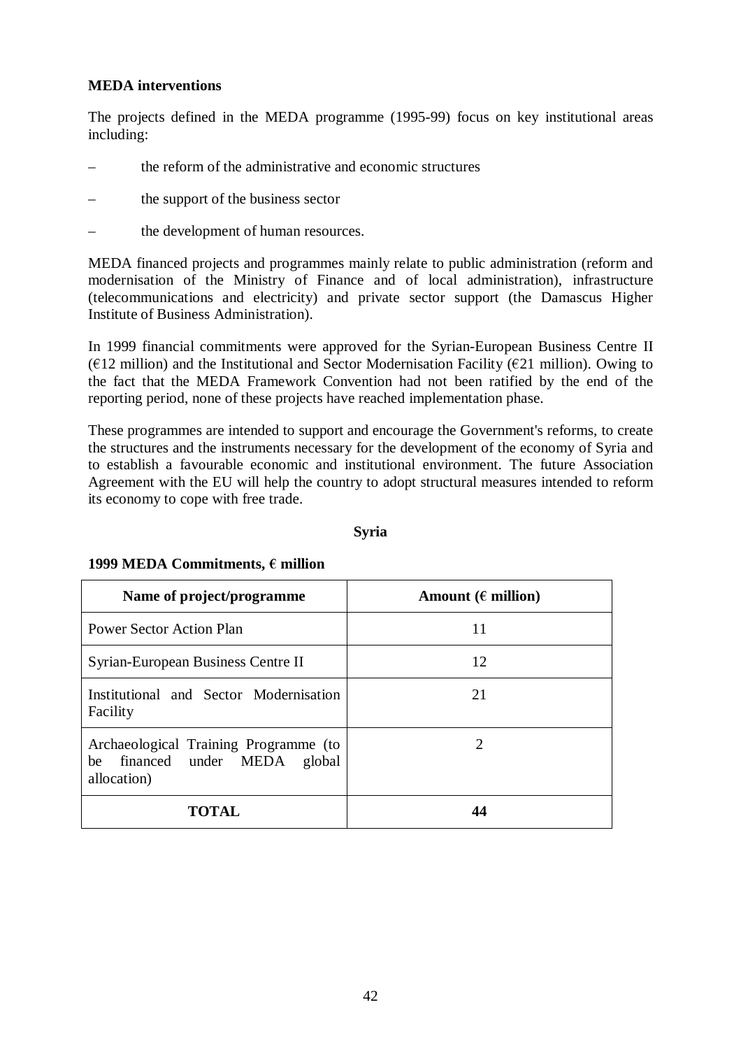**MEDA interventions**

The projects defined in the MEDA programme (1995-99) focus on key institutional areas including:

- the reform of the administrative and economic structures
- the support of the business sector
- the development of human resources.

MEDA financed projects and programmes mainly relate to public administration (reform and modernisation of the Ministry of Finance and of local administration), infrastructure (telecommunications and electricity) and private sector support (the Damascus Higher Institute of Business Administration).

In 1999 financial commitments were approved for the Syrian-European Business Centre II (€12 million) and the Institutional and Sector Modernisation Facility (€21 million). Owing to the fact that the MEDA Framework Convention had not been ratified by the end of the reporting period, none of these projects have reached implementation phase.

These programmes are intended to support and encourage the Government's reforms, to create the structures and the instruments necessary for the development of the economy of Syria and to establish a favourable economic and institutional environment. The future Association Agreement with the EU will help the country to adopt structural measures intended to reform its economy to cope with free trade.

**Syria**

**1999 MEDA Commitments, € million**

| Name of project/programme | Amount (€ million) |
|---|---|
| Power Sector Action Plan | 11 |
| Syrian-European Business Centre II | 12 |
| Institutional and Sector Modernisation Facility | 21 |
| Archaeological Training Programme (to be financed under MEDA global allocation) | 2 |
| **TOTAL** | **44** |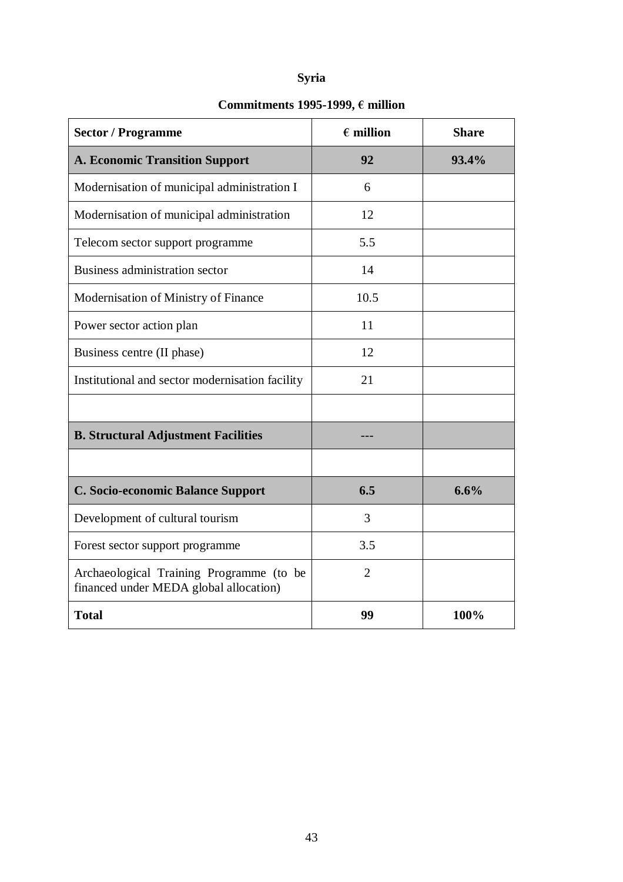**Syria**

**Commitments 1995-1999, € million**

| Sector / Programme | € million | Share |
|---|---|---|
| **A. Economic Transition Support** | **92** | **93.4%** |
| Modernisation of municipal administration I | 6 | |
| Modernisation of municipal administration | 12 | |
| Telecom sector support programme | 5.5 | |
| Business administration sector | 14 | |
| Modernisation of Ministry of Finance | 10.5 | |
| Power sector action plan | 11 | |
| Business centre (II phase) | 12 | |
| Institutional and sector modernisation facility | 21 | |
| | | |
| **B. Structural Adjustment Facilities** | --- | |
| | | |
| **C. Socio-economic Balance Support** | **6.5** | **6.6%** |
| Development of cultural tourism | 3 | |
| Forest sector support programme | 3.5 | |
| Archaeological Training Programme (to be financed under MEDA global allocation) | 2 | |
| **Total** | **99** | **100%** |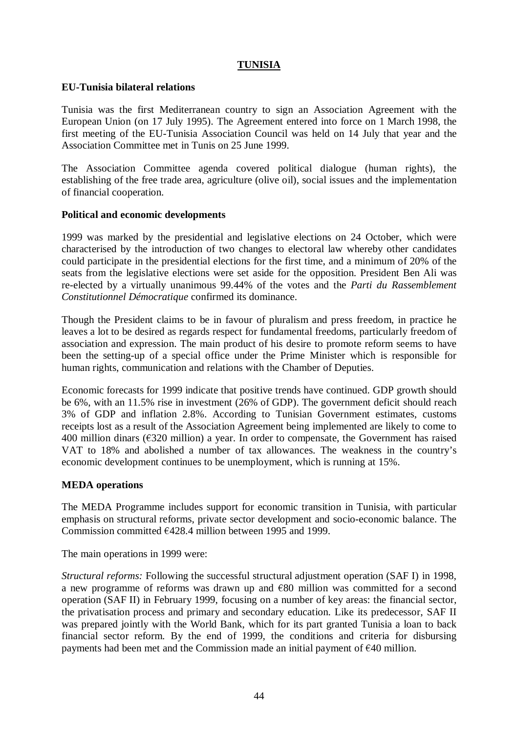## TUNISIA

### EU-Tunisia bilateral relations

Tunisia was the first Mediterranean country to sign an Association Agreement with the European Union (on 17 July 1995). The Agreement entered into force on 1 March 1998, the first meeting of the EU-Tunisia Association Council was held on 14 July that year and the Association Committee met in Tunis on 25 June 1999.

The Association Committee agenda covered political dialogue (human rights), the establishing of the free trade area, agriculture (olive oil), social issues and the implementation of financial cooperation.

### Political and economic developments

1999 was marked by the presidential and legislative elections on 24 October, which were characterised by the introduction of two changes to electoral law whereby other candidates could participate in the presidential elections for the first time, and a minimum of 20% of the seats from the legislative elections were set aside for the opposition. President Ben Ali was re-elected by a virtually unanimous 99.44% of the votes and the *Parti du Rassemblement Constitutionnel Démocratique* confirmed its dominance.

Though the President claims to be in favour of pluralism and press freedom, in practice he leaves a lot to be desired as regards respect for fundamental freedoms, particularly freedom of association and expression. The main product of his desire to promote reform seems to have been the setting-up of a special office under the Prime Minister which is responsible for human rights, communication and relations with the Chamber of Deputies.

Economic forecasts for 1999 indicate that positive trends have continued. GDP growth should be 6%, with an 11.5% rise in investment (26% of GDP). The government deficit should reach 3% of GDP and inflation 2.8%. According to Tunisian Government estimates, customs receipts lost as a result of the Association Agreement being implemented are likely to come to 400 million dinars (€320 million) a year. In order to compensate, the Government has raised VAT to 18% and abolished a number of tax allowances. The weakness in the country's economic development continues to be unemployment, which is running at 15%.

### MEDA operations

The MEDA Programme includes support for economic transition in Tunisia, with particular emphasis on structural reforms, private sector development and socio-economic balance. The Commission committed €428.4 million between 1995 and 1999.

The main operations in 1999 were:

*Structural reforms:* Following the successful structural adjustment operation (SAF I) in 1998, a new programme of reforms was drawn up and €80 million was committed for a second operation (SAF II) in February 1999, focusing on a number of key areas: the financial sector, the privatisation process and primary and secondary education. Like its predecessor, SAF II was prepared jointly with the World Bank, which for its part granted Tunisia a loan to back financial sector reform. By the end of 1999, the conditions and criteria for disbursing payments had been met and the Commission made an initial payment of €40 million.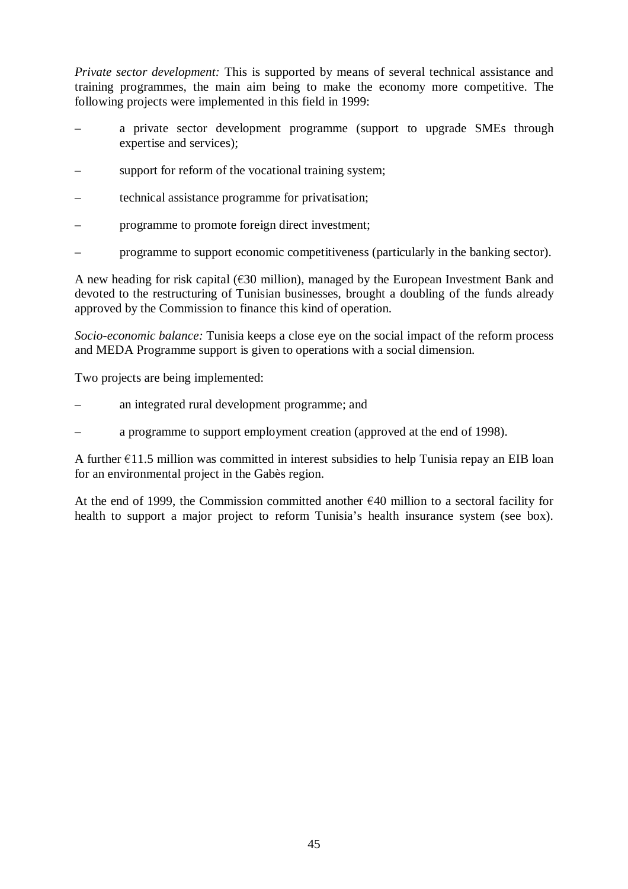*Private sector development:* This is supported by means of several technical assistance and training programmes, the main aim being to make the economy more competitive. The following projects were implemented in this field in 1999:

– a private sector development programme (support to upgrade SMEs through expertise and services);

– support for reform of the vocational training system;

– technical assistance programme for privatisation;

– programme to promote foreign direct investment;

– programme to support economic competitiveness (particularly in the banking sector).

A new heading for risk capital (€30 million), managed by the European Investment Bank and devoted to the restructuring of Tunisian businesses, brought a doubling of the funds already approved by the Commission to finance this kind of operation.

*Socio-economic balance:* Tunisia keeps a close eye on the social impact of the reform process and MEDA Programme support is given to operations with a social dimension.

Two projects are being implemented:

– an integrated rural development programme; and

– a programme to support employment creation (approved at the end of 1998).

A further €11.5 million was committed in interest subsidies to help Tunisia repay an EIB loan for an environmental project in the Gabès region.

At the end of 1999, the Commission committed another €40 million to a sectoral facility for health to support a major project to reform Tunisia's health insurance system (see box).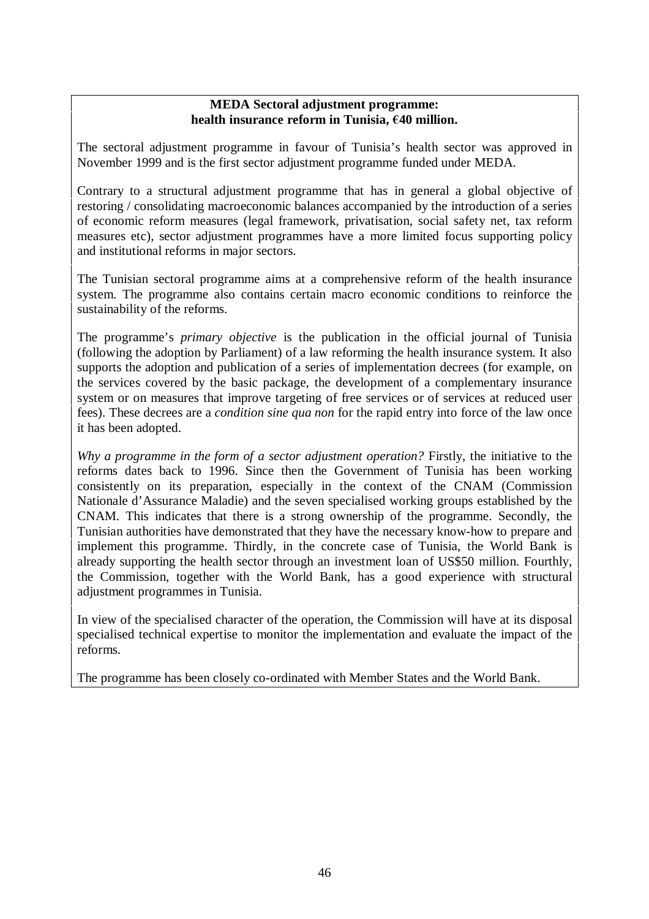**MEDA Sectoral adjustment programme:**
**health insurance reform in Tunisia, €40 million.**

The sectoral adjustment programme in favour of Tunisia's health sector was approved in November 1999 and is the first sector adjustment programme funded under MEDA.

Contrary to a structural adjustment programme that has in general a global objective of restoring / consolidating macroeconomic balances accompanied by the introduction of a series of economic reform measures (legal framework, privatisation, social safety net, tax reform measures etc), sector adjustment programmes have a more limited focus supporting policy and institutional reforms in major sectors.

The Tunisian sectoral programme aims at a comprehensive reform of the health insurance system. The programme also contains certain macro economic conditions to reinforce the sustainability of the reforms.

The programme's *primary objective* is the publication in the official journal of Tunisia (following the adoption by Parliament) of a law reforming the health insurance system. It also supports the adoption and publication of a series of implementation decrees (for example, on the services covered by the basic package, the development of a complementary insurance system or on measures that improve targeting of free services or of services at reduced user fees). These decrees are a *condition sine qua non* for the rapid entry into force of the law once it has been adopted.

*Why a programme in the form of a sector adjustment operation?* Firstly, the initiative to the reforms dates back to 1996. Since then the Government of Tunisia has been working consistently on its preparation, especially in the context of the CNAM (Commission Nationale d'Assurance Maladie) and the seven specialised working groups established by the CNAM. This indicates that there is a strong ownership of the programme. Secondly, the Tunisian authorities have demonstrated that they have the necessary know-how to prepare and implement this programme. Thirdly, in the concrete case of Tunisia, the World Bank is already supporting the health sector through an investment loan of US$50 million. Fourthly, the Commission, together with the World Bank, has a good experience with structural adjustment programmes in Tunisia.

In view of the specialised character of the operation, the Commission will have at its disposal specialised technical expertise to monitor the implementation and evaluate the impact of the reforms.

The programme has been closely co-ordinated with Member States and the World Bank.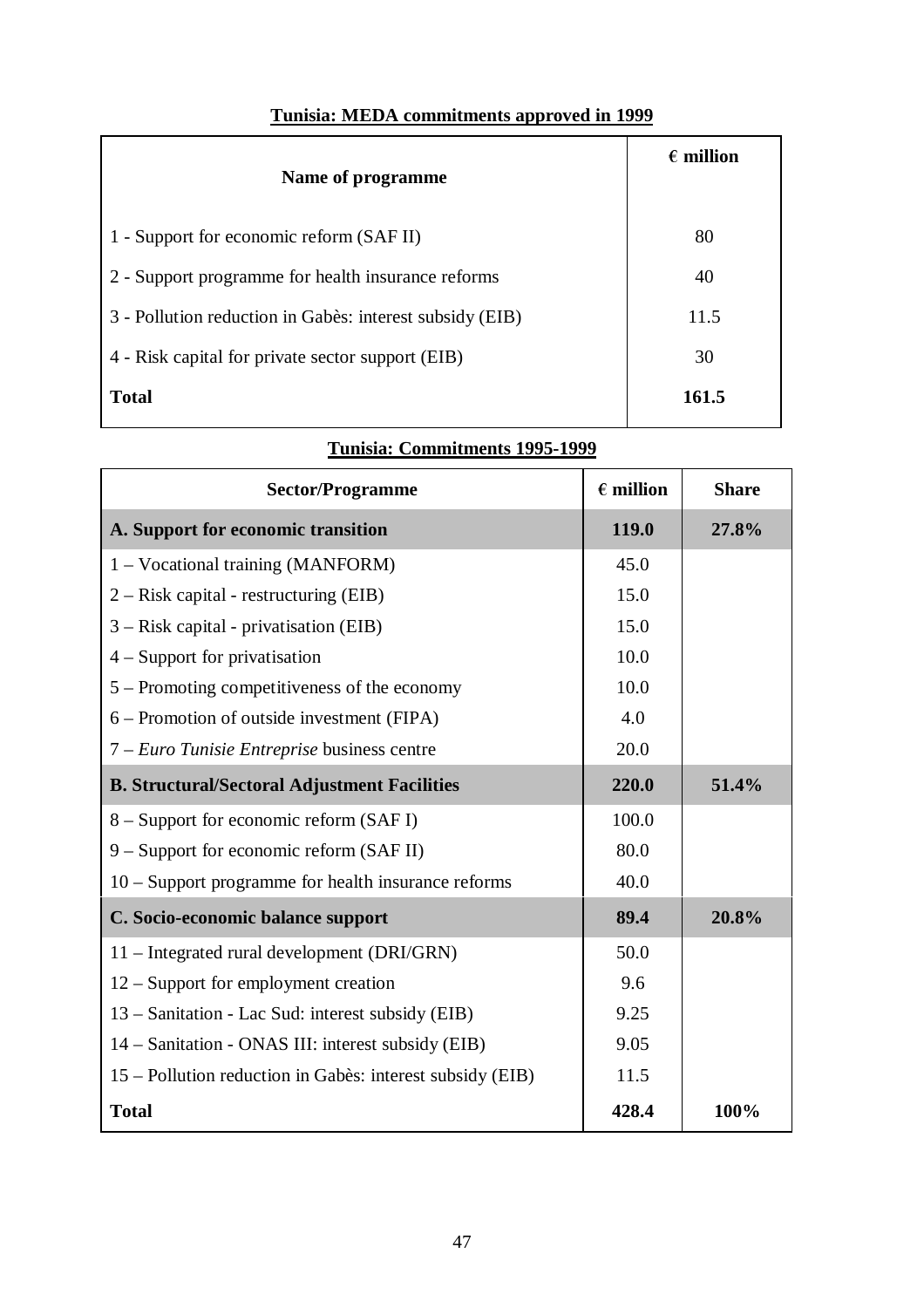**Tunisia: MEDA commitments approved in 1999**

| Name of programme | € million |
|---|---|
| 1 - Support for economic reform (SAF II) | 80 |
| 2 - Support programme for health insurance reforms | 40 |
| 3 - Pollution reduction in Gabès: interest subsidy (EIB) | 11.5 |
| 4 - Risk capital for private sector support (EIB) | 30 |
| **Total** | **161.5** |

**Tunisia: Commitments 1995-1999**

| Sector/Programme | € million | Share |
|---|---|---|
| **A. Support for economic transition** | **119.0** | **27.8%** |
| 1 – Vocational training (MANFORM) | 45.0 | |
| 2 – Risk capital - restructuring (EIB) | 15.0 | |
| 3 – Risk capital - privatisation (EIB) | 15.0 | |
| 4 – Support for privatisation | 10.0 | |
| 5 – Promoting competitiveness of the economy | 10.0 | |
| 6 – Promotion of outside investment (FIPA) | 4.0 | |
| 7 – *Euro Tunisie Entreprise* business centre | 20.0 | |
| **B. Structural/Sectoral Adjustment Facilities** | **220.0** | **51.4%** |
| 8 – Support for economic reform (SAF I) | 100.0 | |
| 9 – Support for economic reform (SAF II) | 80.0 | |
| 10 – Support programme for health insurance reforms | 40.0 | |
| **C. Socio-economic balance support** | **89.4** | **20.8%** |
| 11 – Integrated rural development (DRI/GRN) | 50.0 | |
| 12 – Support for employment creation | 9.6 | |
| 13 – Sanitation - Lac Sud: interest subsidy (EIB) | 9.25 | |
| 14 – Sanitation - ONAS III: interest subsidy (EIB) | 9.05 | |
| 15 – Pollution reduction in Gabès: interest subsidy (EIB) | 11.5 | |
| **Total** | **428.4** | **100%** |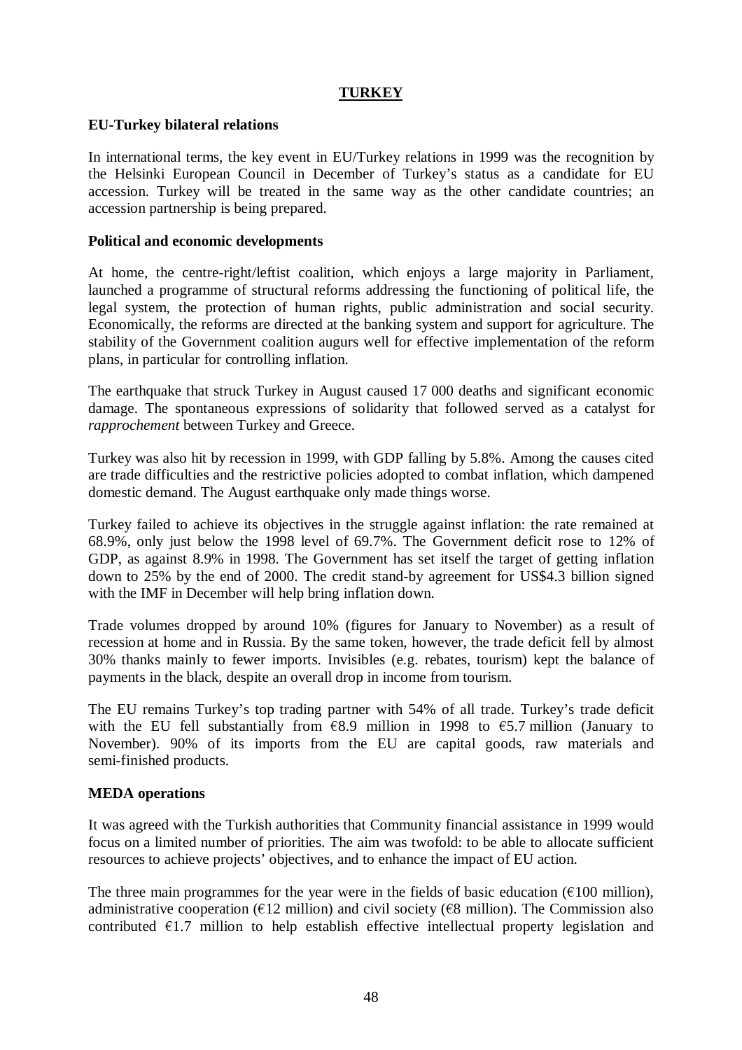## TURKEY

### EU-Turkey bilateral relations

In international terms, the key event in EU/Turkey relations in 1999 was the recognition by the Helsinki European Council in December of Turkey's status as a candidate for EU accession. Turkey will be treated in the same way as the other candidate countries; an accession partnership is being prepared.

### Political and economic developments

At home, the centre-right/leftist coalition, which enjoys a large majority in Parliament, launched a programme of structural reforms addressing the functioning of political life, the legal system, the protection of human rights, public administration and social security. Economically, the reforms are directed at the banking system and support for agriculture. The stability of the Government coalition augurs well for effective implementation of the reform plans, in particular for controlling inflation.

The earthquake that struck Turkey in August caused 17 000 deaths and significant economic damage. The spontaneous expressions of solidarity that followed served as a catalyst for *rapprochement* between Turkey and Greece.

Turkey was also hit by recession in 1999, with GDP falling by 5.8%. Among the causes cited are trade difficulties and the restrictive policies adopted to combat inflation, which dampened domestic demand. The August earthquake only made things worse.

Turkey failed to achieve its objectives in the struggle against inflation: the rate remained at 68.9%, only just below the 1998 level of 69.7%. The Government deficit rose to 12% of GDP, as against 8.9% in 1998. The Government has set itself the target of getting inflation down to 25% by the end of 2000. The credit stand-by agreement for US$4.3 billion signed with the IMF in December will help bring inflation down.

Trade volumes dropped by around 10% (figures for January to November) as a result of recession at home and in Russia. By the same token, however, the trade deficit fell by almost 30% thanks mainly to fewer imports. Invisibles (e.g. rebates, tourism) kept the balance of payments in the black, despite an overall drop in income from tourism.

The EU remains Turkey's top trading partner with 54% of all trade. Turkey's trade deficit with the EU fell substantially from €8.9 million in 1998 to €5.7 million (January to November). 90% of its imports from the EU are capital goods, raw materials and semi-finished products.

### MEDA operations

It was agreed with the Turkish authorities that Community financial assistance in 1999 would focus on a limited number of priorities. The aim was twofold: to be able to allocate sufficient resources to achieve projects' objectives, and to enhance the impact of EU action.

The three main programmes for the year were in the fields of basic education (€100 million), administrative cooperation (€12 million) and civil society (€8 million). The Commission also contributed €1.7 million to help establish effective intellectual property legislation and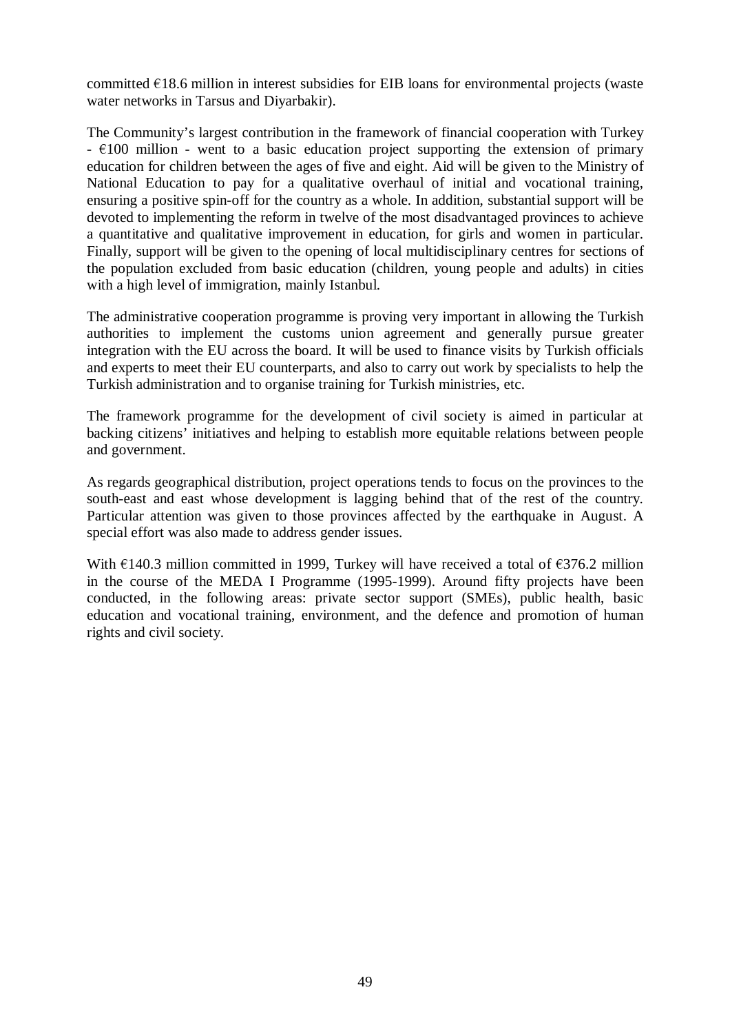committed €18.6 million in interest subsidies for EIB loans for environmental projects (waste water networks in Tarsus and Diyarbakir).

The Community's largest contribution in the framework of financial cooperation with Turkey - €100 million - went to a basic education project supporting the extension of primary education for children between the ages of five and eight. Aid will be given to the Ministry of National Education to pay for a qualitative overhaul of initial and vocational training, ensuring a positive spin-off for the country as a whole. In addition, substantial support will be devoted to implementing the reform in twelve of the most disadvantaged provinces to achieve a quantitative and qualitative improvement in education, for girls and women in particular. Finally, support will be given to the opening of local multidisciplinary centres for sections of the population excluded from basic education (children, young people and adults) in cities with a high level of immigration, mainly Istanbul.

The administrative cooperation programme is proving very important in allowing the Turkish authorities to implement the customs union agreement and generally pursue greater integration with the EU across the board. It will be used to finance visits by Turkish officials and experts to meet their EU counterparts, and also to carry out work by specialists to help the Turkish administration and to organise training for Turkish ministries, etc.

The framework programme for the development of civil society is aimed in particular at backing citizens' initiatives and helping to establish more equitable relations between people and government.

As regards geographical distribution, project operations tends to focus on the provinces to the south-east and east whose development is lagging behind that of the rest of the country. Particular attention was given to those provinces affected by the earthquake in August. A special effort was also made to address gender issues.

With €140.3 million committed in 1999, Turkey will have received a total of €376.2 million in the course of the MEDA I Programme (1995-1999). Around fifty projects have been conducted, in the following areas: private sector support (SMEs), public health, basic education and vocational training, environment, and the defence and promotion of human rights and civil society.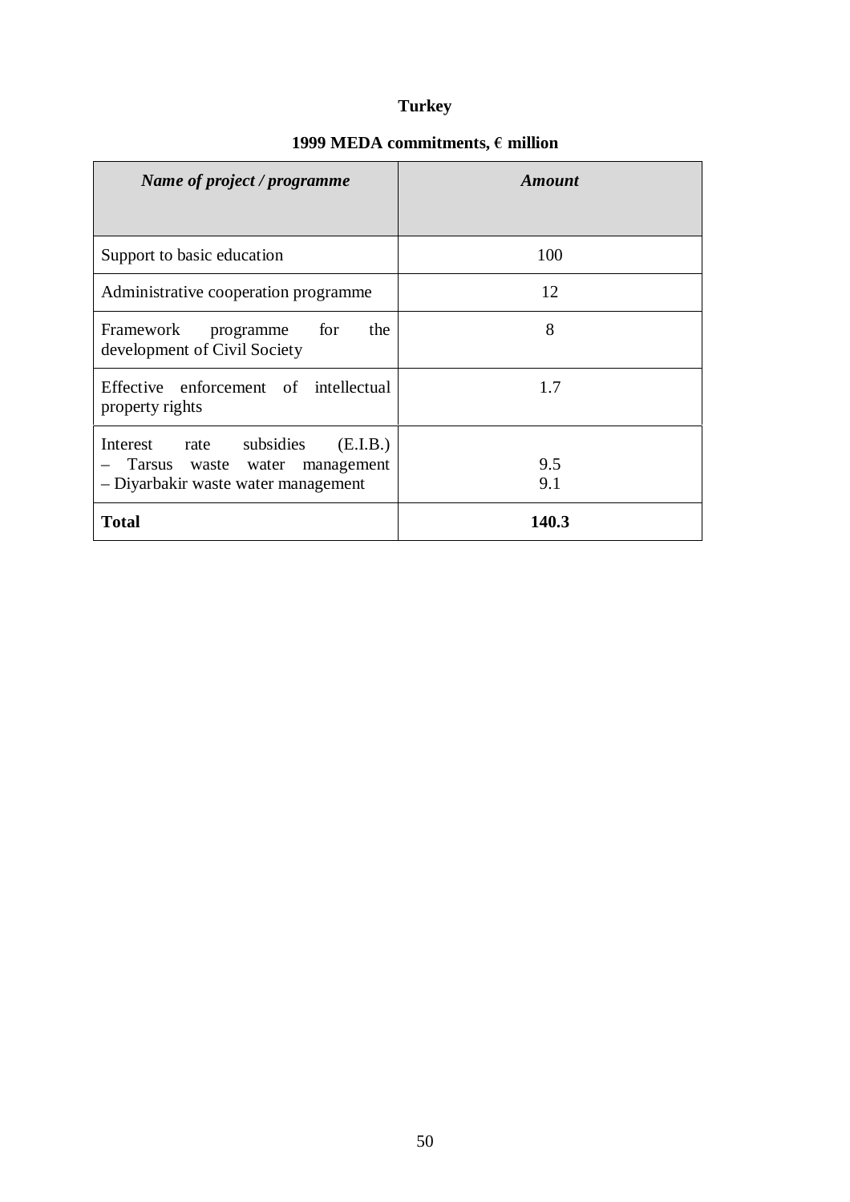# Turkey

## 1999 MEDA commitments, € million

| *Name of project / programme* | *Amount* |
|---|---|
| Support to basic education | 100 |
| Administrative cooperation programme | 12 |
| Framework programme for the development of Civil Society | 8 |
| Effective enforcement of intellectual property rights | 1.7 |
| Interest rate subsidies (E.I.B.)<br>– Tarsus waste water management<br>– Diyarbakir waste water management | <br>9.5<br>9.1 |
| **Total** | **140.3** |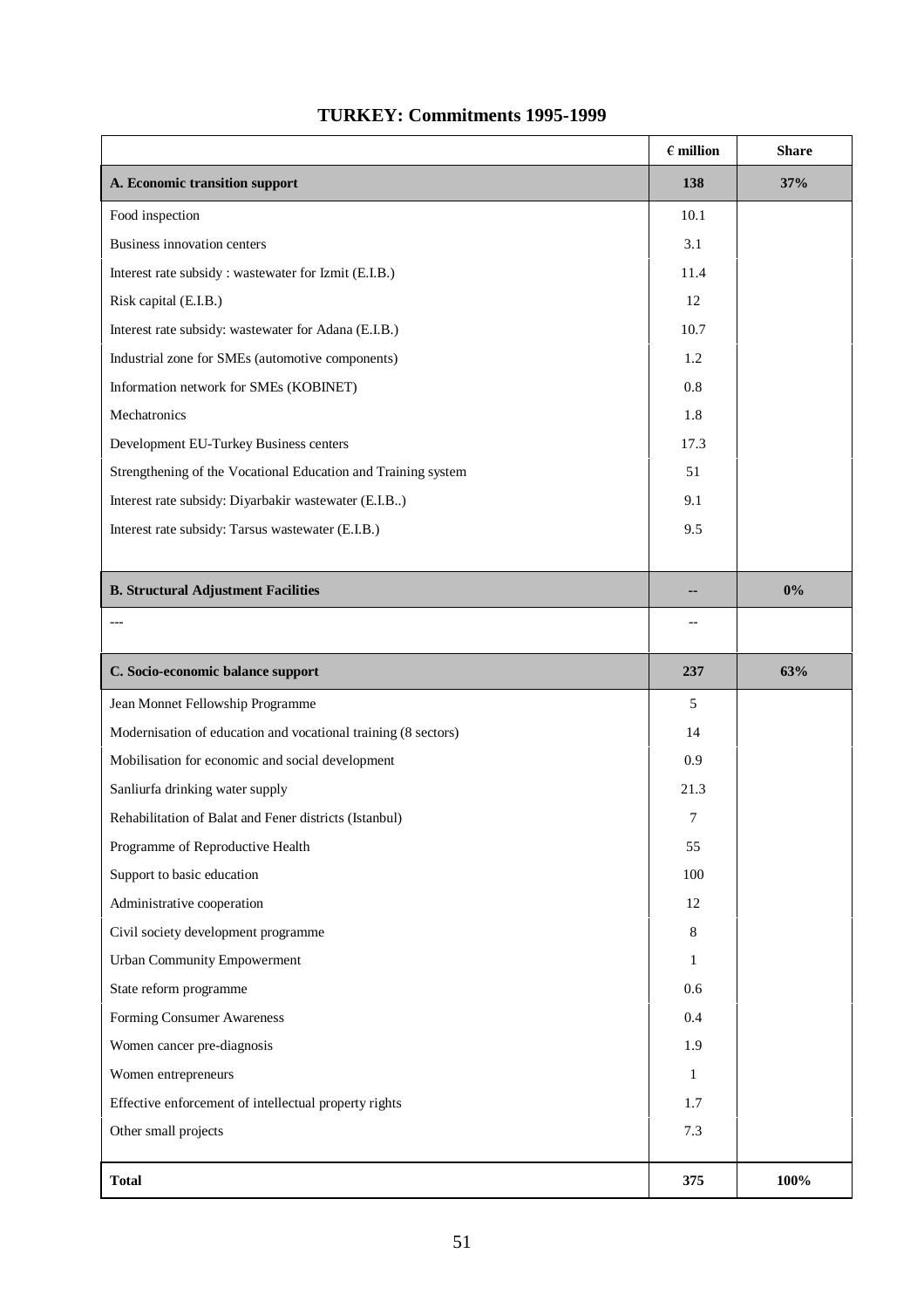# TURKEY: Commitments 1995-1999

| | € million | Share |
|---|---|---|
| **A. Economic transition support** | **138** | **37%** |
| Food inspection | 10.1 | |
| Business innovation centers | 3.1 | |
| Interest rate subsidy : wastewater for Izmit (E.I.B.) | 11.4 | |
| Risk capital (E.I.B.) | 12 | |
| Interest rate subsidy: wastewater for Adana (E.I.B.) | 10.7 | |
| Industrial zone for SMEs (automotive components) | 1.2 | |
| Information network for SMEs (KOBINET) | 0.8 | |
| Mechatronics | 1.8 | |
| Development EU-Turkey Business centers | 17.3 | |
| Strengthening of the Vocational Education and Training system | 51 | |
| Interest rate subsidy: Diyarbakir wastewater (E.I.B..) | 9.1 | |
| Interest rate subsidy: Tarsus wastewater (E.I.B.) | 9.5 | |
| **B. Structural Adjustment Facilities** | **--** | **0%** |
| --- | -- | |
| **C. Socio-economic balance support** | **237** | **63%** |
| Jean Monnet Fellowship Programme | 5 | |
| Modernisation of education and vocational training (8 sectors) | 14 | |
| Mobilisation for economic and social development | 0.9 | |
| Sanliurfa drinking water supply | 21.3 | |
| Rehabilitation of Balat and Fener districts (Istanbul) | 7 | |
| Programme of Reproductive Health | 55 | |
| Support to basic education | 100 | |
| Administrative cooperation | 12 | |
| Civil society development programme | 8 | |
| Urban Community Empowerment | 1 | |
| State reform programme | 0.6 | |
| Forming Consumer Awareness | 0.4 | |
| Women cancer pre-diagnosis | 1.9 | |
| Women entrepreneurs | 1 | |
| Effective enforcement of intellectual property rights | 1.7 | |
| Other small projects | 7.3 | |
| **Total** | **375** | **100%** |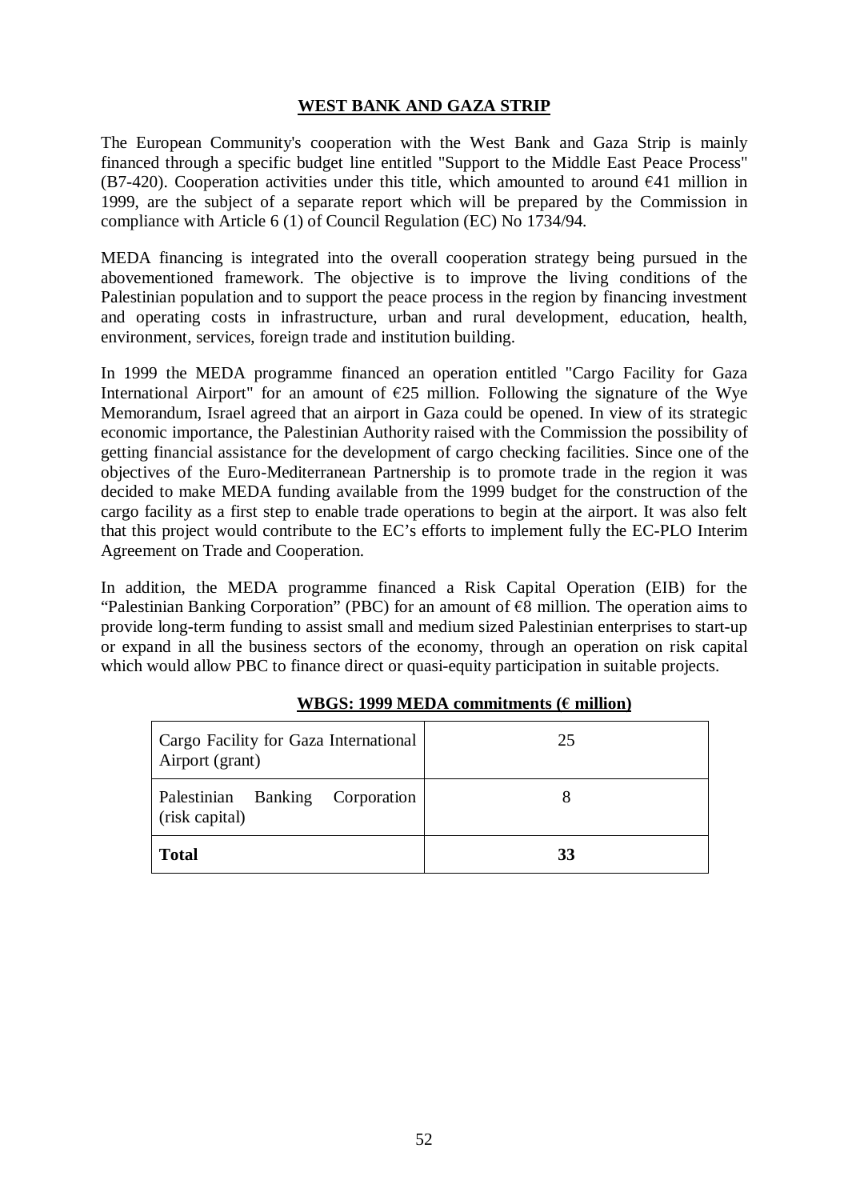## **WEST BANK AND GAZA STRIP**

The European Community's cooperation with the West Bank and Gaza Strip is mainly financed through a specific budget line entitled "Support to the Middle East Peace Process" (B7-420). Cooperation activities under this title, which amounted to around €41 million in 1999, are the subject of a separate report which will be prepared by the Commission in compliance with Article 6 (1) of Council Regulation (EC) No 1734/94.

MEDA financing is integrated into the overall cooperation strategy being pursued in the abovementioned framework. The objective is to improve the living conditions of the Palestinian population and to support the peace process in the region by financing investment and operating costs in infrastructure, urban and rural development, education, health, environment, services, foreign trade and institution building.

In 1999 the MEDA programme financed an operation entitled "Cargo Facility for Gaza International Airport" for an amount of €25 million. Following the signature of the Wye Memorandum, Israel agreed that an airport in Gaza could be opened. In view of its strategic economic importance, the Palestinian Authority raised with the Commission the possibility of getting financial assistance for the development of cargo checking facilities. Since one of the objectives of the Euro-Mediterranean Partnership is to promote trade in the region it was decided to make MEDA funding available from the 1999 budget for the construction of the cargo facility as a first step to enable trade operations to begin at the airport. It was also felt that this project would contribute to the EC's efforts to implement fully the EC-PLO Interim Agreement on Trade and Cooperation.

In addition, the MEDA programme financed a Risk Capital Operation (EIB) for the "Palestinian Banking Corporation" (PBC) for an amount of €8 million. The operation aims to provide long-term funding to assist small and medium sized Palestinian enterprises to start-up or expand in all the business sectors of the economy, through an operation on risk capital which would allow PBC to finance direct or quasi-equity participation in suitable projects.

**WBGS: 1999 MEDA commitments (€ million)**

| | |
|---|---|
| Cargo Facility for Gaza International Airport (grant) | 25 |
| Palestinian Banking Corporation (risk capital) | 8 |
| **Total** | **33** |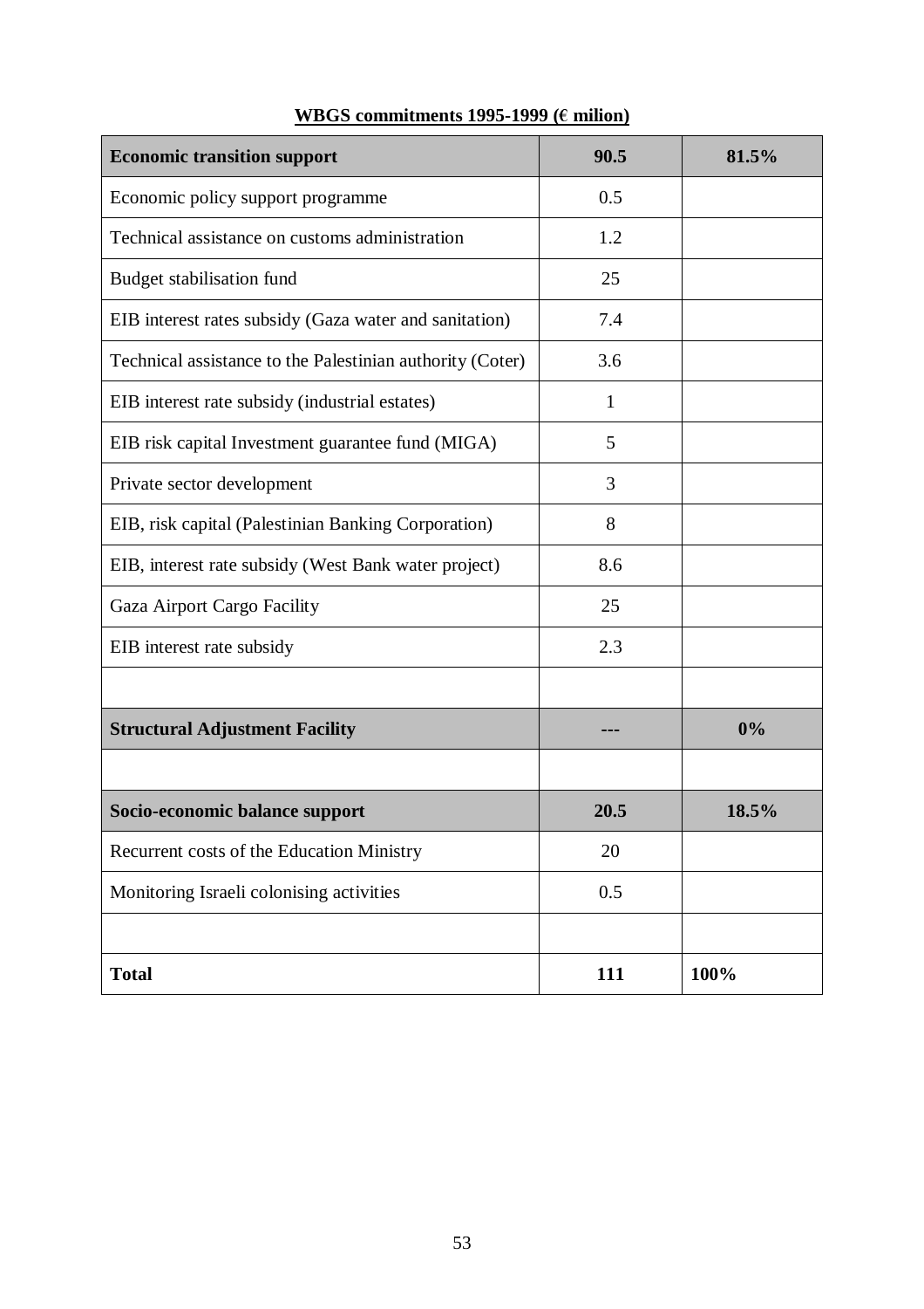**WBGS commitments 1995-1999 (€ milion)**

| **Economic transition support** | **90.5** | **81.5%** |
|---|---|---|
| Economic policy support programme | 0.5 | |
| Technical assistance on customs administration | 1.2 | |
| Budget stabilisation fund | 25 | |
| EIB interest rates subsidy (Gaza water and sanitation) | 7.4 | |
| Technical assistance to the Palestinian authority (Coter) | 3.6 | |
| EIB interest rate subsidy (industrial estates) | 1 | |
| EIB risk capital Investment guarantee fund (MIGA) | 5 | |
| Private sector development | 3 | |
| EIB, risk capital (Palestinian Banking Corporation) | 8 | |
| EIB, interest rate subsidy (West Bank water project) | 8.6 | |
| Gaza Airport Cargo Facility | 25 | |
| EIB interest rate subsidy | 2.3 | |
| | | |
| **Structural Adjustment Facility** | **---** | **0%** |
| | | |
| **Socio-economic balance support** | **20.5** | **18.5%** |
| Recurrent costs of the Education Ministry | 20 | |
| Monitoring Israeli colonising activities | 0.5 | |
| | | |
| **Total** | **111** | **100%** |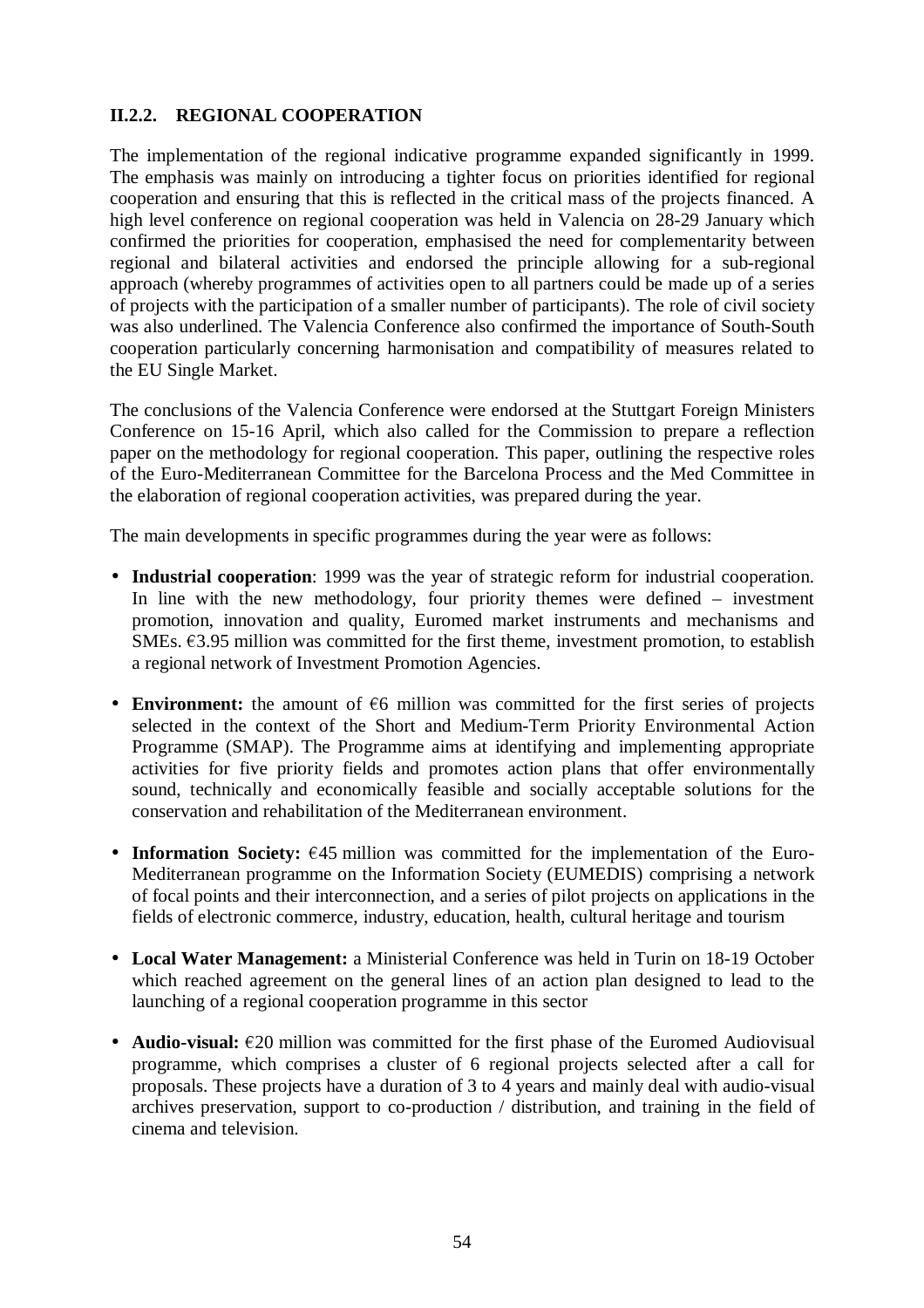### II.2.2. REGIONAL COOPERATION

The implementation of the regional indicative programme expanded significantly in 1999. The emphasis was mainly on introducing a tighter focus on priorities identified for regional cooperation and ensuring that this is reflected in the critical mass of the projects financed. A high level conference on regional cooperation was held in Valencia on 28-29 January which confirmed the priorities for cooperation, emphasised the need for complementarity between regional and bilateral activities and endorsed the principle allowing for a sub-regional approach (whereby programmes of activities open to all partners could be made up of a series of projects with the participation of a smaller number of participants). The role of civil society was also underlined. The Valencia Conference also confirmed the importance of South-South cooperation particularly concerning harmonisation and compatibility of measures related to the EU Single Market.

The conclusions of the Valencia Conference were endorsed at the Stuttgart Foreign Ministers Conference on 15-16 April, which also called for the Commission to prepare a reflection paper on the methodology for regional cooperation. This paper, outlining the respective roles of the Euro-Mediterranean Committee for the Barcelona Process and the Med Committee in the elaboration of regional cooperation activities, was prepared during the year.

The main developments in specific programmes during the year were as follows:

- **Industrial cooperation**: 1999 was the year of strategic reform for industrial cooperation. In line with the new methodology, four priority themes were defined – investment promotion, innovation and quality, Euromed market instruments and mechanisms and SMEs. €3.95 million was committed for the first theme, investment promotion, to establish a regional network of Investment Promotion Agencies.

- **Environment:** the amount of €6 million was committed for the first series of projects selected in the context of the Short and Medium-Term Priority Environmental Action Programme (SMAP). The Programme aims at identifying and implementing appropriate activities for five priority fields and promotes action plans that offer environmentally sound, technically and economically feasible and socially acceptable solutions for the conservation and rehabilitation of the Mediterranean environment.

- **Information Society:** €45 million was committed for the implementation of the Euro-Mediterranean programme on the Information Society (EUMEDIS) comprising a network of focal points and their interconnection, and a series of pilot projects on applications in the fields of electronic commerce, industry, education, health, cultural heritage and tourism

- **Local Water Management:** a Ministerial Conference was held in Turin on 18-19 October which reached agreement on the general lines of an action plan designed to lead to the launching of a regional cooperation programme in this sector

- **Audio-visual:** €20 million was committed for the first phase of the Euromed Audiovisual programme, which comprises a cluster of 6 regional projects selected after a call for proposals. These projects have a duration of 3 to 4 years and mainly deal with audio-visual archives preservation, support to co-production / distribution, and training in the field of cinema and television.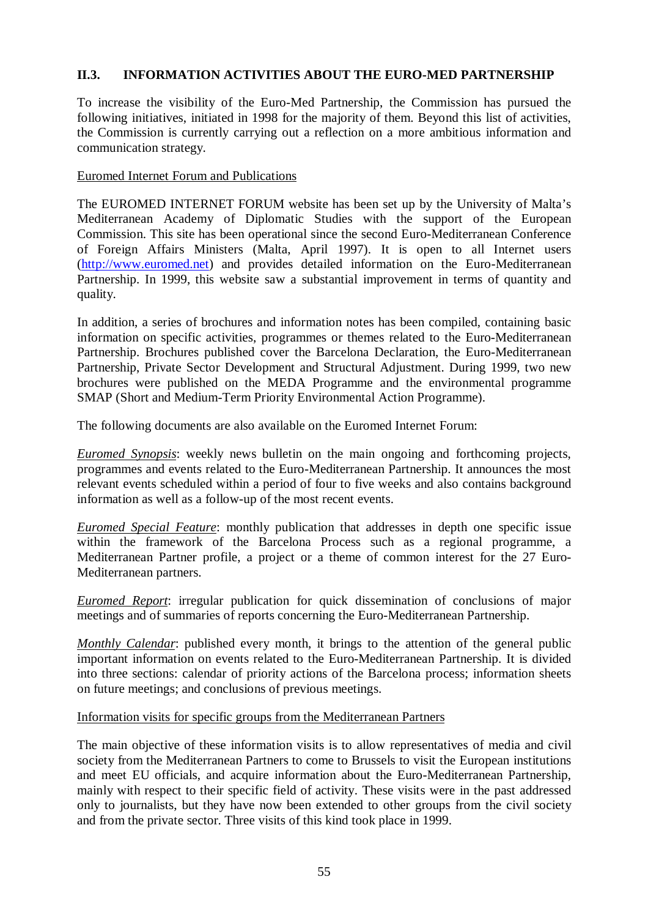## II.3. INFORMATION ACTIVITIES ABOUT THE EURO-MED PARTNERSHIP

To increase the visibility of the Euro-Med Partnership, the Commission has pursued the following initiatives, initiated in 1998 for the majority of them. Beyond this list of activities, the Commission is currently carrying out a reflection on a more ambitious information and communication strategy.

Euromed Internet Forum and Publications

The EUROMED INTERNET FORUM website has been set up by the University of Malta's Mediterranean Academy of Diplomatic Studies with the support of the European Commission. This site has been operational since the second Euro-Mediterranean Conference of Foreign Affairs Ministers (Malta, April 1997). It is open to all Internet users ([http://www.euromed.net](http://www.euromed.net)) and provides detailed information on the Euro-Mediterranean Partnership. In 1999, this website saw a substantial improvement in terms of quantity and quality.

In addition, a series of brochures and information notes has been compiled, containing basic information on specific activities, programmes or themes related to the Euro-Mediterranean Partnership. Brochures published cover the Barcelona Declaration, the Euro-Mediterranean Partnership, Private Sector Development and Structural Adjustment. During 1999, two new brochures were published on the MEDA Programme and the environmental programme SMAP (Short and Medium-Term Priority Environmental Action Programme).

The following documents are also available on the Euromed Internet Forum:

*Euromed Synopsis*: weekly news bulletin on the main ongoing and forthcoming projects, programmes and events related to the Euro-Mediterranean Partnership. It announces the most relevant events scheduled within a period of four to five weeks and also contains background information as well as a follow-up of the most recent events.

*Euromed Special Feature*: monthly publication that addresses in depth one specific issue within the framework of the Barcelona Process such as a regional programme, a Mediterranean Partner profile, a project or a theme of common interest for the 27 Euro-Mediterranean partners.

*Euromed Report*: irregular publication for quick dissemination of conclusions of major meetings and of summaries of reports concerning the Euro-Mediterranean Partnership.

*Monthly Calendar*: published every month, it brings to the attention of the general public important information on events related to the Euro-Mediterranean Partnership. It is divided into three sections: calendar of priority actions of the Barcelona process; information sheets on future meetings; and conclusions of previous meetings.

Information visits for specific groups from the Mediterranean Partners

The main objective of these information visits is to allow representatives of media and civil society from the Mediterranean Partners to come to Brussels to visit the European institutions and meet EU officials, and acquire information about the Euro-Mediterranean Partnership, mainly with respect to their specific field of activity. These visits were in the past addressed only to journalists, but they have now been extended to other groups from the civil society and from the private sector. Three visits of this kind took place in 1999.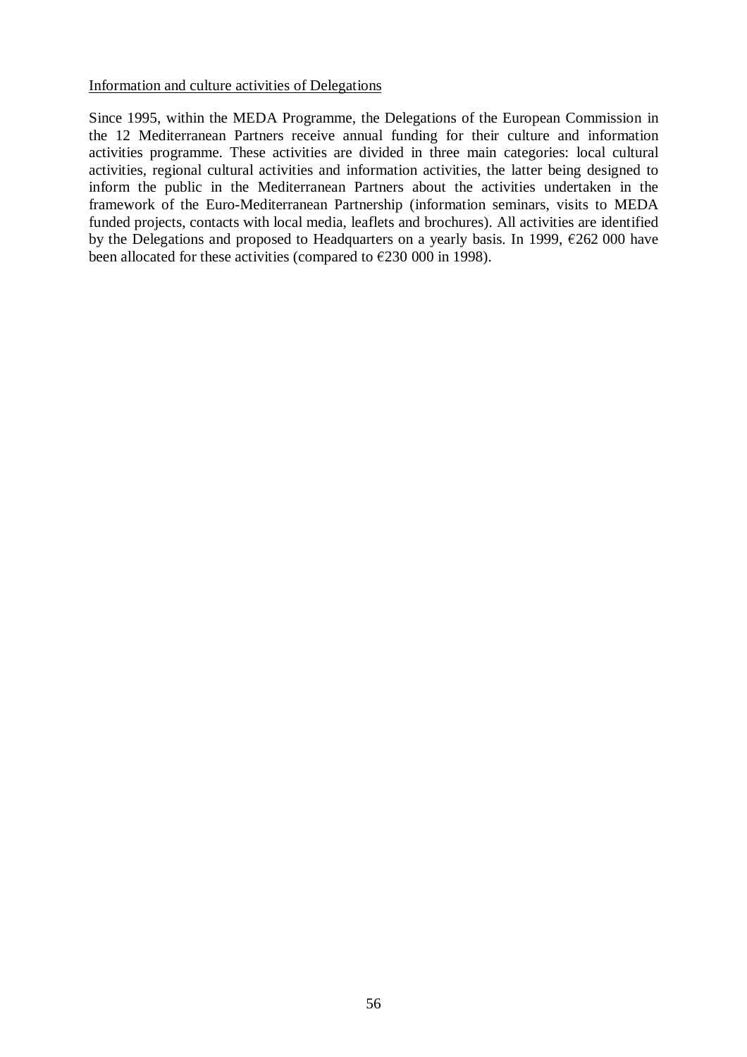Information and culture activities of Delegations

Since 1995, within the MEDA Programme, the Delegations of the European Commission in the 12 Mediterranean Partners receive annual funding for their culture and information activities programme. These activities are divided in three main categories: local cultural activities, regional cultural activities and information activities, the latter being designed to inform the public in the Mediterranean Partners about the activities undertaken in the framework of the Euro-Mediterranean Partnership (information seminars, visits to MEDA funded projects, contacts with local media, leaflets and brochures). All activities are identified by the Delegations and proposed to Headquarters on a yearly basis. In 1999, €262 000 have been allocated for these activities (compared to €230 000 in 1998).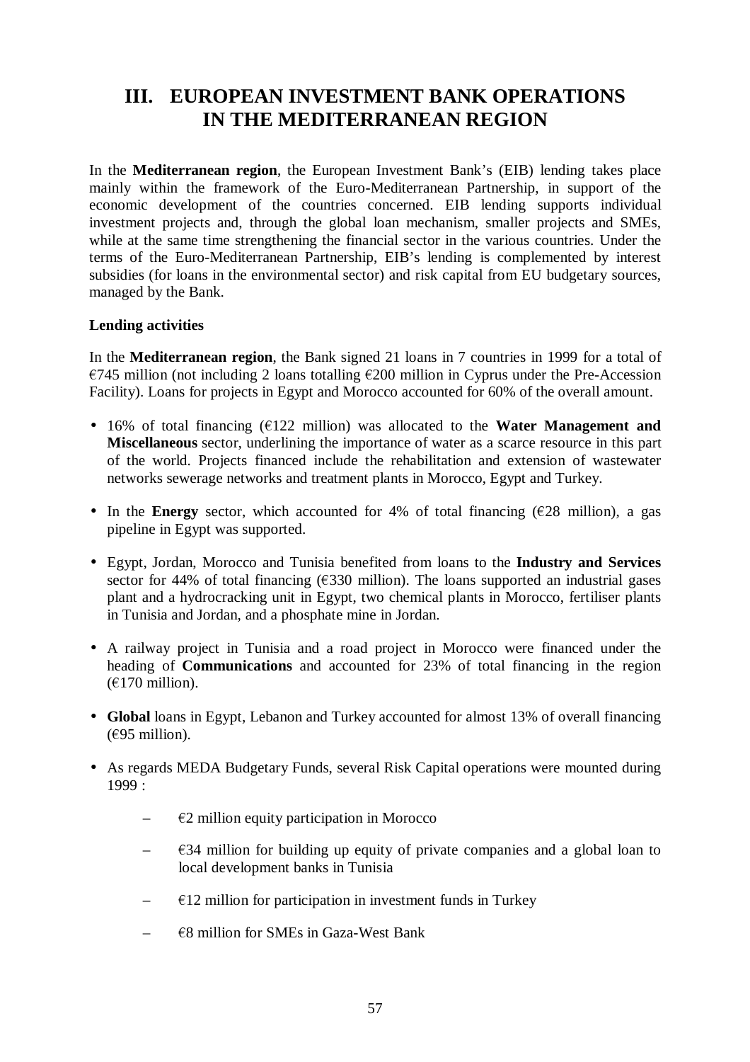# III. EUROPEAN INVESTMENT BANK OPERATIONS IN THE MEDITERRANEAN REGION

In the **Mediterranean region**, the European Investment Bank's (EIB) lending takes place mainly within the framework of the Euro-Mediterranean Partnership, in support of the economic development of the countries concerned. EIB lending supports individual investment projects and, through the global loan mechanism, smaller projects and SMEs, while at the same time strengthening the financial sector in the various countries. Under the terms of the Euro-Mediterranean Partnership, EIB's lending is complemented by interest subsidies (for loans in the environmental sector) and risk capital from EU budgetary sources, managed by the Bank.

**Lending activities**

In the **Mediterranean region**, the Bank signed 21 loans in 7 countries in 1999 for a total of €745 million (not including 2 loans totalling €200 million in Cyprus under the Pre-Accession Facility). Loans for projects in Egypt and Morocco accounted for 60% of the overall amount.

- 16% of total financing (€122 million) was allocated to the **Water Management and Miscellaneous** sector, underlining the importance of water as a scarce resource in this part of the world. Projects financed include the rehabilitation and extension of wastewater networks sewerage networks and treatment plants in Morocco, Egypt and Turkey.
- In the **Energy** sector, which accounted for 4% of total financing (€28 million), a gas pipeline in Egypt was supported.
- Egypt, Jordan, Morocco and Tunisia benefited from loans to the **Industry and Services** sector for 44% of total financing (€330 million). The loans supported an industrial gases plant and a hydrocracking unit in Egypt, two chemical plants in Morocco, fertiliser plants in Tunisia and Jordan, and a phosphate mine in Jordan.
- A railway project in Tunisia and a road project in Morocco were financed under the heading of **Communications** and accounted for 23% of total financing in the region (€170 million).
- **Global** loans in Egypt, Lebanon and Turkey accounted for almost 13% of overall financing (€95 million).
- As regards MEDA Budgetary Funds, several Risk Capital operations were mounted during 1999 :
  - €2 million equity participation in Morocco
  - €34 million for building up equity of private companies and a global loan to local development banks in Tunisia
  - €12 million for participation in investment funds in Turkey
  - €8 million for SMEs in Gaza-West Bank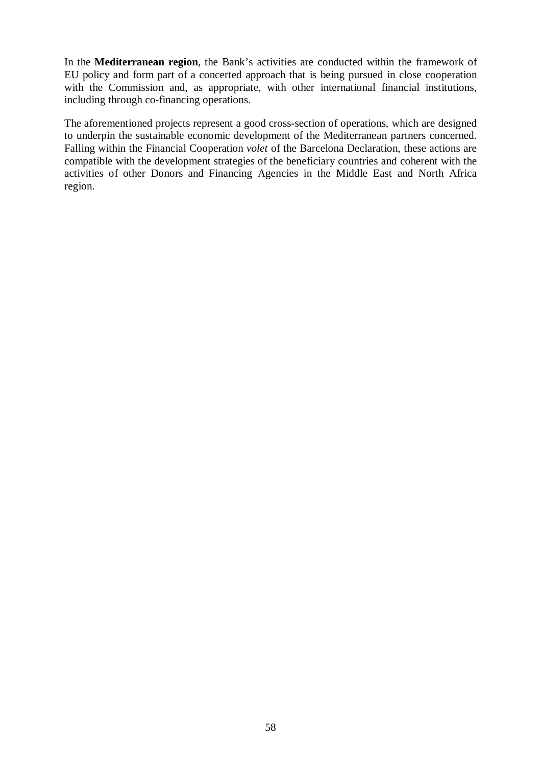In the **Mediterranean region**, the Bank's activities are conducted within the framework of EU policy and form part of a concerted approach that is being pursued in close cooperation with the Commission and, as appropriate, with other international financial institutions, including through co-financing operations.

The aforementioned projects represent a good cross-section of operations, which are designed to underpin the sustainable economic development of the Mediterranean partners concerned. Falling within the Financial Cooperation *volet* of the Barcelona Declaration, these actions are compatible with the development strategies of the beneficiary countries and coherent with the activities of other Donors and Financing Agencies in the Middle East and North Africa region.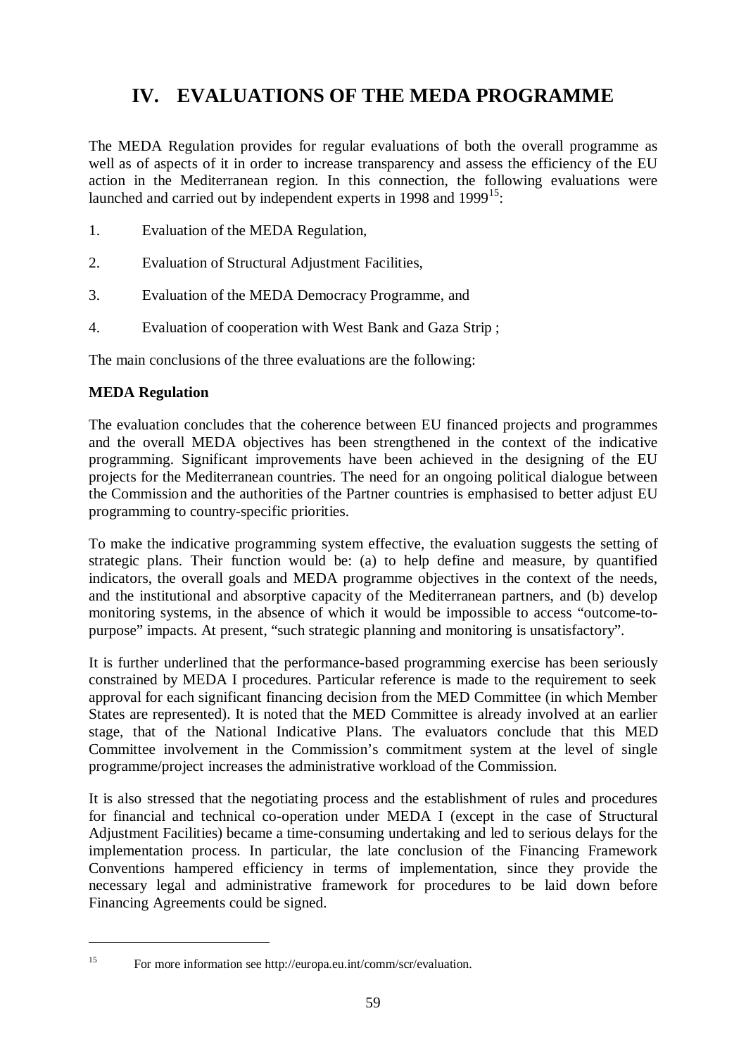# IV. EVALUATIONS OF THE MEDA PROGRAMME

The MEDA Regulation provides for regular evaluations of both the overall programme as well as of aspects of it in order to increase transparency and assess the efficiency of the EU action in the Mediterranean region. In this connection, the following evaluations were launched and carried out by independent experts in 1998 and 1999[15]:

1. Evaluation of the MEDA Regulation,
2. Evaluation of Structural Adjustment Facilities,
3. Evaluation of the MEDA Democracy Programme, and
4. Evaluation of cooperation with West Bank and Gaza Strip ;

The main conclusions of the three evaluations are the following:

**MEDA Regulation**

The evaluation concludes that the coherence between EU financed projects and programmes and the overall MEDA objectives has been strengthened in the context of the indicative programming. Significant improvements have been achieved in the designing of the EU projects for the Mediterranean countries. The need for an ongoing political dialogue between the Commission and the authorities of the Partner countries is emphasised to better adjust EU programming to country-specific priorities.

To make the indicative programming system effective, the evaluation suggests the setting of strategic plans. Their function would be: (a) to help define and measure, by quantified indicators, the overall goals and MEDA programme objectives in the context of the needs, and the institutional and absorptive capacity of the Mediterranean partners, and (b) develop monitoring systems, in the absence of which it would be impossible to access "outcome-to-purpose" impacts. At present, "such strategic planning and monitoring is unsatisfactory".

It is further underlined that the performance-based programming exercise has been seriously constrained by MEDA I procedures. Particular reference is made to the requirement to seek approval for each significant financing decision from the MED Committee (in which Member States are represented). It is noted that the MED Committee is already involved at an earlier stage, that of the National Indicative Plans. The evaluators conclude that this MED Committee involvement in the Commission's commitment system at the level of single programme/project increases the administrative workload of the Commission.

It is also stressed that the negotiating process and the establishment of rules and procedures for financial and technical co-operation under MEDA I (except in the case of Structural Adjustment Facilities) became a time-consuming undertaking and led to serious delays for the implementation process. In particular, the late conclusion of the Financing Framework Conventions hampered efficiency in terms of implementation, since they provide the necessary legal and administrative framework for procedures to be laid down before Financing Agreements could be signed.

[15] For more information see http://europa.eu.int/comm/scr/evaluation.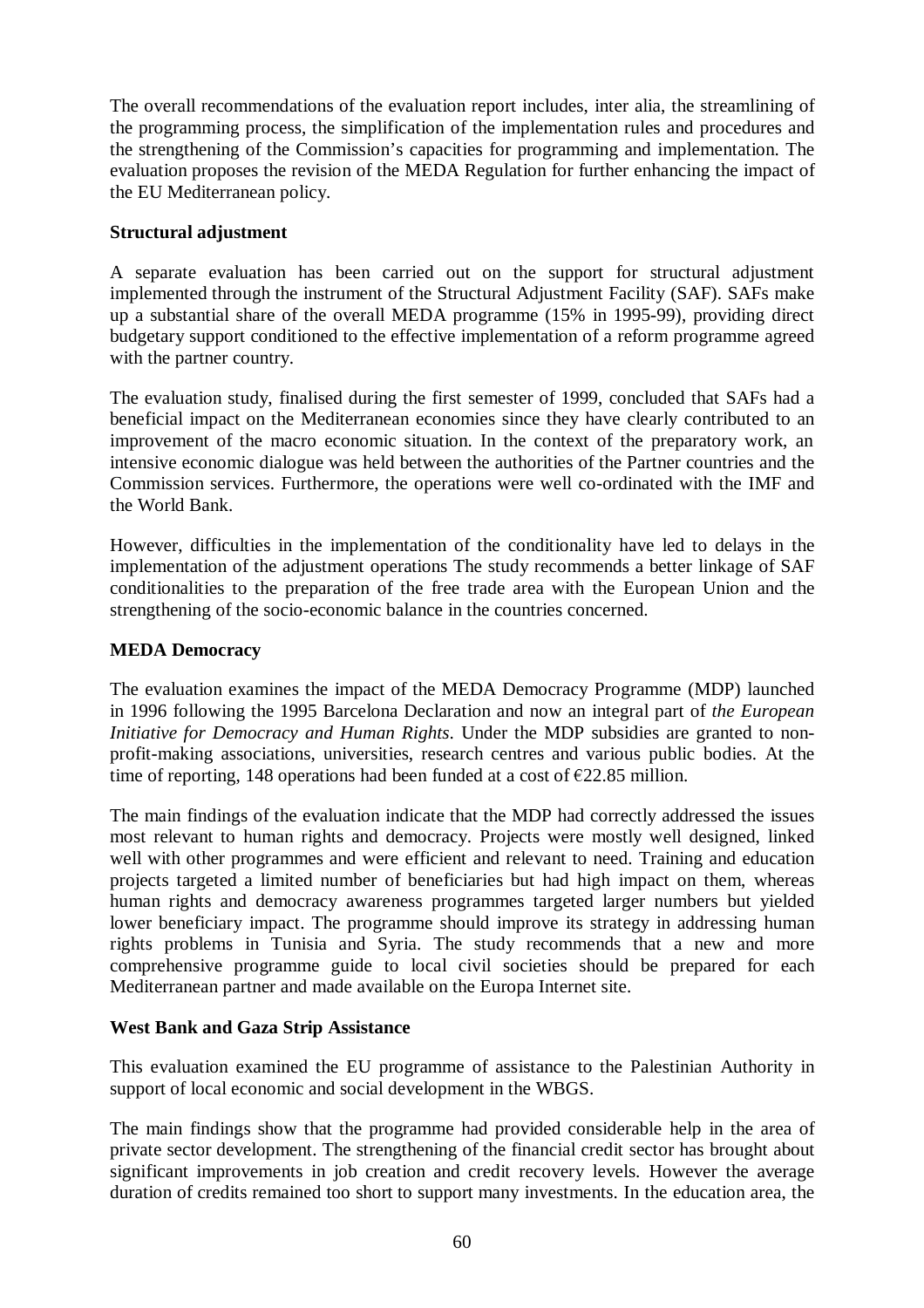The overall recommendations of the evaluation report includes, inter alia, the streamlining of the programming process, the simplification of the implementation rules and procedures and the strengthening of the Commission's capacities for programming and implementation. The evaluation proposes the revision of the MEDA Regulation for further enhancing the impact of the EU Mediterranean policy.

**Structural adjustment**

A separate evaluation has been carried out on the support for structural adjustment implemented through the instrument of the Structural Adjustment Facility (SAF). SAFs make up a substantial share of the overall MEDA programme (15% in 1995-99), providing direct budgetary support conditioned to the effective implementation of a reform programme agreed with the partner country.

The evaluation study, finalised during the first semester of 1999, concluded that SAFs had a beneficial impact on the Mediterranean economies since they have clearly contributed to an improvement of the macro economic situation. In the context of the preparatory work, an intensive economic dialogue was held between the authorities of the Partner countries and the Commission services. Furthermore, the operations were well co-ordinated with the IMF and the World Bank.

However, difficulties in the implementation of the conditionality have led to delays in the implementation of the adjustment operations The study recommends a better linkage of SAF conditionalities to the preparation of the free trade area with the European Union and the strengthening of the socio-economic balance in the countries concerned.

**MEDA Democracy**

The evaluation examines the impact of the MEDA Democracy Programme (MDP) launched in 1996 following the 1995 Barcelona Declaration and now an integral part of *the European Initiative for Democracy and Human Rights*. Under the MDP subsidies are granted to non-profit-making associations, universities, research centres and various public bodies. At the time of reporting, 148 operations had been funded at a cost of €22.85 million.

The main findings of the evaluation indicate that the MDP had correctly addressed the issues most relevant to human rights and democracy. Projects were mostly well designed, linked well with other programmes and were efficient and relevant to need. Training and education projects targeted a limited number of beneficiaries but had high impact on them, whereas human rights and democracy awareness programmes targeted larger numbers but yielded lower beneficiary impact. The programme should improve its strategy in addressing human rights problems in Tunisia and Syria. The study recommends that a new and more comprehensive programme guide to local civil societies should be prepared for each Mediterranean partner and made available on the Europa Internet site.

**West Bank and Gaza Strip Assistance**

This evaluation examined the EU programme of assistance to the Palestinian Authority in support of local economic and social development in the WBGS.

The main findings show that the programme had provided considerable help in the area of private sector development. The strengthening of the financial credit sector has brought about significant improvements in job creation and credit recovery levels. However the average duration of credits remained too short to support many investments. In the education area, the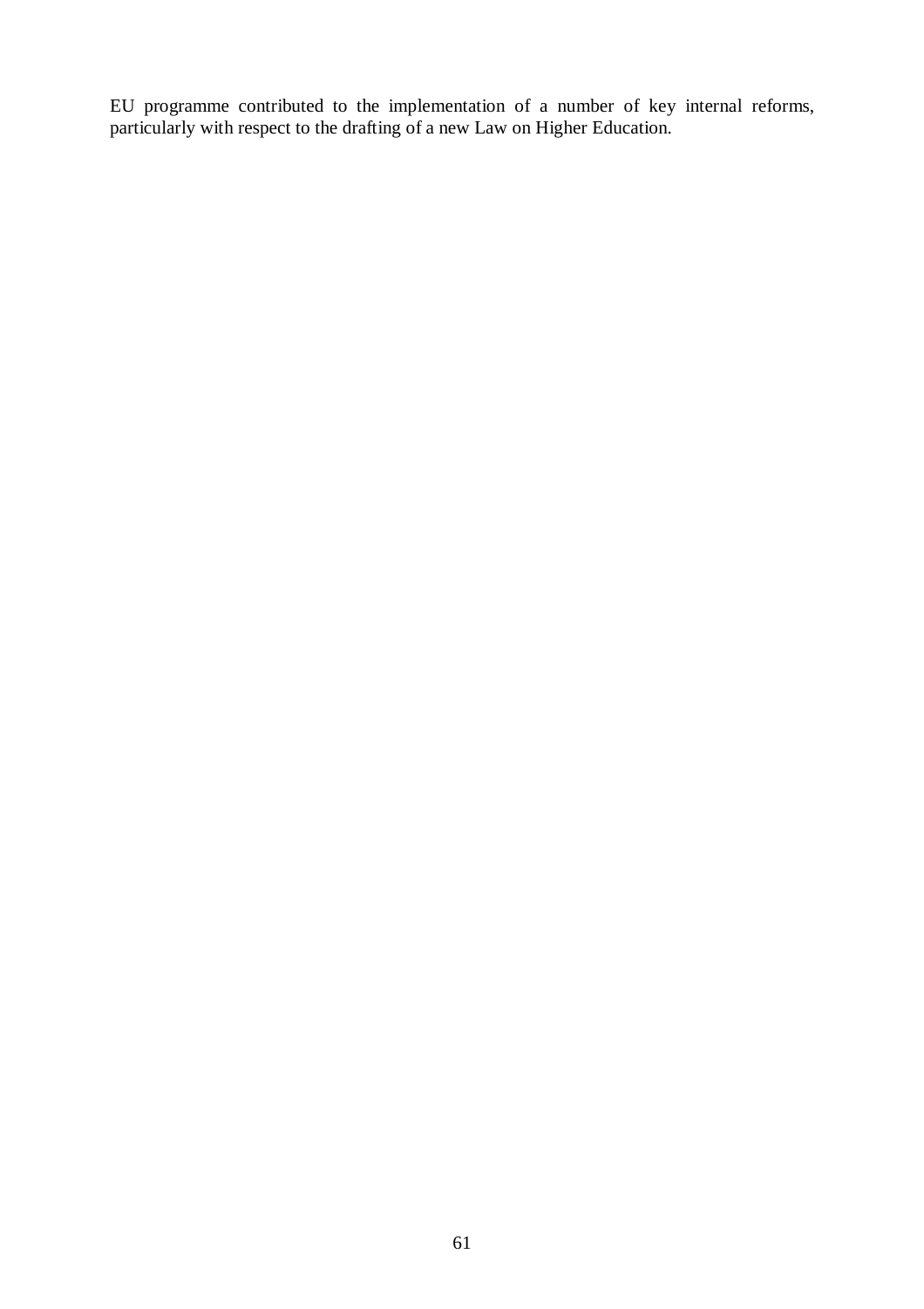EU programme contributed to the implementation of a number of key internal reforms, particularly with respect to the drafting of a new Law on Higher Education.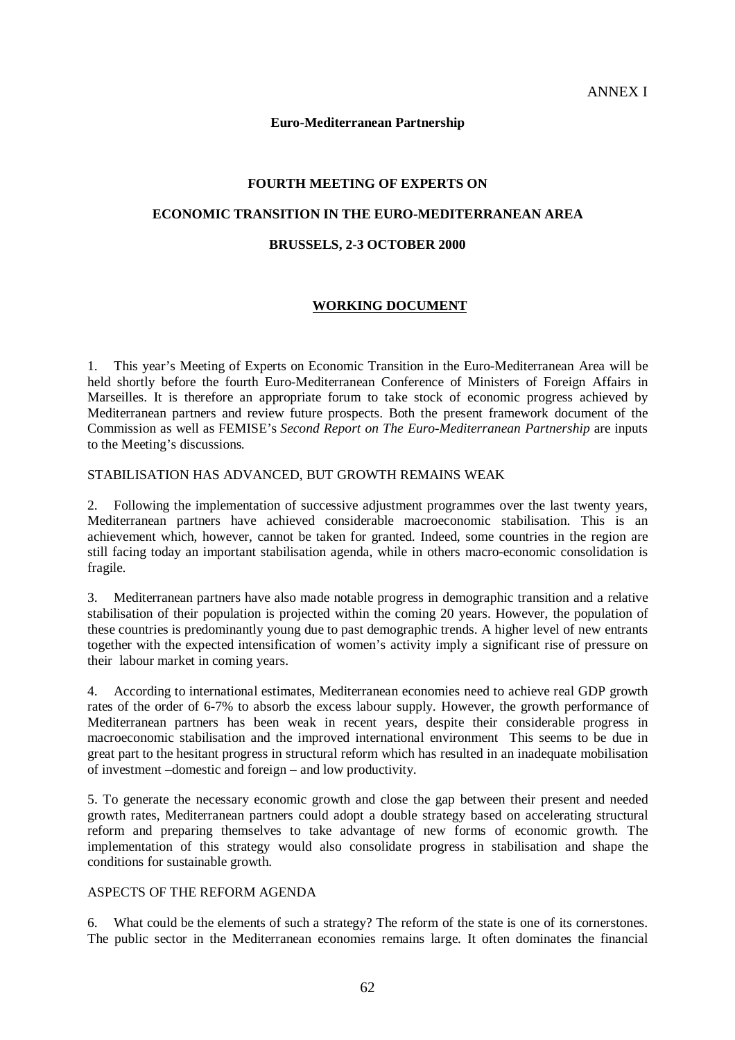ANNEX I

**Euro-Mediterranean Partnership**

**FOURTH MEETING OF EXPERTS ON**

**ECONOMIC TRANSITION IN THE EURO-MEDITERRANEAN AREA**

**BRUSSELS, 2-3 OCTOBER 2000**

**WORKING DOCUMENT**

1. This year's Meeting of Experts on Economic Transition in the Euro-Mediterranean Area will be held shortly before the fourth Euro-Mediterranean Conference of Ministers of Foreign Affairs in Marseilles. It is therefore an appropriate forum to take stock of economic progress achieved by Mediterranean partners and review future prospects. Both the present framework document of the Commission as well as FEMISE's *Second Report on The Euro-Mediterranean Partnership* are inputs to the Meeting's discussions.

STABILISATION HAS ADVANCED, BUT GROWTH REMAINS WEAK

2. Following the implementation of successive adjustment programmes over the last twenty years, Mediterranean partners have achieved considerable macroeconomic stabilisation. This is an achievement which, however, cannot be taken for granted. Indeed, some countries in the region are still facing today an important stabilisation agenda, while in others macro-economic consolidation is fragile.

3. Mediterranean partners have also made notable progress in demographic transition and a relative stabilisation of their population is projected within the coming 20 years. However, the population of these countries is predominantly young due to past demographic trends. A higher level of new entrants together with the expected intensification of women's activity imply a significant rise of pressure on their labour market in coming years.

4. According to international estimates, Mediterranean economies need to achieve real GDP growth rates of the order of 6-7% to absorb the excess labour supply. However, the growth performance of Mediterranean partners has been weak in recent years, despite their considerable progress in macroeconomic stabilisation and the improved international environment This seems to be due in great part to the hesitant progress in structural reform which has resulted in an inadequate mobilisation of investment –domestic and foreign – and low productivity.

5. To generate the necessary economic growth and close the gap between their present and needed growth rates, Mediterranean partners could adopt a double strategy based on accelerating structural reform and preparing themselves to take advantage of new forms of economic growth. The implementation of this strategy would also consolidate progress in stabilisation and shape the conditions for sustainable growth.

ASPECTS OF THE REFORM AGENDA

6. What could be the elements of such a strategy? The reform of the state is one of its cornerstones. The public sector in the Mediterranean economies remains large. It often dominates the financial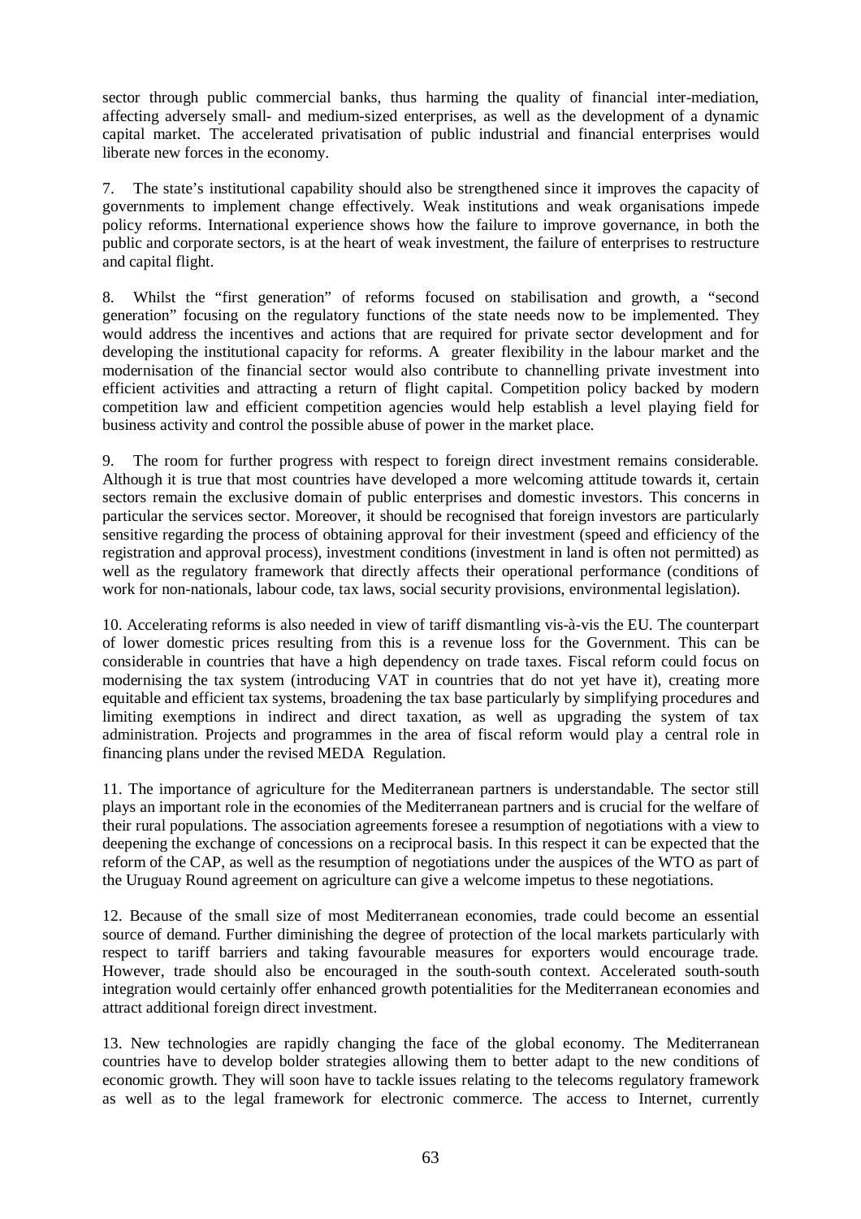sector through public commercial banks, thus harming the quality of financial inter-mediation, affecting adversely small- and medium-sized enterprises, as well as the development of a dynamic capital market. The accelerated privatisation of public industrial and financial enterprises would liberate new forces in the economy.

7. The state's institutional capability should also be strengthened since it improves the capacity of governments to implement change effectively. Weak institutions and weak organisations impede policy reforms. International experience shows how the failure to improve governance, in both the public and corporate sectors, is at the heart of weak investment, the failure of enterprises to restructure and capital flight.

8. Whilst the "first generation" of reforms focused on stabilisation and growth, a "second generation" focusing on the regulatory functions of the state needs now to be implemented. They would address the incentives and actions that are required for private sector development and for developing the institutional capacity for reforms. A greater flexibility in the labour market and the modernisation of the financial sector would also contribute to channelling private investment into efficient activities and attracting a return of flight capital. Competition policy backed by modern competition law and efficient competition agencies would help establish a level playing field for business activity and control the possible abuse of power in the market place.

9. The room for further progress with respect to foreign direct investment remains considerable. Although it is true that most countries have developed a more welcoming attitude towards it, certain sectors remain the exclusive domain of public enterprises and domestic investors. This concerns in particular the services sector. Moreover, it should be recognised that foreign investors are particularly sensitive regarding the process of obtaining approval for their investment (speed and efficiency of the registration and approval process), investment conditions (investment in land is often not permitted) as well as the regulatory framework that directly affects their operational performance (conditions of work for non-nationals, labour code, tax laws, social security provisions, environmental legislation).

10. Accelerating reforms is also needed in view of tariff dismantling vis-à-vis the EU. The counterpart of lower domestic prices resulting from this is a revenue loss for the Government. This can be considerable in countries that have a high dependency on trade taxes. Fiscal reform could focus on modernising the tax system (introducing VAT in countries that do not yet have it), creating more equitable and efficient tax systems, broadening the tax base particularly by simplifying procedures and limiting exemptions in indirect and direct taxation, as well as upgrading the system of tax administration. Projects and programmes in the area of fiscal reform would play a central role in financing plans under the revised MEDA Regulation.

11. The importance of agriculture for the Mediterranean partners is understandable. The sector still plays an important role in the economies of the Mediterranean partners and is crucial for the welfare of their rural populations. The association agreements foresee a resumption of negotiations with a view to deepening the exchange of concessions on a reciprocal basis. In this respect it can be expected that the reform of the CAP, as well as the resumption of negotiations under the auspices of the WTO as part of the Uruguay Round agreement on agriculture can give a welcome impetus to these negotiations.

12. Because of the small size of most Mediterranean economies, trade could become an essential source of demand. Further diminishing the degree of protection of the local markets particularly with respect to tariff barriers and taking favourable measures for exporters would encourage trade. However, trade should also be encouraged in the south-south context. Accelerated south-south integration would certainly offer enhanced growth potentialities for the Mediterranean economies and attract additional foreign direct investment.

13. New technologies are rapidly changing the face of the global economy. The Mediterranean countries have to develop bolder strategies allowing them to better adapt to the new conditions of economic growth. They will soon have to tackle issues relating to the telecoms regulatory framework as well as to the legal framework for electronic commerce. The access to Internet, currently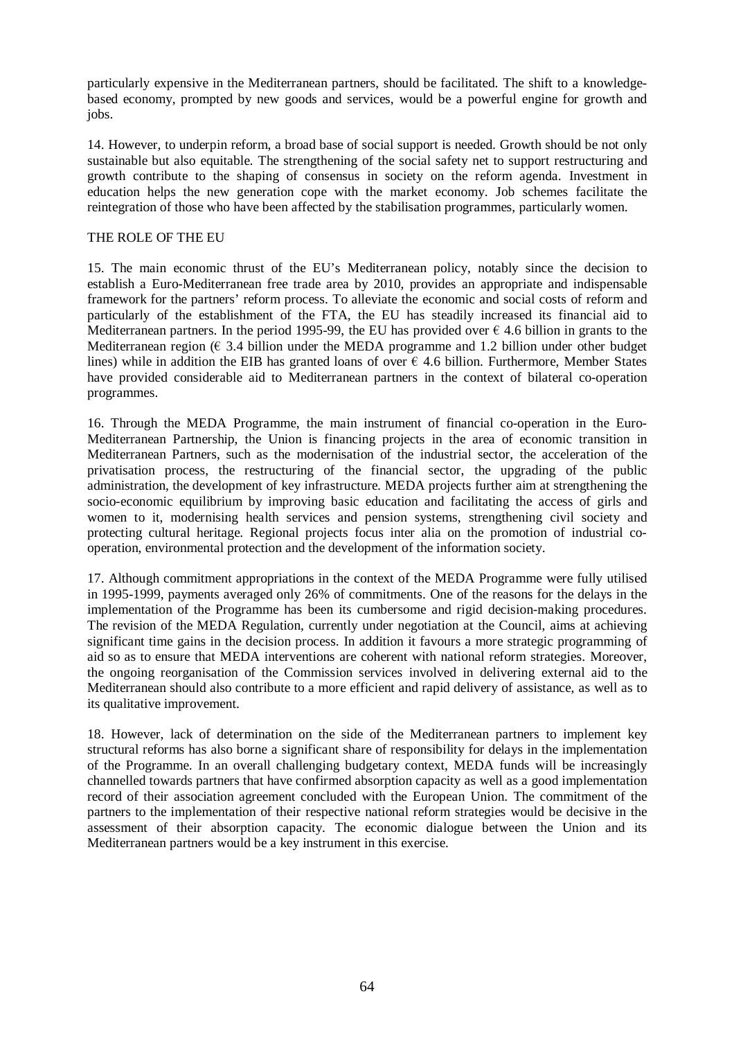particularly expensive in the Mediterranean partners, should be facilitated. The shift to a knowledge-based economy, prompted by new goods and services, would be a powerful engine for growth and jobs.

14. However, to underpin reform, a broad base of social support is needed. Growth should be not only sustainable but also equitable. The strengthening of the social safety net to support restructuring and growth contribute to the shaping of consensus in society on the reform agenda. Investment in education helps the new generation cope with the market economy. Job schemes facilitate the reintegration of those who have been affected by the stabilisation programmes, particularly women.

## THE ROLE OF THE EU

15. The main economic thrust of the EU's Mediterranean policy, notably since the decision to establish a Euro-Mediterranean free trade area by 2010, provides an appropriate and indispensable framework for the partners' reform process. To alleviate the economic and social costs of reform and particularly of the establishment of the FTA, the EU has steadily increased its financial aid to Mediterranean partners. In the period 1995-99, the EU has provided over € 4.6 billion in grants to the Mediterranean region (€ 3.4 billion under the MEDA programme and 1.2 billion under other budget lines) while in addition the EIB has granted loans of over € 4.6 billion. Furthermore, Member States have provided considerable aid to Mediterranean partners in the context of bilateral co-operation programmes.

16. Through the MEDA Programme, the main instrument of financial co-operation in the Euro-Mediterranean Partnership, the Union is financing projects in the area of economic transition in Mediterranean Partners, such as the modernisation of the industrial sector, the acceleration of the privatisation process, the restructuring of the financial sector, the upgrading of the public administration, the development of key infrastructure. MEDA projects further aim at strengthening the socio-economic equilibrium by improving basic education and facilitating the access of girls and women to it, modernising health services and pension systems, strengthening civil society and protecting cultural heritage. Regional projects focus inter alia on the promotion of industrial co-operation, environmental protection and the development of the information society.

17. Although commitment appropriations in the context of the MEDA Programme were fully utilised in 1995-1999, payments averaged only 26% of commitments. One of the reasons for the delays in the implementation of the Programme has been its cumbersome and rigid decision-making procedures. The revision of the MEDA Regulation, currently under negotiation at the Council, aims at achieving significant time gains in the decision process. In addition it favours a more strategic programming of aid so as to ensure that MEDA interventions are coherent with national reform strategies. Moreover, the ongoing reorganisation of the Commission services involved in delivering external aid to the Mediterranean should also contribute to a more efficient and rapid delivery of assistance, as well as to its qualitative improvement.

18. However, lack of determination on the side of the Mediterranean partners to implement key structural reforms has also borne a significant share of responsibility for delays in the implementation of the Programme. In an overall challenging budgetary context, MEDA funds will be increasingly channelled towards partners that have confirmed absorption capacity as well as a good implementation record of their association agreement concluded with the European Union. The commitment of the partners to the implementation of their respective national reform strategies would be decisive in the assessment of their absorption capacity. The economic dialogue between the Union and its Mediterranean partners would be a key instrument in this exercise.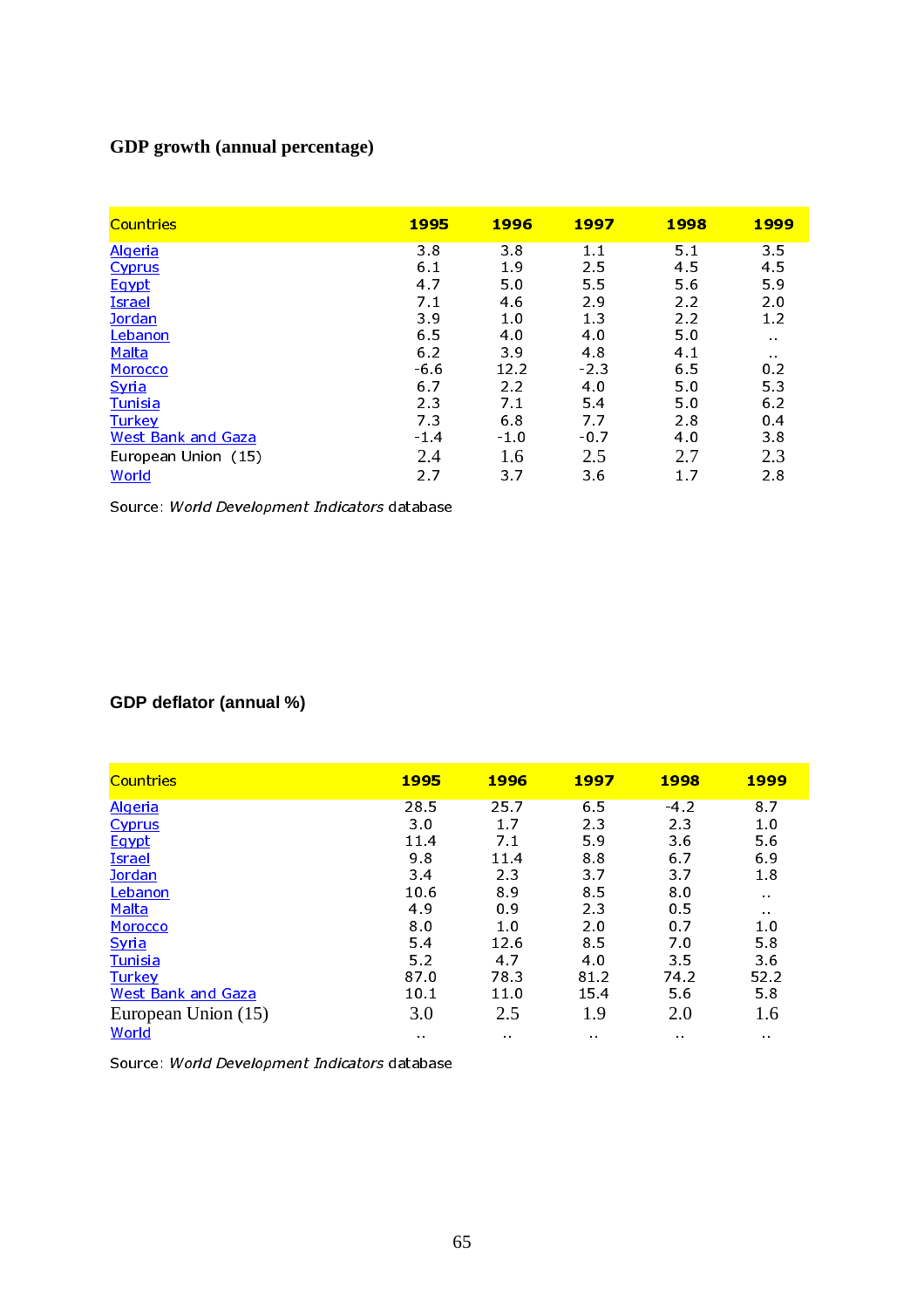**GDP growth (annual percentage)**

| Countries | 1995 | 1996 | 1997 | 1998 | 1999 |
|---|---|---|---|---|---|
| Algeria | 3.8 | 3.8 | 1.1 | 5.1 | 3.5 |
| Cyprus | 6.1 | 1.9 | 2.5 | 4.5 | 4.5 |
| Egypt | 4.7 | 5.0 | 5.5 | 5.6 | 5.9 |
| Israel | 7.1 | 4.6 | 2.9 | 2.2 | 2.0 |
| Jordan | 3.9 | 1.0 | 1.3 | 2.2 | 1.2 |
| Lebanon | 6.5 | 4.0 | 4.0 | 5.0 | .. |
| Malta | 6.2 | 3.9 | 4.8 | 4.1 | .. |
| Morocco | -6.6 | 12.2 | -2.3 | 6.5 | 0.2 |
| Syria | 6.7 | 2.2 | 4.0 | 5.0 | 5.3 |
| Tunisia | 2.3 | 7.1 | 5.4 | 5.0 | 6.2 |
| Turkey | 7.3 | 6.8 | 7.7 | 2.8 | 0.4 |
| West Bank and Gaza | -1.4 | -1.0 | -0.7 | 4.0 | 3.8 |
| European Union (15) | 2.4 | 1.6 | 2.5 | 2.7 | 2.3 |
| World | 2.7 | 3.7 | 3.6 | 1.7 | 2.8 |

Source: *World Development Indicators* database

**GDP deflator (annual %)**

| Countries | 1995 | 1996 | 1997 | 1998 | 1999 |
|---|---|---|---|---|---|
| Algeria | 28.5 | 25.7 | 6.5 | -4.2 | 8.7 |
| Cyprus | 3.0 | 1.7 | 2.3 | 2.3 | 1.0 |
| Egypt | 11.4 | 7.1 | 5.9 | 3.6 | 5.6 |
| Israel | 9.8 | 11.4 | 8.8 | 6.7 | 6.9 |
| Jordan | 3.4 | 2.3 | 3.7 | 3.7 | 1.8 |
| Lebanon | 10.6 | 8.9 | 8.5 | 8.0 | .. |
| Malta | 4.9 | 0.9 | 2.3 | 0.5 | .. |
| Morocco | 8.0 | 1.0 | 2.0 | 0.7 | 1.0 |
| Syria | 5.4 | 12.6 | 8.5 | 7.0 | 5.8 |
| Tunisia | 5.2 | 4.7 | 4.0 | 3.5 | 3.6 |
| Turkey | 87.0 | 78.3 | 81.2 | 74.2 | 52.2 |
| West Bank and Gaza | 10.1 | 11.0 | 15.4 | 5.6 | 5.8 |
| European Union (15) | 3.0 | 2.5 | 1.9 | 2.0 | 1.6 |
| World | .. | .. | .. | .. | .. |

Source: *World Development Indicators* database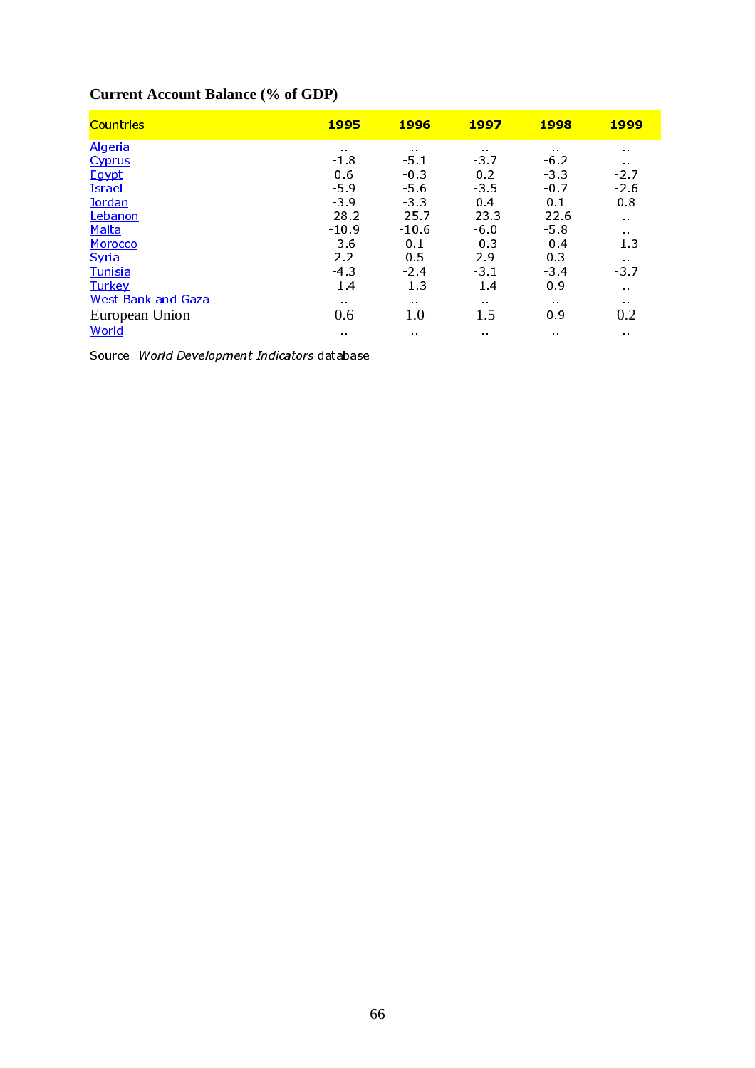**Current Account Balance (% of GDP)**

| Countries | 1995 | 1996 | 1997 | 1998 | 1999 |
|---|---|---|---|---|---|
| Algeria | .. | .. | .. | .. | .. |
| Cyprus | -1.8 | -5.1 | -3.7 | -6.2 | .. |
| Egypt | 0.6 | -0.3 | 0.2 | -3.3 | -2.7 |
| Israel | -5.9 | -5.6 | -3.5 | -0.7 | -2.6 |
| Jordan | -3.9 | -3.3 | 0.4 | 0.1 | 0.8 |
| Lebanon | -28.2 | -25.7 | -23.3 | -22.6 | .. |
| Malta | -10.9 | -10.6 | -6.0 | -5.8 | .. |
| Morocco | -3.6 | 0.1 | -0.3 | -0.4 | -1.3 |
| Syria | 2.2 | 0.5 | 2.9 | 0.3 | .. |
| Tunisia | -4.3 | -2.4 | -3.1 | -3.4 | -3.7 |
| Turkey | -1.4 | -1.3 | -1.4 | 0.9 | .. |
| West Bank and Gaza | .. | .. | .. | .. | .. |
| European Union | 0.6 | 1.0 | 1.5 | 0.9 | 0.2 |
| World | .. | .. | .. | .. | .. |

Source: *World Development Indicators* database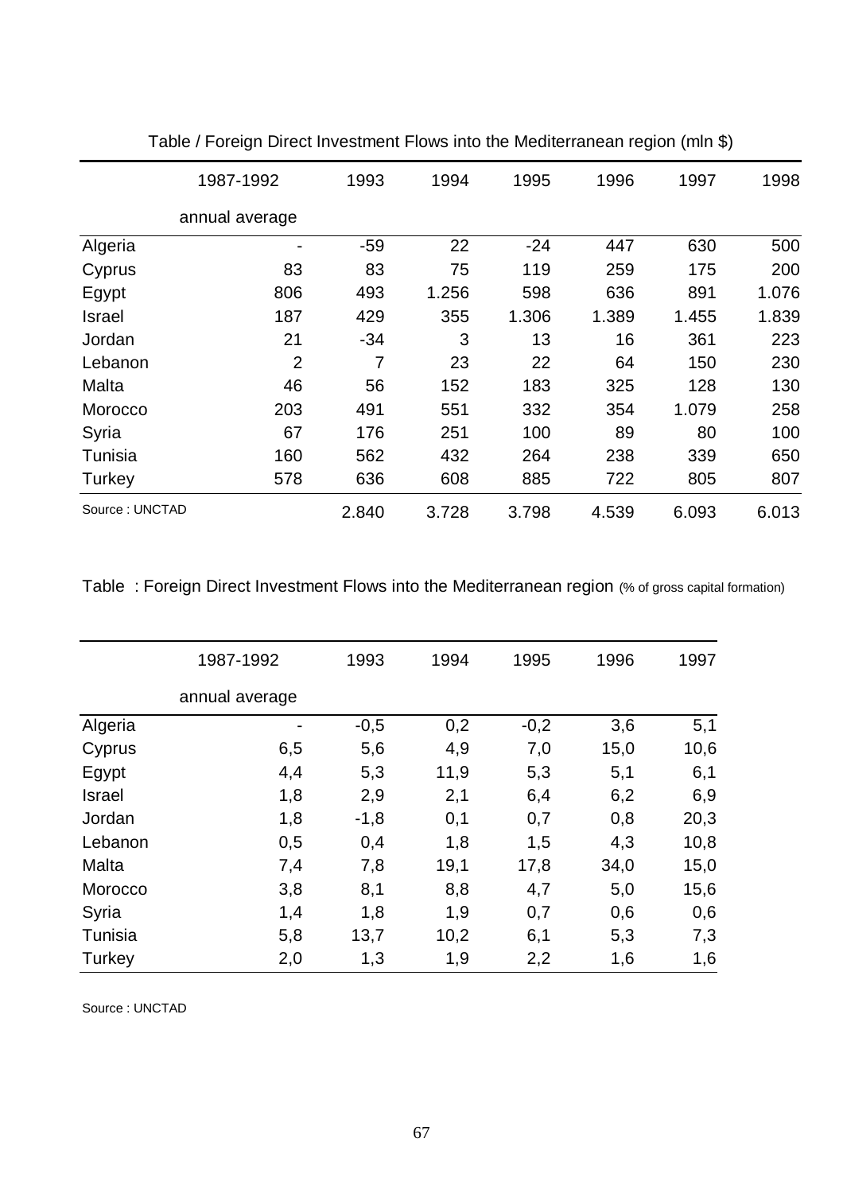Table / Foreign Direct Investment Flows into the Mediterranean region (mln $)

| | 1987-1992 annual average | 1993 | 1994 | 1995 | 1996 | 1997 | 1998 |
|---|---|---|---|---|---|---|---|
| Algeria | - | -59 | 22 | -24 | 447 | 630 | 500 |
| Cyprus | 83 | 83 | 75 | 119 | 259 | 175 | 200 |
| Egypt | 806 | 493 | 1.256 | 598 | 636 | 891 | 1.076 |
| Israel | 187 | 429 | 355 | 1.306 | 1.389 | 1.455 | 1.839 |
| Jordan | 21 | -34 | 3 | 13 | 16 | 361 | 223 |
| Lebanon | 2 | 7 | 23 | 22 | 64 | 150 | 230 |
| Malta | 46 | 56 | 152 | 183 | 325 | 128 | 130 |
| Morocco | 203 | 491 | 551 | 332 | 354 | 1.079 | 258 |
| Syria | 67 | 176 | 251 | 100 | 89 | 80 | 100 |
| Tunisia | 160 | 562 | 432 | 264 | 238 | 339 | 650 |
| Turkey | 578 | 636 | 608 | 885 | 722 | 805 | 807 |
| Source : UNCTAD | | 2.840 | 3.728 | 3.798 | 4.539 | 6.093 | 6.013 |

Table : Foreign Direct Investment Flows into the Mediterranean region (% of gross capital formation)

| | 1987-1992 annual average | 1993 | 1994 | 1995 | 1996 | 1997 |
|---|---|---|---|---|---|---|
| Algeria | - | -0,5 | 0,2 | -0,2 | 3,6 | 5,1 |
| Cyprus | 6,5 | 5,6 | 4,9 | 7,0 | 15,0 | 10,6 |
| Egypt | 4,4 | 5,3 | 11,9 | 5,3 | 5,1 | 6,1 |
| Israel | 1,8 | 2,9 | 2,1 | 6,4 | 6,2 | 6,9 |
| Jordan | 1,8 | -1,8 | 0,1 | 0,7 | 0,8 | 20,3 |
| Lebanon | 0,5 | 0,4 | 1,8 | 1,5 | 4,3 | 10,8 |
| Malta | 7,4 | 7,8 | 19,1 | 17,8 | 34,0 | 15,0 |
| Morocco | 3,8 | 8,1 | 8,8 | 4,7 | 5,0 | 15,6 |
| Syria | 1,4 | 1,8 | 1,9 | 0,7 | 0,6 | 0,6 |
| Tunisia | 5,8 | 13,7 | 10,2 | 6,1 | 5,3 | 7,3 |
| Turkey | 2,0 | 1,3 | 1,9 | 2,2 | 1,6 | 1,6 |

Source : UNCTAD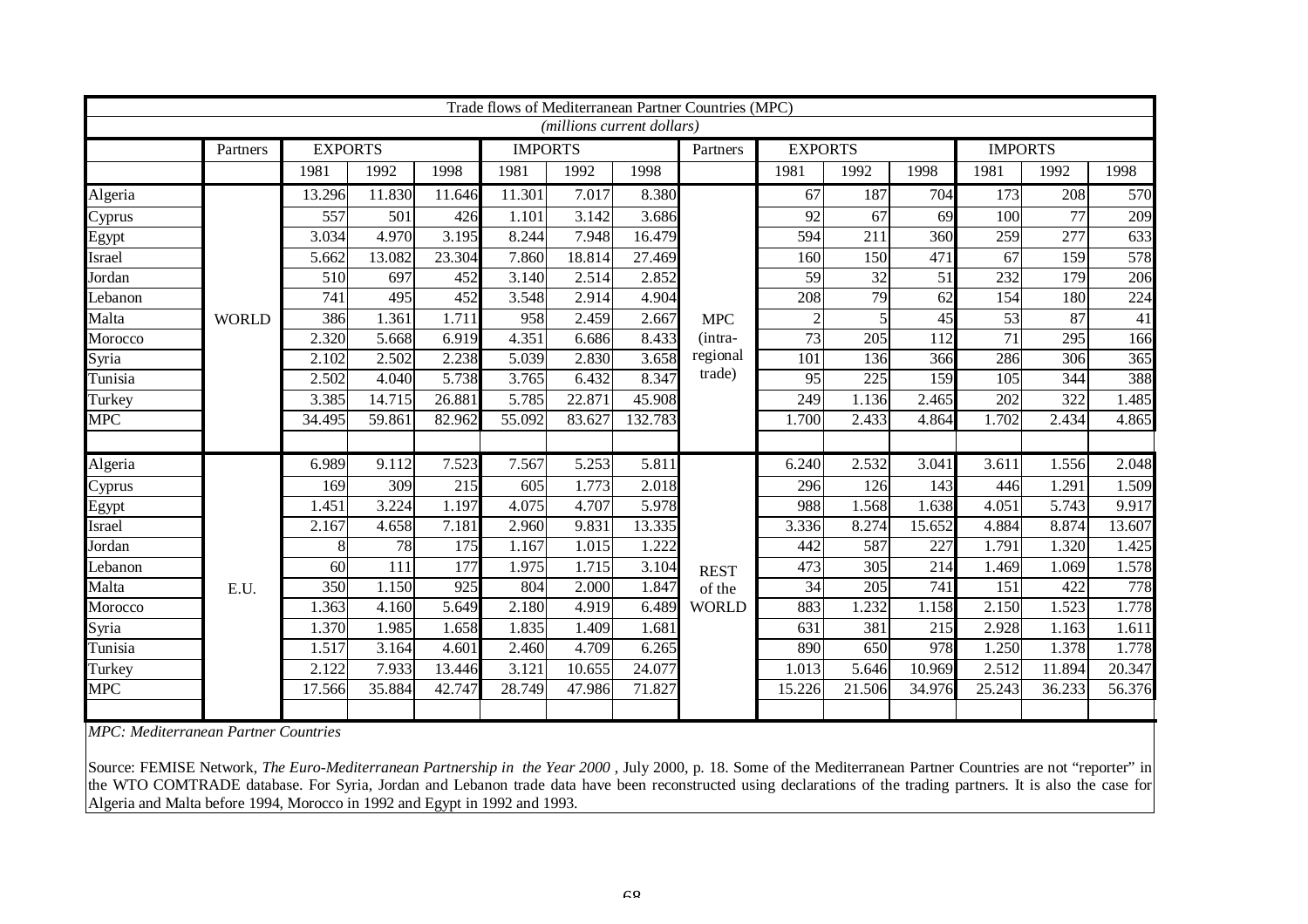| Trade flows of Mediterranean Partner Countries (MPC) | | | | | | | | | | | | | | |
|---|---|---|---|---|---|---|---|---|---|---|---|---|---|---|
| *(millions current dollars)* | | | | | | | | | | | | | | |
| | Partners | EXPORTS | | | IMPORTS | | | Partners | EXPORTS | | | IMPORTS | | |
| | | 1981 | 1992 | 1998 | 1981 | 1992 | 1998 | | 1981 | 1992 | 1998 | 1981 | 1992 | 1998 |
| Algeria | WORLD | 13.296 | 11.830 | 11.646 | 11.301 | 7.017 | 8.380 | MPC (intra-regional trade) | 67 | 187 | 704 | 173 | 208 | 570 |
| Cyprus | | 557 | 501 | 426 | 1.101 | 3.142 | 3.686 | | 92 | 67 | 69 | 100 | 77 | 209 |
| Egypt | | 3.034 | 4.970 | 3.195 | 8.244 | 7.948 | 16.479 | | 594 | 211 | 360 | 259 | 277 | 633 |
| Israel | | 5.662 | 13.082 | 23.304 | 7.860 | 18.814 | 27.469 | | 160 | 150 | 471 | 67 | 159 | 578 |
| Jordan | | 510 | 697 | 452 | 3.140 | 2.514 | 2.852 | | 59 | 32 | 51 | 232 | 179 | 206 |
| Lebanon | | 741 | 495 | 452 | 3.548 | 2.914 | 4.904 | | 208 | 79 | 62 | 154 | 180 | 224 |
| Malta | | 386 | 1.361 | 1.711 | 958 | 2.459 | 2.667 | | 2 | 5 | 45 | 53 | 87 | 41 |
| Morocco | | 2.320 | 5.668 | 6.919 | 4.351 | 6.686 | 8.433 | | 73 | 205 | 112 | 71 | 295 | 166 |
| Syria | | 2.102 | 2.502 | 2.238 | 5.039 | 2.830 | 3.658 | | 101 | 136 | 366 | 286 | 306 | 365 |
| Tunisia | | 2.502 | 4.040 | 5.738 | 3.765 | 6.432 | 8.347 | | 95 | 225 | 159 | 105 | 344 | 388 |
| Turkey | | 3.385 | 14.715 | 26.881 | 5.785 | 22.871 | 45.908 | | 249 | 1.136 | 2.465 | 202 | 322 | 1.485 |
| MPC | | 34.495 | 59.861 | 82.962 | 55.092 | 83.627 | 132.783 | | 1.700 | 2.433 | 4.864 | 1.702 | 2.434 | 4.865 |
| Algeria | E.U. | 6.989 | 9.112 | 7.523 | 7.567 | 5.253 | 5.811 | REST of the WORLD | 6.240 | 2.532 | 3.041 | 3.611 | 1.556 | 2.048 |
| Cyprus | | 169 | 309 | 215 | 605 | 1.773 | 2.018 | | 296 | 126 | 143 | 446 | 1.291 | 1.509 |
| Egypt | | 1.451 | 3.224 | 1.197 | 4.075 | 4.707 | 5.978 | | 988 | 1.568 | 1.638 | 4.051 | 5.743 | 9.917 |
| Israel | | 2.167 | 4.658 | 7.181 | 2.960 | 9.831 | 13.335 | | 3.336 | 8.274 | 15.652 | 4.884 | 8.874 | 13.607 |
| Jordan | | 8 | 78 | 175 | 1.167 | 1.015 | 1.222 | | 442 | 587 | 227 | 1.791 | 1.320 | 1.425 |
| Lebanon | | 60 | 111 | 177 | 1.975 | 1.715 | 3.104 | | 473 | 305 | 214 | 1.469 | 1.069 | 1.578 |
| Malta | | 350 | 1.150 | 925 | 804 | 2.000 | 1.847 | | 34 | 205 | 741 | 151 | 422 | 778 |
| Morocco | | 1.363 | 4.160 | 5.649 | 2.180 | 4.919 | 6.489 | | 883 | 1.232 | 1.158 | 2.150 | 1.523 | 1.778 |
| Syria | | 1.370 | 1.985 | 1.658 | 1.835 | 1.409 | 1.681 | | 631 | 381 | 215 | 2.928 | 1.163 | 1.611 |
| Tunisia | | 1.517 | 3.164 | 4.601 | 2.460 | 4.709 | 6.265 | | 890 | 650 | 978 | 1.250 | 1.378 | 1.778 |
| Turkey | | 2.122 | 7.933 | 13.446 | 3.121 | 10.655 | 24.077 | | 1.013 | 5.646 | 10.969 | 2.512 | 11.894 | 20.347 |
| MPC | | 17.566 | 35.884 | 42.747 | 28.749 | 47.986 | 71.827 | | 15.226 | 21.506 | 34.976 | 25.243 | 36.233 | 56.376 |

*MPC: Mediterranean Partner Countries*

Source: FEMISE Network, *The Euro-Mediterranean Partnership in the Year 2000* , July 2000, p. 18. Some of the Mediterranean Partner Countries are not "reporter" in the WTO COMTRADE database. For Syria, Jordan and Lebanon trade data have been reconstructed using declarations of the trading partners. It is also the case for Algeria and Malta before 1994, Morocco in 1992 and Egypt in 1992 and 1993.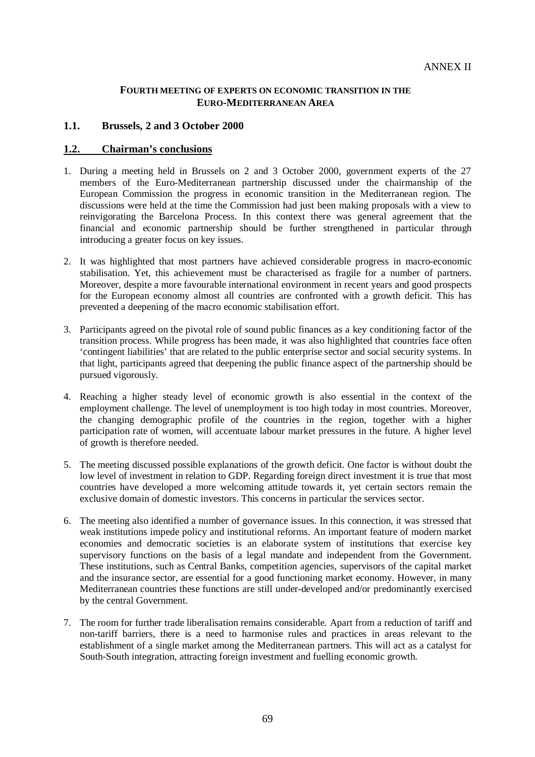ANNEX II

**FOURTH MEETING OF EXPERTS ON ECONOMIC TRANSITION IN THE EURO-MEDITERRANEAN AREA**

## 1.1. Brussels, 2 and 3 October 2000

## 1.2. Chairman's conclusions

1. During a meeting held in Brussels on 2 and 3 October 2000, government experts of the 27 members of the Euro-Mediterranean partnership discussed under the chairmanship of the European Commission the progress in economic transition in the Mediterranean region. The discussions were held at the time the Commission had just been making proposals with a view to reinvigorating the Barcelona Process. In this context there was general agreement that the financial and economic partnership should be further strengthened in particular through introducing a greater focus on key issues.

2. It was highlighted that most partners have achieved considerable progress in macro-economic stabilisation. Yet, this achievement must be characterised as fragile for a number of partners. Moreover, despite a more favourable international environment in recent years and good prospects for the European economy almost all countries are confronted with a growth deficit. This has prevented a deepening of the macro economic stabilisation effort.

3. Participants agreed on the pivotal role of sound public finances as a key conditioning factor of the transition process. While progress has been made, it was also highlighted that countries face often 'contingent liabilities' that are related to the public enterprise sector and social security systems. In that light, participants agreed that deepening the public finance aspect of the partnership should be pursued vigorously.

4. Reaching a higher steady level of economic growth is also essential in the context of the employment challenge. The level of unemployment is too high today in most countries. Moreover, the changing demographic profile of the countries in the region, together with a higher participation rate of women, will accentuate labour market pressures in the future. A higher level of growth is therefore needed.

5. The meeting discussed possible explanations of the growth deficit. One factor is without doubt the low level of investment in relation to GDP. Regarding foreign direct investment it is true that most countries have developed a more welcoming attitude towards it, yet certain sectors remain the exclusive domain of domestic investors. This concerns in particular the services sector.

6. The meeting also identified a number of governance issues. In this connection, it was stressed that weak institutions impede policy and institutional reforms. An important feature of modern market economies and democratic societies is an elaborate system of institutions that exercise key supervisory functions on the basis of a legal mandate and independent from the Government. These institutions, such as Central Banks, competition agencies, supervisors of the capital market and the insurance sector, are essential for a good functioning market economy. However, in many Mediterranean countries these functions are still under-developed and/or predominantly exercised by the central Government.

7. The room for further trade liberalisation remains considerable. Apart from a reduction of tariff and non-tariff barriers, there is a need to harmonise rules and practices in areas relevant to the establishment of a single market among the Mediterranean partners. This will act as a catalyst for South-South integration, attracting foreign investment and fuelling economic growth.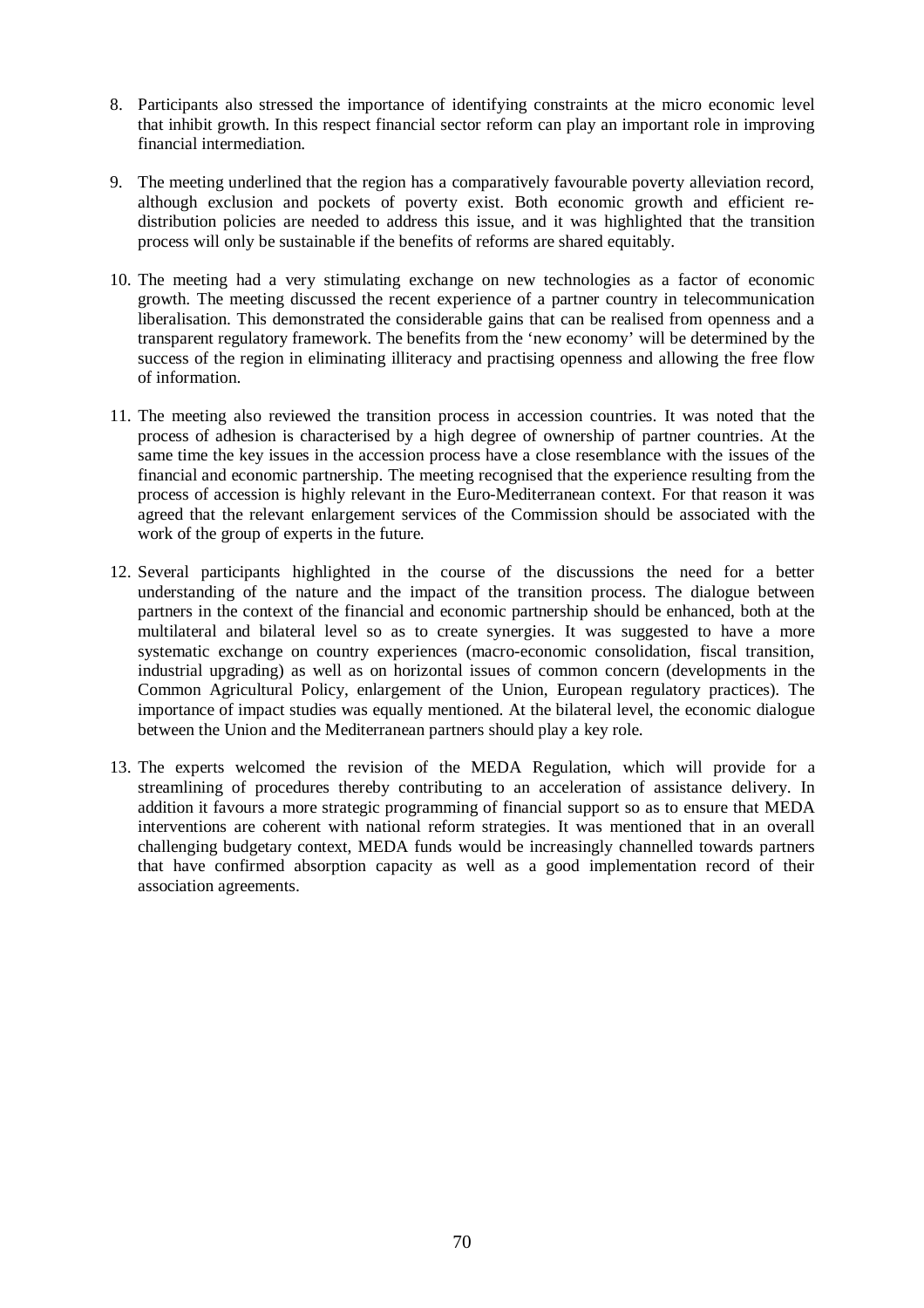8. Participants also stressed the importance of identifying constraints at the micro economic level that inhibit growth. In this respect financial sector reform can play an important role in improving financial intermediation.

9. The meeting underlined that the region has a comparatively favourable poverty alleviation record, although exclusion and pockets of poverty exist. Both economic growth and efficient re-distribution policies are needed to address this issue, and it was highlighted that the transition process will only be sustainable if the benefits of reforms are shared equitably.

10. The meeting had a very stimulating exchange on new technologies as a factor of economic growth. The meeting discussed the recent experience of a partner country in telecommunication liberalisation. This demonstrated the considerable gains that can be realised from openness and a transparent regulatory framework. The benefits from the 'new economy' will be determined by the success of the region in eliminating illiteracy and practising openness and allowing the free flow of information.

11. The meeting also reviewed the transition process in accession countries. It was noted that the process of adhesion is characterised by a high degree of ownership of partner countries. At the same time the key issues in the accession process have a close resemblance with the issues of the financial and economic partnership. The meeting recognised that the experience resulting from the process of accession is highly relevant in the Euro-Mediterranean context. For that reason it was agreed that the relevant enlargement services of the Commission should be associated with the work of the group of experts in the future.

12. Several participants highlighted in the course of the discussions the need for a better understanding of the nature and the impact of the transition process. The dialogue between partners in the context of the financial and economic partnership should be enhanced, both at the multilateral and bilateral level so as to create synergies. It was suggested to have a more systematic exchange on country experiences (macro-economic consolidation, fiscal transition, industrial upgrading) as well as on horizontal issues of common concern (developments in the Common Agricultural Policy, enlargement of the Union, European regulatory practices). The importance of impact studies was equally mentioned. At the bilateral level, the economic dialogue between the Union and the Mediterranean partners should play a key role.

13. The experts welcomed the revision of the MEDA Regulation, which will provide for a streamlining of procedures thereby contributing to an acceleration of assistance delivery. In addition it favours a more strategic programming of financial support so as to ensure that MEDA interventions are coherent with national reform strategies. It was mentioned that in an overall challenging budgetary context, MEDA funds would be increasingly channelled towards partners that have confirmed absorption capacity as well as a good implementation record of their association agreements.